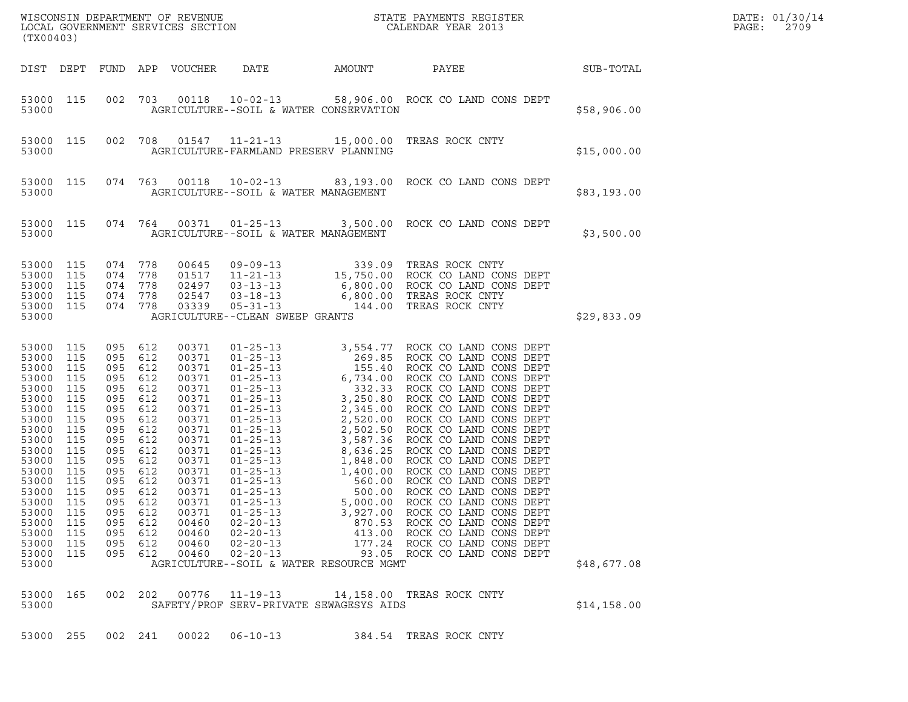WISCONSIN DEPARTMENT OF REVENUE
LOCAL GOVERNMENT SERVICES SECTION
(TX00403)

STATE PAYMENTS REGISTER
CALENDAR YEAR 2013

DATE: 01/30/14
PAGE: 2709

| DIST | DEPT | FUND | APP | VOUCHER | DATE | AMOUNT | PAYEE | SUB-TOTAL |
|---|---|---|---|---|---|---|---|---|
| 53000 | 115 | 002 | 703 | 00118 | 10-02-13 | 58,906.00 | ROCK CO LAND CONS DEPT | |
| 53000 | | | | | AGRICULTURE--SOIL & WATER CONSERVATION | | | $58,906.00 |
| 53000 | 115 | 002 | 708 | 01547 | 11-21-13 | 15,000.00 | TREAS ROCK CNTY | |
| 53000 | | | | | AGRICULTURE-FARMLAND PRESERV PLANNING | | | $15,000.00 |
| 53000 | 115 | 074 | 763 | 00118 | 10-02-13 | 83,193.00 | ROCK CO LAND CONS DEPT | |
| 53000 | | | | | AGRICULTURE--SOIL & WATER MANAGEMENT | | | $83,193.00 |
| 53000 | 115 | 074 | 764 | 00371 | 01-25-13 | 3,500.00 | ROCK CO LAND CONS DEPT | |
| 53000 | | | | | AGRICULTURE--SOIL & WATER MANAGEMENT | | | $3,500.00 |
| 53000 | 115 | 074 | 778 | 00645 | 09-09-13 | 339.09 | TREAS ROCK CNTY | |
| 53000 | 115 | 074 | 778 | 01517 | 11-21-13 | 15,750.00 | ROCK CO LAND CONS DEPT | |
| 53000 | 115 | 074 | 778 | 02497 | 03-13-13 | 6,800.00 | ROCK CO LAND CONS DEPT | |
| 53000 | 115 | 074 | 778 | 02547 | 03-18-13 | 6,800.00 | TREAS ROCK CNTY | |
| 53000 | 115 | 074 | 778 | 03339 | 05-31-13 | 144.00 | TREAS ROCK CNTY | |
| 53000 | | | | | AGRICULTURE--CLEAN SWEEP GRANTS | | | $29,833.09 |
| 53000 | 115 | 095 | 612 | 00371 | 01-25-13 | 3,554.77 | ROCK CO LAND CONS DEPT | |
| 53000 | 115 | 095 | 612 | 00371 | 01-25-13 | 269.85 | ROCK CO LAND CONS DEPT | |
| 53000 | 115 | 095 | 612 | 00371 | 01-25-13 | 155.40 | ROCK CO LAND CONS DEPT | |
| 53000 | 115 | 095 | 612 | 00371 | 01-25-13 | 6,734.00 | ROCK CO LAND CONS DEPT | |
| 53000 | 115 | 095 | 612 | 00371 | 01-25-13 | 332.33 | ROCK CO LAND CONS DEPT | |
| 53000 | 115 | 095 | 612 | 00371 | 01-25-13 | 3,250.80 | ROCK CO LAND CONS DEPT | |
| 53000 | 115 | 095 | 612 | 00371 | 01-25-13 | 2,345.00 | ROCK CO LAND CONS DEPT | |
| 53000 | 115 | 095 | 612 | 00371 | 01-25-13 | 2,520.00 | ROCK CO LAND CONS DEPT | |
| 53000 | 115 | 095 | 612 | 00371 | 01-25-13 | 2,502.50 | ROCK CO LAND CONS DEPT | |
| 53000 | 115 | 095 | 612 | 00371 | 01-25-13 | 3,587.36 | ROCK CO LAND CONS DEPT | |
| 53000 | 115 | 095 | 612 | 00371 | 01-25-13 | 8,636.25 | ROCK CO LAND CONS DEPT | |
| 53000 | 115 | 095 | 612 | 00371 | 01-25-13 | 1,848.00 | ROCK CO LAND CONS DEPT | |
| 53000 | 115 | 095 | 612 | 00371 | 01-25-13 | 1,400.00 | ROCK CO LAND CONS DEPT | |
| 53000 | 115 | 095 | 612 | 00371 | 01-25-13 | 560.00 | ROCK CO LAND CONS DEPT | |
| 53000 | 115 | 095 | 612 | 00371 | 01-25-13 | 500.00 | ROCK CO LAND CONS DEPT | |
| 53000 | 115 | 095 | 612 | 00371 | 01-25-13 | 5,000.00 | ROCK CO LAND CONS DEPT | |
| 53000 | 115 | 095 | 612 | 00371 | 01-25-13 | 3,927.00 | ROCK CO LAND CONS DEPT | |
| 53000 | 115 | 095 | 612 | 00460 | 02-20-13 | 870.53 | ROCK CO LAND CONS DEPT | |
| 53000 | 115 | 095 | 612 | 00460 | 02-20-13 | 413.00 | ROCK CO LAND CONS DEPT | |
| 53000 | 115 | 095 | 612 | 00460 | 02-20-13 | 177.24 | ROCK CO LAND CONS DEPT | |
| 53000 | 115 | 095 | 612 | 00460 | 02-20-13 | 93.05 | ROCK CO LAND CONS DEPT | |
| 53000 | | | | | AGRICULTURE--SOIL & WATER RESOURCE MGMT | | | $48,677.08 |
| 53000 | 165 | 002 | 202 | 00776 | 11-19-13 | 14,158.00 | TREAS ROCK CNTY | |
| 53000 | | | | | SAFETY/PROF SERV-PRIVATE SEWAGESYS AIDS | | | $14,158.00 |
| 53000 | 255 | 002 | 241 | 00022 | 06-10-13 | 384.54 | TREAS ROCK CNTY | |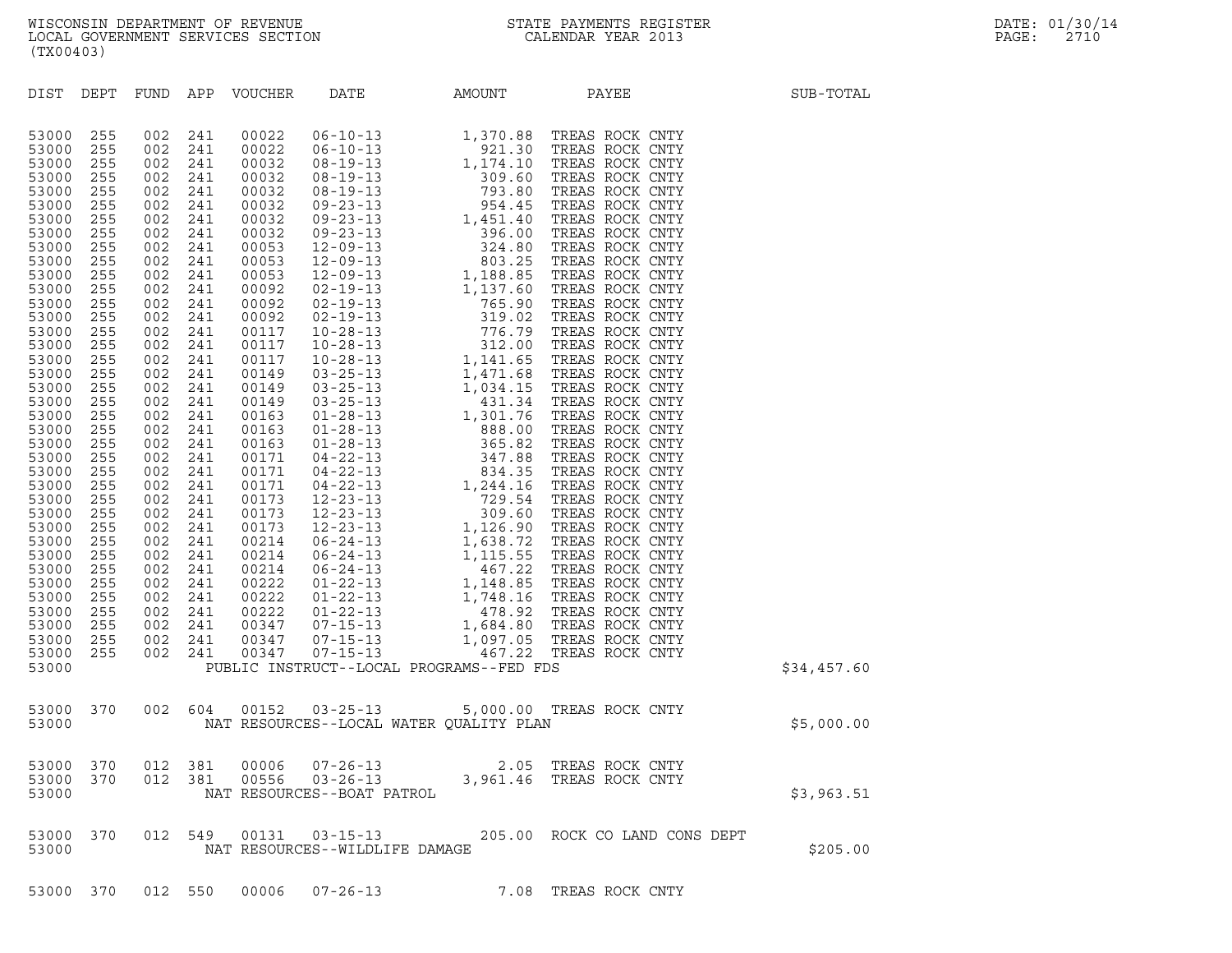WISCONSIN DEPARTMENT OF REVENUE
LOCAL GOVERNMENT SERVICES SECTION
(TX00403)

STATE PAYMENTS REGISTER
CALENDAR YEAR 2013

DATE: 01/30/14
PAGE: 2710

| DIST | DEPT | FUND | APP | VOUCHER | DATE | AMOUNT | PAYEE | SUB-TOTAL |
|---|---|---|---|---|---|---|---|---|
| 53000 | 255 | 002 | 241 | 00022 | 06-10-13 | 1,370.88 | TREAS ROCK CNTY | |
| 53000 | 255 | 002 | 241 | 00022 | 06-10-13 | 921.30 | TREAS ROCK CNTY | |
| 53000 | 255 | 002 | 241 | 00032 | 08-19-13 | 1,174.10 | TREAS ROCK CNTY | |
| 53000 | 255 | 002 | 241 | 00032 | 08-19-13 | 309.60 | TREAS ROCK CNTY | |
| 53000 | 255 | 002 | 241 | 00032 | 08-19-13 | 793.80 | TREAS ROCK CNTY | |
| 53000 | 255 | 002 | 241 | 00032 | 09-23-13 | 954.45 | TREAS ROCK CNTY | |
| 53000 | 255 | 002 | 241 | 00032 | 09-23-13 | 1,451.40 | TREAS ROCK CNTY | |
| 53000 | 255 | 002 | 241 | 00032 | 09-23-13 | 396.00 | TREAS ROCK CNTY | |
| 53000 | 255 | 002 | 241 | 00053 | 12-09-13 | 324.80 | TREAS ROCK CNTY | |
| 53000 | 255 | 002 | 241 | 00053 | 12-09-13 | 803.25 | TREAS ROCK CNTY | |
| 53000 | 255 | 002 | 241 | 00053 | 12-09-13 | 1,188.85 | TREAS ROCK CNTY | |
| 53000 | 255 | 002 | 241 | 00092 | 02-19-13 | 1,137.60 | TREAS ROCK CNTY | |
| 53000 | 255 | 002 | 241 | 00092 | 02-19-13 | 765.90 | TREAS ROCK CNTY | |
| 53000 | 255 | 002 | 241 | 00092 | 02-19-13 | 319.02 | TREAS ROCK CNTY | |
| 53000 | 255 | 002 | 241 | 00117 | 10-28-13 | 776.79 | TREAS ROCK CNTY | |
| 53000 | 255 | 002 | 241 | 00117 | 10-28-13 | 312.00 | TREAS ROCK CNTY | |
| 53000 | 255 | 002 | 241 | 00117 | 10-28-13 | 1,141.65 | TREAS ROCK CNTY | |
| 53000 | 255 | 002 | 241 | 00149 | 03-25-13 | 1,471.68 | TREAS ROCK CNTY | |
| 53000 | 255 | 002 | 241 | 00149 | 03-25-13 | 1,034.15 | TREAS ROCK CNTY | |
| 53000 | 255 | 002 | 241 | 00149 | 03-25-13 | 431.34 | TREAS ROCK CNTY | |
| 53000 | 255 | 002 | 241 | 00163 | 01-28-13 | 1,301.76 | TREAS ROCK CNTY | |
| 53000 | 255 | 002 | 241 | 00163 | 01-28-13 | 888.00 | TREAS ROCK CNTY | |
| 53000 | 255 | 002 | 241 | 00163 | 01-28-13 | 365.82 | TREAS ROCK CNTY | |
| 53000 | 255 | 002 | 241 | 00171 | 04-22-13 | 347.88 | TREAS ROCK CNTY | |
| 53000 | 255 | 002 | 241 | 00171 | 04-22-13 | 834.35 | TREAS ROCK CNTY | |
| 53000 | 255 | 002 | 241 | 00171 | 04-22-13 | 1,244.16 | TREAS ROCK CNTY | |
| 53000 | 255 | 002 | 241 | 00173 | 12-23-13 | 729.54 | TREAS ROCK CNTY | |
| 53000 | 255 | 002 | 241 | 00173 | 12-23-13 | 309.60 | TREAS ROCK CNTY | |
| 53000 | 255 | 002 | 241 | 00173 | 12-23-13 | 1,126.90 | TREAS ROCK CNTY | |
| 53000 | 255 | 002 | 241 | 00214 | 06-24-13 | 1,638.72 | TREAS ROCK CNTY | |
| 53000 | 255 | 002 | 241 | 00214 | 06-24-13 | 1,115.55 | TREAS ROCK CNTY | |
| 53000 | 255 | 002 | 241 | 00214 | 06-24-13 | 467.22 | TREAS ROCK CNTY | |
| 53000 | 255 | 002 | 241 | 00222 | 01-22-13 | 1,148.85 | TREAS ROCK CNTY | |
| 53000 | 255 | 002 | 241 | 00222 | 01-22-13 | 1,748.16 | TREAS ROCK CNTY | |
| 53000 | 255 | 002 | 241 | 00222 | 01-22-13 | 478.92 | TREAS ROCK CNTY | |
| 53000 | 255 | 002 | 241 | 00347 | 07-15-13 | 1,684.80 | TREAS ROCK CNTY | |
| 53000 | 255 | 002 | 241 | 00347 | 07-15-13 | 1,097.05 | TREAS ROCK CNTY | |
| 53000 | 255 | 002 | 241 | 00347 | 07-15-13 | 467.22 | TREAS ROCK CNTY | |
| 53000 | | | | PUBLIC INSTRUCT--LOCAL PROGRAMS--FED FDS | | | | $34,457.60 |
| 53000 | 370 | 002 | 604 | 00152 | 03-25-13 | 5,000.00 | TREAS ROCK CNTY | |
| 53000 | | | | NAT RESOURCES--LOCAL WATER QUALITY PLAN | | | | $5,000.00 |
| 53000 | 370 | 012 | 381 | 00006 | 07-26-13 | 2.05 | TREAS ROCK CNTY | |
| 53000 | 370 | 012 | 381 | 00556 | 03-26-13 | 3,961.46 | TREAS ROCK CNTY | |
| 53000 | | | | NAT RESOURCES--BOAT PATROL | | | | $3,963.51 |
| 53000 | 370 | 012 | 549 | 00131 | 03-15-13 | 205.00 | ROCK CO LAND CONS DEPT | |
| 53000 | | | | NAT RESOURCES--WILDLIFE DAMAGE | | | | $205.00 |
| 53000 | 370 | 012 | 550 | 00006 | 07-26-13 | 7.08 | TREAS ROCK CNTY | |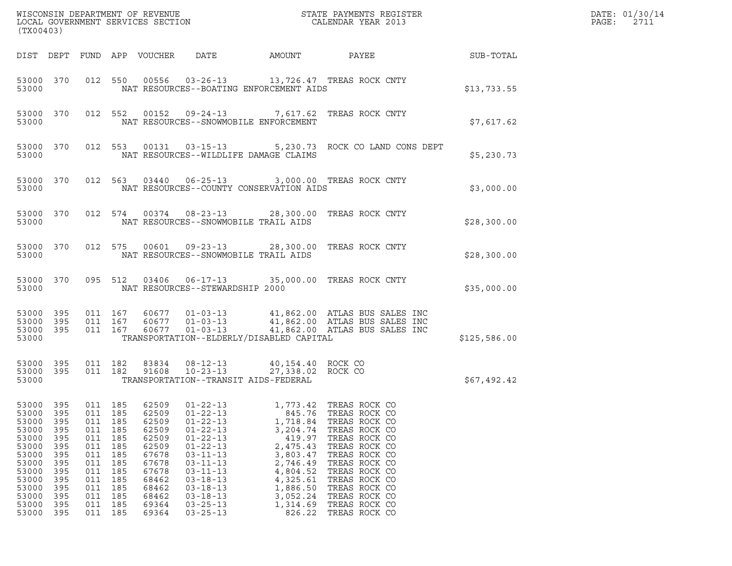| DIST | DEPT | FUND | APP | VOUCHER | DATE | AMOUNT | PAYEE | SUB-TOTAL |
|---|---|---|---|---|---|---|---|---|
| 53000 | 370 | 012 | 550 | 00556 | 03-26-13 | 13,726.47 | TREAS ROCK CNTY | |
| 53000 | | | | | NAT RESOURCES--BOATING ENFORCEMENT AIDS | | | $13,733.55 |
| 53000 | 370 | 012 | 552 | 00152 | 09-24-13 | 7,617.62 | TREAS ROCK CNTY | |
| 53000 | | | | | NAT RESOURCES--SNOWMOBILE ENFORCEMENT | | | $7,617.62 |
| 53000 | 370 | 012 | 553 | 00131 | 03-15-13 | 5,230.73 | ROCK CO LAND CONS DEPT | |
| 53000 | | | | | NAT RESOURCES--WILDLIFE DAMAGE CLAIMS | | | $5,230.73 |
| 53000 | 370 | 012 | 563 | 03440 | 06-25-13 | 3,000.00 | TREAS ROCK CNTY | |
| 53000 | | | | | NAT RESOURCES--COUNTY CONSERVATION AIDS | | | $3,000.00 |
| 53000 | 370 | 012 | 574 | 00374 | 08-23-13 | 28,300.00 | TREAS ROCK CNTY | |
| 53000 | | | | | NAT RESOURCES--SNOWMOBILE TRAIL AIDS | | | $28,300.00 |
| 53000 | 370 | 012 | 575 | 00601 | 09-23-13 | 28,300.00 | TREAS ROCK CNTY | |
| 53000 | | | | | NAT RESOURCES--SNOWMOBILE TRAIL AIDS | | | $28,300.00 |
| 53000 | 370 | 095 | 512 | 03406 | 06-17-13 | 35,000.00 | TREAS ROCK CNTY | |
| 53000 | | | | | NAT RESOURCES--STEWARDSHIP 2000 | | | $35,000.00 |
| 53000 | 395 | 011 | 167 | 60677 | 01-03-13 | 41,862.00 | ATLAS BUS SALES INC | |
| 53000 | 395 | 011 | 167 | 60677 | 01-03-13 | 41,862.00 | ATLAS BUS SALES INC | |
| 53000 | 395 | 011 | 167 | 60677 | 01-03-13 | 41,862.00 | ATLAS BUS SALES INC | |
| 53000 | | | | | TRANSPORTATION--ELDERLY/DISABLED CAPITAL | | | $125,586.00 |
| 53000 | 395 | 011 | 182 | 83834 | 08-12-13 | 40,154.40 | ROCK CO | |
| 53000 | 395 | 011 | 182 | 91608 | 10-23-13 | 27,338.02 | ROCK CO | |
| 53000 | | | | | TRANSPORTATION--TRANSIT AIDS-FEDERAL | | | $67,492.42 |
| 53000 | 395 | 011 | 185 | 62509 | 01-22-13 | 1,773.42 | TREAS ROCK CO | |
| 53000 | 395 | 011 | 185 | 62509 | 01-22-13 | 845.76 | TREAS ROCK CO | |
| 53000 | 395 | 011 | 185 | 62509 | 01-22-13 | 1,718.84 | TREAS ROCK CO | |
| 53000 | 395 | 011 | 185 | 62509 | 01-22-13 | 3,204.74 | TREAS ROCK CO | |
| 53000 | 395 | 011 | 185 | 62509 | 01-22-13 | 419.97 | TREAS ROCK CO | |
| 53000 | 395 | 011 | 185 | 62509 | 01-22-13 | 2,475.43 | TREAS ROCK CO | |
| 53000 | 395 | 011 | 185 | 67678 | 03-11-13 | 3,803.47 | TREAS ROCK CO | |
| 53000 | 395 | 011 | 185 | 67678 | 03-11-13 | 2,746.49 | TREAS ROCK CO | |
| 53000 | 395 | 011 | 185 | 67678 | 03-11-13 | 4,804.52 | TREAS ROCK CO | |
| 53000 | 395 | 011 | 185 | 68462 | 03-18-13 | 4,325.61 | TREAS ROCK CO | |
| 53000 | 395 | 011 | 185 | 68462 | 03-18-13 | 1,886.50 | TREAS ROCK CO | |
| 53000 | 395 | 011 | 185 | 68462 | 03-18-13 | 3,052.24 | TREAS ROCK CO | |
| 53000 | 395 | 011 | 185 | 69364 | 03-25-13 | 1,314.69 | TREAS ROCK CO | |
| 53000 | 395 | 011 | 185 | 69364 | 03-25-13 | 826.22 | TREAS ROCK CO | |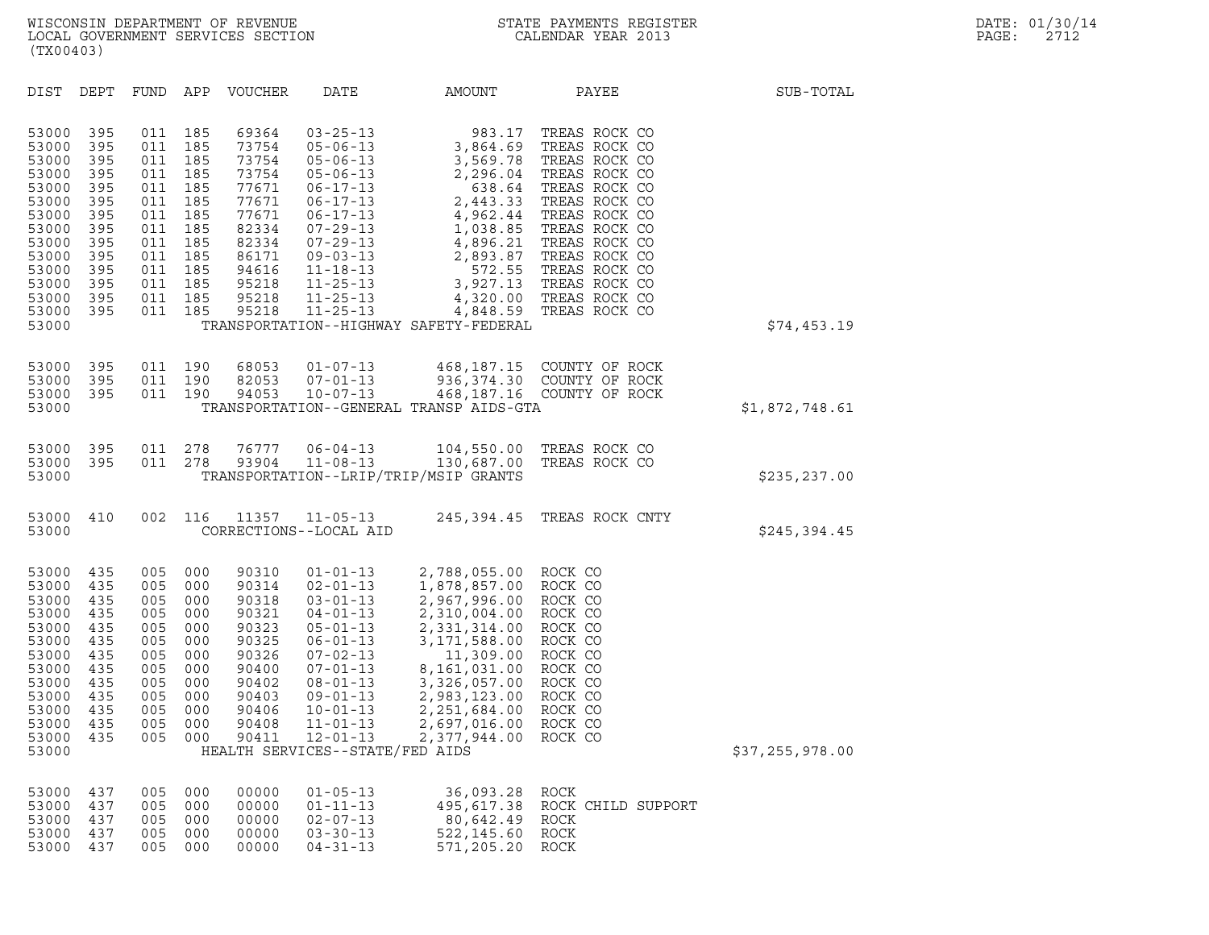WISCONSIN DEPARTMENT OF REVENUE
LOCAL GOVERNMENT SERVICES SECTION
(TX00403)

STATE PAYMENTS REGISTER
CALENDAR YEAR 2013

DATE: 01/30/14
PAGE: 2712

| DIST | DEPT | FUND | APP | VOUCHER | DATE | AMOUNT | PAYEE | SUB-TOTAL |
|---|---|---|---|---|---|---|---|---|
| 53000 | 395 | 011 | 185 | 69364 | 03-25-13 | 983.17 | TREAS ROCK CO | |
| 53000 | 395 | 011 | 185 | 73754 | 05-06-13 | 3,864.69 | TREAS ROCK CO | |
| 53000 | 395 | 011 | 185 | 73754 | 05-06-13 | 3,569.78 | TREAS ROCK CO | |
| 53000 | 395 | 011 | 185 | 73754 | 05-06-13 | 2,296.04 | TREAS ROCK CO | |
| 53000 | 395 | 011 | 185 | 77671 | 06-17-13 | 638.64 | TREAS ROCK CO | |
| 53000 | 395 | 011 | 185 | 77671 | 06-17-13 | 2,443.33 | TREAS ROCK CO | |
| 53000 | 395 | 011 | 185 | 77671 | 06-17-13 | 4,962.44 | TREAS ROCK CO | |
| 53000 | 395 | 011 | 185 | 82334 | 07-29-13 | 1,038.85 | TREAS ROCK CO | |
| 53000 | 395 | 011 | 185 | 82334 | 07-29-13 | 4,896.21 | TREAS ROCK CO | |
| 53000 | 395 | 011 | 185 | 86171 | 09-03-13 | 2,893.87 | TREAS ROCK CO | |
| 53000 | 395 | 011 | 185 | 94616 | 11-18-13 | 572.55 | TREAS ROCK CO | |
| 53000 | 395 | 011 | 185 | 95218 | 11-25-13 | 3,927.13 | TREAS ROCK CO | |
| 53000 | 395 | 011 | 185 | 95218 | 11-25-13 | 4,320.00 | TREAS ROCK CO | |
| 53000 | 395 | 011 | 185 | 95218 | 11-25-13 | 4,848.59 | TREAS ROCK CO | |
| 53000 | | | | TRANSPORTATION--HIGHWAY SAFETY-FEDERAL | | | | $74,453.19 |
| 53000 | 395 | 011 | 190 | 68053 | 01-07-13 | 468,187.15 | COUNTY OF ROCK | |
| 53000 | 395 | 011 | 190 | 82053 | 07-01-13 | 936,374.30 | COUNTY OF ROCK | |
| 53000 | 395 | 011 | 190 | 94053 | 10-07-13 | 468,187.16 | COUNTY OF ROCK | |
| 53000 | | | | TRANSPORTATION--GENERAL TRANSP AIDS-GTA | | | | $1,872,748.61 |
| 53000 | 395 | 011 | 278 | 76777 | 06-04-13 | 104,550.00 | TREAS ROCK CO | |
| 53000 | 395 | 011 | 278 | 93904 | 11-08-13 | 130,687.00 | TREAS ROCK CO | |
| 53000 | | | | TRANSPORTATION--LRIP/TRIP/MSIP GRANTS | | | | $235,237.00 |
| 53000 | 410 | 002 | 116 | 11357 | 11-05-13 | 245,394.45 | TREAS ROCK CNTY | |
| 53000 | | | | CORRECTIONS--LOCAL AID | | | | $245,394.45 |
| 53000 | 435 | 005 | 000 | 90310 | 01-01-13 | 2,788,055.00 | ROCK CO | |
| 53000 | 435 | 005 | 000 | 90314 | 02-01-13 | 1,878,857.00 | ROCK CO | |
| 53000 | 435 | 005 | 000 | 90318 | 03-01-13 | 2,967,996.00 | ROCK CO | |
| 53000 | 435 | 005 | 000 | 90321 | 04-01-13 | 2,310,004.00 | ROCK CO | |
| 53000 | 435 | 005 | 000 | 90323 | 05-01-13 | 2,331,314.00 | ROCK CO | |
| 53000 | 435 | 005 | 000 | 90325 | 06-01-13 | 3,171,588.00 | ROCK CO | |
| 53000 | 435 | 005 | 000 | 90326 | 07-02-13 | 11,309.00 | ROCK CO | |
| 53000 | 435 | 005 | 000 | 90400 | 07-01-13 | 8,161,031.00 | ROCK CO | |
| 53000 | 435 | 005 | 000 | 90402 | 08-01-13 | 3,326,057.00 | ROCK CO | |
| 53000 | 435 | 005 | 000 | 90403 | 09-01-13 | 2,983,123.00 | ROCK CO | |
| 53000 | 435 | 005 | 000 | 90406 | 10-01-13 | 2,251,684.00 | ROCK CO | |
| 53000 | 435 | 005 | 000 | 90408 | 11-01-13 | 2,697,016.00 | ROCK CO | |
| 53000 | 435 | 005 | 000 | 90411 | 12-01-13 | 2,377,944.00 | ROCK CO | |
| 53000 | | | | HEALTH SERVICES--STATE/FED AIDS | | | | $37,255,978.00 |
| 53000 | 437 | 005 | 000 | 00000 | 01-05-13 | 36,093.28 | ROCK | |
| 53000 | 437 | 005 | 000 | 00000 | 01-11-13 | 495,617.38 | ROCK CHILD SUPPORT | |
| 53000 | 437 | 005 | 000 | 00000 | 02-07-13 | 80,642.49 | ROCK | |
| 53000 | 437 | 005 | 000 | 00000 | 03-30-13 | 522,145.60 | ROCK | |
| 53000 | 437 | 005 | 000 | 00000 | 04-31-13 | 571,205.20 | ROCK | |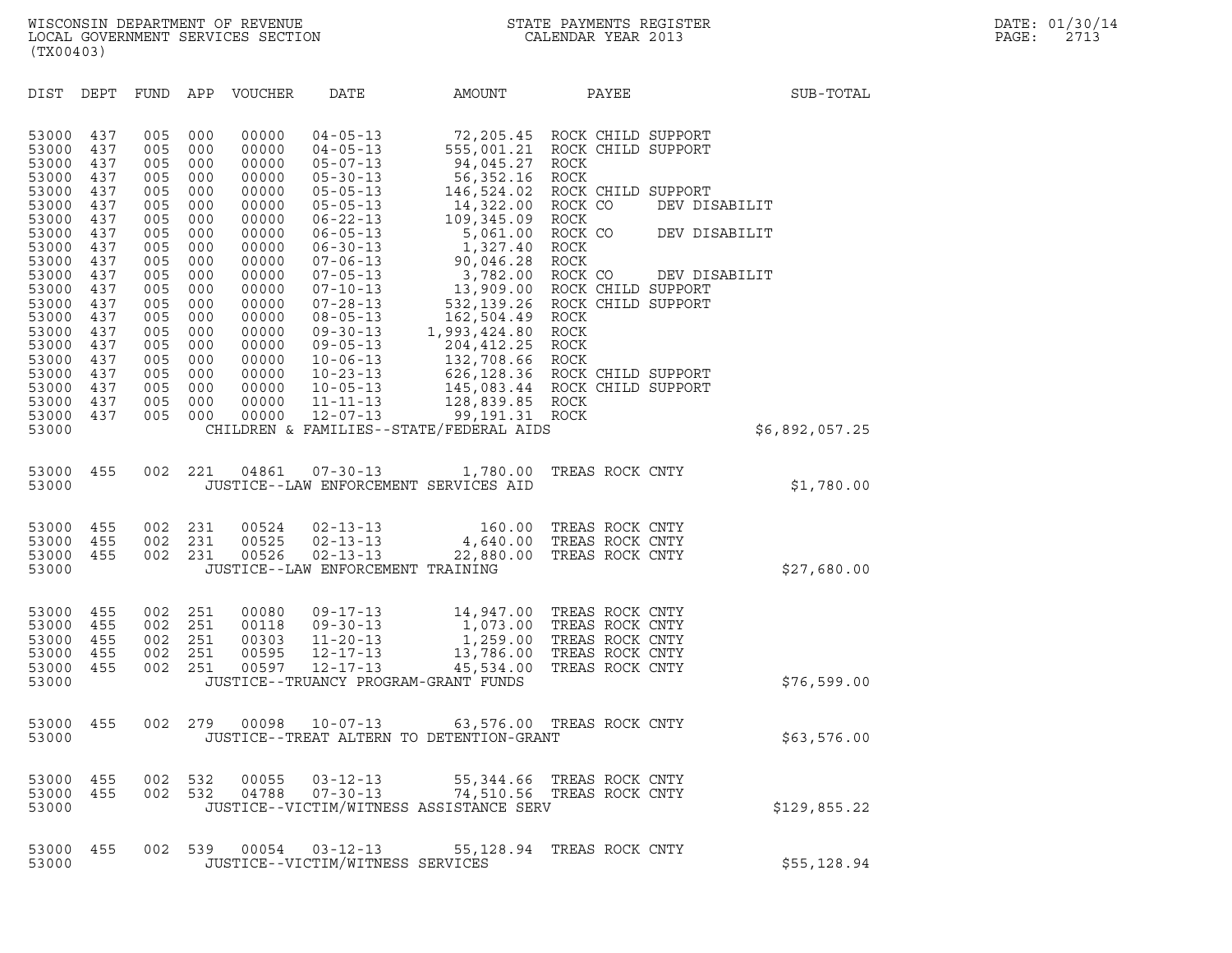WISCONSIN DEPARTMENT OF REVENUE
LOCAL GOVERNMENT SERVICES SECTION
(TX00403)

STATE PAYMENTS REGISTER
CALENDAR YEAR 2013

DATE: 01/30/14

| DIST | DEPT | FUND | APP | VOUCHER | DATE | AMOUNT | PAYEE | SUB-TOTAL |
|---|---|---|---|---|---|---|---|---|
| 53000 | 437 | 005 | 000 | 00000 | 04-05-13 | 72,205.45 | ROCK CHILD SUPPORT | |
| 53000 | 437 | 005 | 000 | 00000 | 04-05-13 | 555,001.21 | ROCK CHILD SUPPORT | |
| 53000 | 437 | 005 | 000 | 00000 | 05-07-13 | 94,045.27 | ROCK | |
| 53000 | 437 | 005 | 000 | 00000 | 05-30-13 | 56,352.16 | ROCK | |
| 53000 | 437 | 005 | 000 | 00000 | 05-05-13 | 146,524.02 | ROCK CHILD SUPPORT | |
| 53000 | 437 | 005 | 000 | 00000 | 05-05-13 | 14,322.00 | ROCK CO DEV DISABILIT | |
| 53000 | 437 | 005 | 000 | 00000 | 06-22-13 | 109,345.09 | ROCK | |
| 53000 | 437 | 005 | 000 | 00000 | 06-05-13 | 5,061.00 | ROCK CO DEV DISABILIT | |
| 53000 | 437 | 005 | 000 | 00000 | 06-30-13 | 1,327.40 | ROCK | |
| 53000 | 437 | 005 | 000 | 00000 | 07-06-13 | 90,046.28 | ROCK | |
| 53000 | 437 | 005 | 000 | 00000 | 07-05-13 | 3,782.00 | ROCK CO DEV DISABILIT | |
| 53000 | 437 | 005 | 000 | 00000 | 07-10-13 | 13,909.00 | ROCK CHILD SUPPORT | |
| 53000 | 437 | 005 | 000 | 00000 | 07-28-13 | 532,139.26 | ROCK CHILD SUPPORT | |
| 53000 | 437 | 005 | 000 | 00000 | 08-05-13 | 162,504.49 | ROCK | |
| 53000 | 437 | 005 | 000 | 00000 | 09-30-13 | 1,993,424.80 | ROCK | |
| 53000 | 437 | 005 | 000 | 00000 | 09-05-13 | 204,412.25 | ROCK | |
| 53000 | 437 | 005 | 000 | 00000 | 10-06-13 | 132,708.66 | ROCK | |
| 53000 | 437 | 005 | 000 | 00000 | 10-23-13 | 626,128.36 | ROCK CHILD SUPPORT | |
| 53000 | 437 | 005 | 000 | 00000 | 10-05-13 | 145,083.44 | ROCK CHILD SUPPORT | |
| 53000 | 437 | 005 | 000 | 00000 | 11-11-13 | 128,839.85 | ROCK | |
| 53000 | 437 | 005 | 000 | 00000 | 12-07-13 | 99,191.31 | ROCK | |
| 53000 | | | | | CHILDREN & FAMILIES--STATE/FEDERAL AIDS | | | $6,892,057.25 |
| 53000 | 455 | 002 | 221 | 04861 | 07-30-13 | 1,780.00 | TREAS ROCK CNTY | |
| 53000 | | | | | JUSTICE--LAW ENFORCEMENT SERVICES AID | | | $1,780.00 |
| 53000 | 455 | 002 | 231 | 00524 | 02-13-13 | 160.00 | TREAS ROCK CNTY | |
| 53000 | 455 | 002 | 231 | 00525 | 02-13-13 | 4,640.00 | TREAS ROCK CNTY | |
| 53000 | 455 | 002 | 231 | 00526 | 02-13-13 | 22,880.00 | TREAS ROCK CNTY | |
| 53000 | | | | | JUSTICE--LAW ENFORCEMENT TRAINING | | | $27,680.00 |
| 53000 | 455 | 002 | 251 | 00080 | 09-17-13 | 14,947.00 | TREAS ROCK CNTY | |
| 53000 | 455 | 002 | 251 | 00118 | 09-30-13 | 1,073.00 | TREAS ROCK CNTY | |
| 53000 | 455 | 002 | 251 | 00303 | 11-20-13 | 1,259.00 | TREAS ROCK CNTY | |
| 53000 | 455 | 002 | 251 | 00595 | 12-17-13 | 13,786.00 | TREAS ROCK CNTY | |
| 53000 | 455 | 002 | 251 | 00597 | 12-17-13 | 45,534.00 | TREAS ROCK CNTY | |
| 53000 | | | | | JUSTICE--TRUANCY PROGRAM-GRANT FUNDS | | | $76,599.00 |
| 53000 | 455 | 002 | 279 | 00098 | 10-07-13 | 63,576.00 | TREAS ROCK CNTY | |
| 53000 | | | | | JUSTICE--TREAT ALTERN TO DETENTION-GRANT | | | $63,576.00 |
| 53000 | 455 | 002 | 532 | 00055 | 03-12-13 | 55,344.66 | TREAS ROCK CNTY | |
| 53000 | 455 | 002 | 532 | 04788 | 07-30-13 | 74,510.56 | TREAS ROCK CNTY | |
| 53000 | | | | | JUSTICE--VICTIM/WITNESS ASSISTANCE SERV | | | $129,855.22 |
| 53000 | 455 | 002 | 539 | 00054 | 03-12-13 | 55,128.94 | TREAS ROCK CNTY | |
| 53000 | | | | | JUSTICE--VICTIM/WITNESS SERVICES | | | $55,128.94 |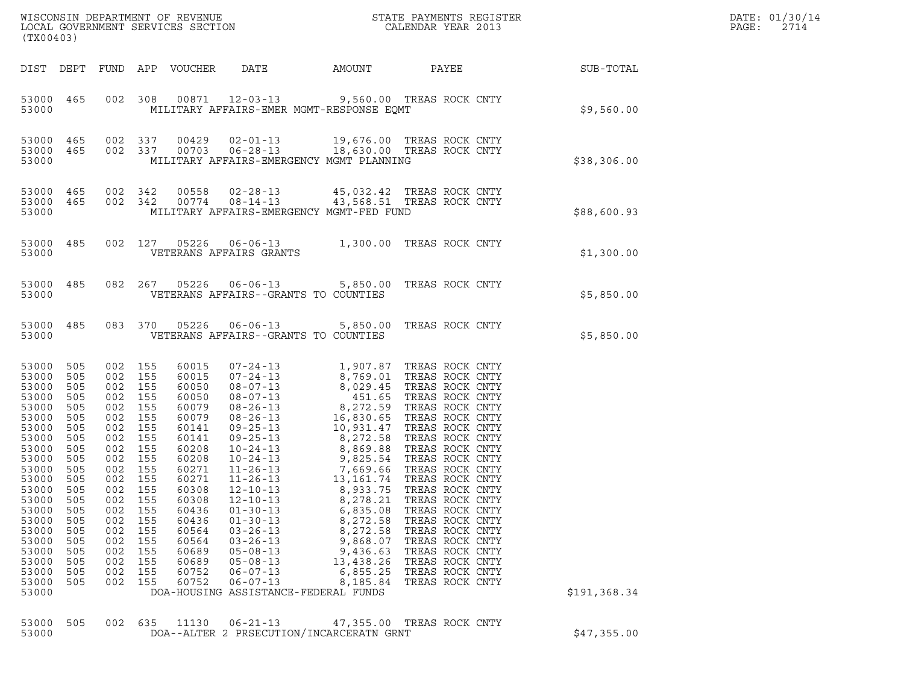WISCONSIN DEPARTMENT OF REVENUE
LOCAL GOVERNMENT SERVICES SECTION
(TX00403)

STATE PAYMENTS REGISTER
CALENDAR YEAR 2013

DATE: 01/30/14

| DIST | DEPT | FUND | APP | VOUCHER | DATE | AMOUNT | PAYEE | SUB-TOTAL |
|---|---|---|---|---|---|---|---|---|
| 53000 | 465 | 002 | 308 | 00871 | 12-03-13 | 9,560.00 | TREAS ROCK CNTY | |
| 53000 | | | | MILITARY AFFAIRS-EMER MGMT-RESPONSE EQMT | | | | $9,560.00 |
| 53000 | 465 | 002 | 337 | 00429 | 02-01-13 | 19,676.00 | TREAS ROCK CNTY | |
| 53000 | 465 | 002 | 337 | 00703 | 06-28-13 | 18,630.00 | TREAS ROCK CNTY | |
| 53000 | | | | MILITARY AFFAIRS-EMERGENCY MGMT PLANNING | | | | $38,306.00 |
| 53000 | 465 | 002 | 342 | 00558 | 02-28-13 | 45,032.42 | TREAS ROCK CNTY | |
| 53000 | 465 | 002 | 342 | 00774 | 08-14-13 | 43,568.51 | TREAS ROCK CNTY | |
| 53000 | | | | MILITARY AFFAIRS-EMERGENCY MGMT-FED FUND | | | | $88,600.93 |
| 53000 | 485 | 002 | 127 | 05226 | 06-06-13 | 1,300.00 | TREAS ROCK CNTY | |
| 53000 | | | | VETERANS AFFAIRS GRANTS | | | | $1,300.00 |
| 53000 | 485 | 082 | 267 | 05226 | 06-06-13 | 5,850.00 | TREAS ROCK CNTY | |
| 53000 | | | | VETERANS AFFAIRS--GRANTS TO COUNTIES | | | | $5,850.00 |
| 53000 | 485 | 083 | 370 | 05226 | 06-06-13 | 5,850.00 | TREAS ROCK CNTY | |
| 53000 | | | | VETERANS AFFAIRS--GRANTS TO COUNTIES | | | | $5,850.00 |
| 53000 | 505 | 002 | 155 | 60015 | 07-24-13 | 1,907.87 | TREAS ROCK CNTY | |
| 53000 | 505 | 002 | 155 | 60015 | 07-24-13 | 8,769.01 | TREAS ROCK CNTY | |
| 53000 | 505 | 002 | 155 | 60050 | 08-07-13 | 8,029.45 | TREAS ROCK CNTY | |
| 53000 | 505 | 002 | 155 | 60050 | 08-07-13 | 451.65 | TREAS ROCK CNTY | |
| 53000 | 505 | 002 | 155 | 60079 | 08-26-13 | 8,272.59 | TREAS ROCK CNTY | |
| 53000 | 505 | 002 | 155 | 60079 | 08-26-13 | 16,830.65 | TREAS ROCK CNTY | |
| 53000 | 505 | 002 | 155 | 60141 | 09-25-13 | 10,931.47 | TREAS ROCK CNTY | |
| 53000 | 505 | 002 | 155 | 60141 | 09-25-13 | 8,272.58 | TREAS ROCK CNTY | |
| 53000 | 505 | 002 | 155 | 60208 | 10-24-13 | 8,869.88 | TREAS ROCK CNTY | |
| 53000 | 505 | 002 | 155 | 60208 | 10-24-13 | 9,825.54 | TREAS ROCK CNTY | |
| 53000 | 505 | 002 | 155 | 60271 | 11-26-13 | 7,669.66 | TREAS ROCK CNTY | |
| 53000 | 505 | 002 | 155 | 60271 | 11-26-13 | 13,161.74 | TREAS ROCK CNTY | |
| 53000 | 505 | 002 | 155 | 60308 | 12-10-13 | 8,933.75 | TREAS ROCK CNTY | |
| 53000 | 505 | 002 | 155 | 60308 | 12-10-13 | 8,278.21 | TREAS ROCK CNTY | |
| 53000 | 505 | 002 | 155 | 60436 | 01-30-13 | 6,835.08 | TREAS ROCK CNTY | |
| 53000 | 505 | 002 | 155 | 60436 | 01-30-13 | 8,272.58 | TREAS ROCK CNTY | |
| 53000 | 505 | 002 | 155 | 60564 | 03-26-13 | 8,272.58 | TREAS ROCK CNTY | |
| 53000 | 505 | 002 | 155 | 60564 | 03-26-13 | 9,868.07 | TREAS ROCK CNTY | |
| 53000 | 505 | 002 | 155 | 60689 | 05-08-13 | 9,436.63 | TREAS ROCK CNTY | |
| 53000 | 505 | 002 | 155 | 60689 | 05-08-13 | 13,438.26 | TREAS ROCK CNTY | |
| 53000 | 505 | 002 | 155 | 60752 | 06-07-13 | 6,855.25 | TREAS ROCK CNTY | |
| 53000 | 505 | 002 | 155 | 60752 | 06-07-13 | 8,185.84 | TREAS ROCK CNTY | |
| 53000 | | | | DOA-HOUSING ASSISTANCE-FEDERAL FUNDS | | | | $191,368.34 |
| 53000 | 505 | 002 | 635 | 11130 | 06-21-13 | 47,355.00 | TREAS ROCK CNTY | |
| 53000 | | | | DOA--ALTER 2 PRSECUTION/INCARCERATN GRNT | | | | $47,355.00 |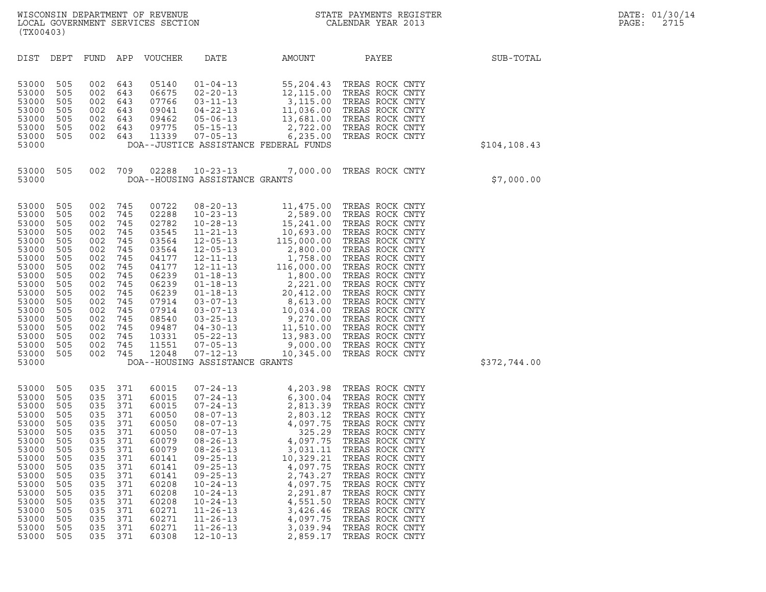WISCONSIN DEPARTMENT OF REVENUE
LOCAL GOVERNMENT SERVICES SECTION
(TX00403)

STATE PAYMENTS REGISTER
CALENDAR YEAR 2013

DATE: 01/30/14

| DIST | DEPT | FUND | APP | VOUCHER | DATE | AMOUNT | PAYEE | SUB-TOTAL |
|---|---|---|---|---|---|---|---|---|
| 53000 | 505 | 002 | 643 | 05140 | 01-04-13 | 55,204.43 | TREAS ROCK CNTY | |
| 53000 | 505 | 002 | 643 | 06675 | 02-20-13 | 12,115.00 | TREAS ROCK CNTY | |
| 53000 | 505 | 002 | 643 | 07766 | 03-11-13 | 3,115.00 | TREAS ROCK CNTY | |
| 53000 | 505 | 002 | 643 | 09041 | 04-22-13 | 11,036.00 | TREAS ROCK CNTY | |
| 53000 | 505 | 002 | 643 | 09462 | 05-06-13 | 13,681.00 | TREAS ROCK CNTY | |
| 53000 | 505 | 002 | 643 | 09775 | 05-15-13 | 2,722.00 | TREAS ROCK CNTY | |
| 53000 | 505 | 002 | 643 | 11339 | 07-05-13 | 6,235.00 | TREAS ROCK CNTY | |
| 53000 | | | | | DOA--JUSTICE ASSISTANCE FEDERAL FUNDS | | | $104,108.43 |
| 53000 | 505 | 002 | 709 | 02288 | 10-23-13 | 7,000.00 | TREAS ROCK CNTY | |
| 53000 | | | | | DOA--HOUSING ASSISTANCE GRANTS | | | $7,000.00 |
| 53000 | 505 | 002 | 745 | 00722 | 08-20-13 | 11,475.00 | TREAS ROCK CNTY | |
| 53000 | 505 | 002 | 745 | 02288 | 10-23-13 | 2,589.00 | TREAS ROCK CNTY | |
| 53000 | 505 | 002 | 745 | 02782 | 10-28-13 | 15,241.00 | TREAS ROCK CNTY | |
| 53000 | 505 | 002 | 745 | 03545 | 11-21-13 | 10,693.00 | TREAS ROCK CNTY | |
| 53000 | 505 | 002 | 745 | 03564 | 12-05-13 | 115,000.00 | TREAS ROCK CNTY | |
| 53000 | 505 | 002 | 745 | 03564 | 12-05-13 | 2,800.00 | TREAS ROCK CNTY | |
| 53000 | 505 | 002 | 745 | 04177 | 12-11-13 | 1,758.00 | TREAS ROCK CNTY | |
| 53000 | 505 | 002 | 745 | 04177 | 12-11-13 | 116,000.00 | TREAS ROCK CNTY | |
| 53000 | 505 | 002 | 745 | 06239 | 01-18-13 | 1,800.00 | TREAS ROCK CNTY | |
| 53000 | 505 | 002 | 745 | 06239 | 01-18-13 | 2,221.00 | TREAS ROCK CNTY | |
| 53000 | 505 | 002 | 745 | 06239 | 01-18-13 | 20,412.00 | TREAS ROCK CNTY | |
| 53000 | 505 | 002 | 745 | 07914 | 03-07-13 | 8,613.00 | TREAS ROCK CNTY | |
| 53000 | 505 | 002 | 745 | 07914 | 03-07-13 | 10,034.00 | TREAS ROCK CNTY | |
| 53000 | 505 | 002 | 745 | 08540 | 03-25-13 | 9,270.00 | TREAS ROCK CNTY | |
| 53000 | 505 | 002 | 745 | 09487 | 04-30-13 | 11,510.00 | TREAS ROCK CNTY | |
| 53000 | 505 | 002 | 745 | 10331 | 05-22-13 | 13,983.00 | TREAS ROCK CNTY | |
| 53000 | 505 | 002 | 745 | 11551 | 07-05-13 | 9,000.00 | TREAS ROCK CNTY | |
| 53000 | 505 | 002 | 745 | 12048 | 07-12-13 | 10,345.00 | TREAS ROCK CNTY | |
| 53000 | | | | | DOA--HOUSING ASSISTANCE GRANTS | | | $372,744.00 |
| 53000 | 505 | 035 | 371 | 60015 | 07-24-13 | 4,203.98 | TREAS ROCK CNTY | |
| 53000 | 505 | 035 | 371 | 60015 | 07-24-13 | 6,300.04 | TREAS ROCK CNTY | |
| 53000 | 505 | 035 | 371 | 60015 | 07-24-13 | 2,813.39 | TREAS ROCK CNTY | |
| 53000 | 505 | 035 | 371 | 60050 | 08-07-13 | 2,803.12 | TREAS ROCK CNTY | |
| 53000 | 505 | 035 | 371 | 60050 | 08-07-13 | 4,097.75 | TREAS ROCK CNTY | |
| 53000 | 505 | 035 | 371 | 60050 | 08-07-13 | 325.29 | TREAS ROCK CNTY | |
| 53000 | 505 | 035 | 371 | 60079 | 08-26-13 | 4,097.75 | TREAS ROCK CNTY | |
| 53000 | 505 | 035 | 371 | 60079 | 08-26-13 | 3,031.11 | TREAS ROCK CNTY | |
| 53000 | 505 | 035 | 371 | 60141 | 09-25-13 | 10,329.21 | TREAS ROCK CNTY | |
| 53000 | 505 | 035 | 371 | 60141 | 09-25-13 | 4,097.75 | TREAS ROCK CNTY | |
| 53000 | 505 | 035 | 371 | 60141 | 09-25-13 | 2,743.27 | TREAS ROCK CNTY | |
| 53000 | 505 | 035 | 371 | 60208 | 10-24-13 | 4,097.75 | TREAS ROCK CNTY | |
| 53000 | 505 | 035 | 371 | 60208 | 10-24-13 | 2,291.87 | TREAS ROCK CNTY | |
| 53000 | 505 | 035 | 371 | 60208 | 10-24-13 | 4,551.50 | TREAS ROCK CNTY | |
| 53000 | 505 | 035 | 371 | 60271 | 11-26-13 | 3,426.46 | TREAS ROCK CNTY | |
| 53000 | 505 | 035 | 371 | 60271 | 11-26-13 | 4,097.75 | TREAS ROCK CNTY | |
| 53000 | 505 | 035 | 371 | 60271 | 11-26-13 | 3,039.94 | TREAS ROCK CNTY | |
| 53000 | 505 | 035 | 371 | 60308 | 12-10-13 | 2,859.17 | TREAS ROCK CNTY | |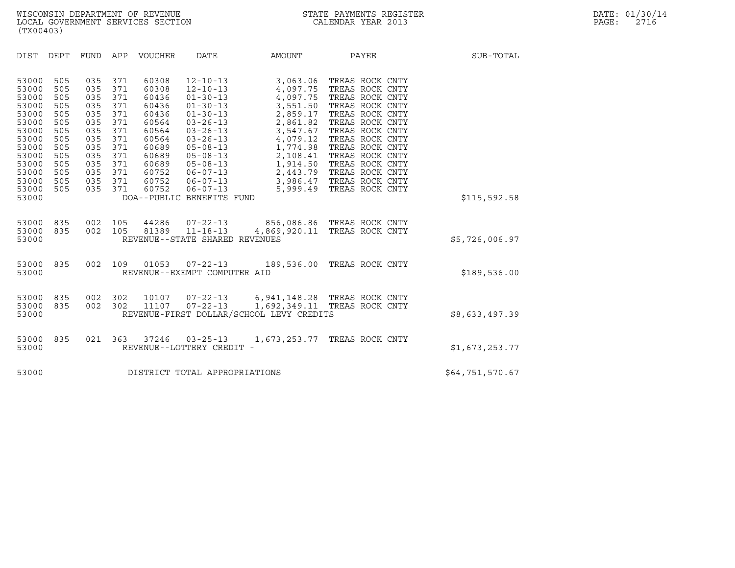WISCONSIN DEPARTMENT OF REVENUE
LOCAL GOVERNMENT SERVICES SECTION
(TX00403)

STATE PAYMENTS REGISTER
CALENDAR YEAR 2013

DATE: 01/30/14
PAGE: 2716

| DIST | DEPT | FUND | APP | VOUCHER | DATE | AMOUNT | PAYEE | SUB-TOTAL |
|---|---|---|---|---|---|---|---|---|
| 53000 | 505 | 035 | 371 | 60308 | 12-10-13 | 3,063.06 | TREAS ROCK CNTY | |
| 53000 | 505 | 035 | 371 | 60308 | 12-10-13 | 4,097.75 | TREAS ROCK CNTY | |
| 53000 | 505 | 035 | 371 | 60436 | 01-30-13 | 4,097.75 | TREAS ROCK CNTY | |
| 53000 | 505 | 035 | 371 | 60436 | 01-30-13 | 3,551.50 | TREAS ROCK CNTY | |
| 53000 | 505 | 035 | 371 | 60436 | 01-30-13 | 2,859.17 | TREAS ROCK CNTY | |
| 53000 | 505 | 035 | 371 | 60564 | 03-26-13 | 2,861.82 | TREAS ROCK CNTY | |
| 53000 | 505 | 035 | 371 | 60564 | 03-26-13 | 3,547.67 | TREAS ROCK CNTY | |
| 53000 | 505 | 035 | 371 | 60564 | 03-26-13 | 4,079.12 | TREAS ROCK CNTY | |
| 53000 | 505 | 035 | 371 | 60689 | 05-08-13 | 1,774.98 | TREAS ROCK CNTY | |
| 53000 | 505 | 035 | 371 | 60689 | 05-08-13 | 2,108.41 | TREAS ROCK CNTY | |
| 53000 | 505 | 035 | 371 | 60689 | 05-08-13 | 1,914.50 | TREAS ROCK CNTY | |
| 53000 | 505 | 035 | 371 | 60752 | 06-07-13 | 2,443.79 | TREAS ROCK CNTY | |
| 53000 | 505 | 035 | 371 | 60752 | 06-07-13 | 3,986.47 | TREAS ROCK CNTY | |
| 53000 | 505 | 035 | 371 | 60752 | 06-07-13 | 5,999.49 | TREAS ROCK CNTY | |
| 53000 | | | | DOA--PUBLIC BENEFITS FUND | | | | $115,592.58 |
| 53000 | 835 | 002 | 105 | 44286 | 07-22-13 | 856,086.86 | TREAS ROCK CNTY | |
| 53000 | 835 | 002 | 105 | 81389 | 11-18-13 | 4,869,920.11 | TREAS ROCK CNTY | |
| 53000 | | | | REVENUE--STATE SHARED REVENUES | | | | $5,726,006.97 |
| 53000 | 835 | 002 | 109 | 01053 | 07-22-13 | 189,536.00 | TREAS ROCK CNTY | |
| 53000 | | | | REVENUE--EXEMPT COMPUTER AID | | | | $189,536.00 |
| 53000 | 835 | 002 | 302 | 10107 | 07-22-13 | 6,941,148.28 | TREAS ROCK CNTY | |
| 53000 | 835 | 002 | 302 | 11107 | 07-22-13 | 1,692,349.11 | TREAS ROCK CNTY | |
| 53000 | | | | REVENUE-FIRST DOLLAR/SCHOOL LEVY CREDITS | | | | $8,633,497.39 |
| 53000 | 835 | 021 | 363 | 37246 | 03-25-13 | 1,673,253.77 | TREAS ROCK CNTY | |
| 53000 | | | | REVENUE--LOTTERY CREDIT - | | | | $1,673,253.77 |
| 53000 | | | | DISTRICT TOTAL APPROPRIATIONS | | | | $64,751,570.67 |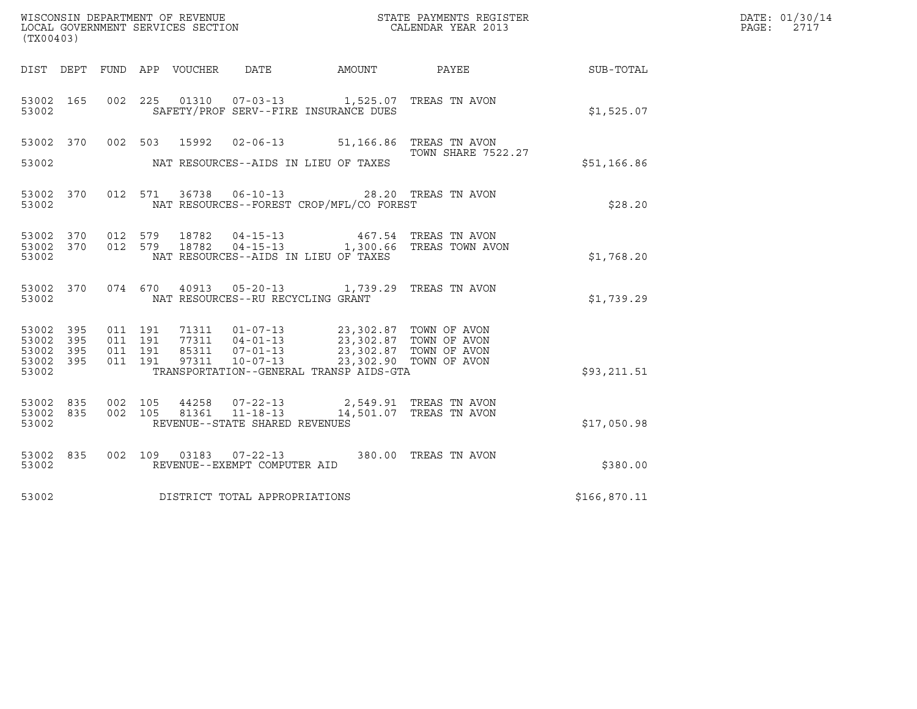WISCONSIN DEPARTMENT OF REVENUE
LOCAL GOVERNMENT SERVICES SECTION
(TX00403)

STATE PAYMENTS REGISTER
CALENDAR YEAR 2013

DATE: 01/30/14
PAGE: 2717

| DIST | DEPT | FUND | APP | VOUCHER | DATE | AMOUNT | PAYEE | SUB-TOTAL |
|---|---|---|---|---|---|---|---|---|
| 53002 | 165 | 002 | 225 | 01310 | 07-03-13 | 1,525.07 | TREAS TN AVON | |
| 53002 | | | | | SAFETY/PROF SERV--FIRE INSURANCE DUES | | | $1,525.07 |
| 53002 | 370 | 002 | 503 | 15992 | 02-06-13 | 51,166.86 | TREAS TN AVON<br>TOWN SHARE 7522.27 | |
| 53002 | | | | | NAT RESOURCES--AIDS IN LIEU OF TAXES | | | $51,166.86 |
| 53002 | 370 | 012 | 571 | 36738 | 06-10-13 | 28.20 | TREAS TN AVON | |
| 53002 | | | | | NAT RESOURCES--FOREST CROP/MFL/CO FOREST | | | $28.20 |
| 53002 | 370 | 012 | 579 | 18782 | 04-15-13 | 467.54 | TREAS TN AVON | |
| 53002 | 370 | 012 | 579 | 18782 | 04-15-13 | 1,300.66 | TREAS TOWN AVON | |
| 53002 | | | | | NAT RESOURCES--AIDS IN LIEU OF TAXES | | | $1,768.20 |
| 53002 | 370 | 074 | 670 | 40913 | 05-20-13 | 1,739.29 | TREAS TN AVON | |
| 53002 | | | | | NAT RESOURCES--RU RECYCLING GRANT | | | $1,739.29 |
| 53002 | 395 | 011 | 191 | 71311 | 01-07-13 | 23,302.87 | TOWN OF AVON | |
| 53002 | 395 | 011 | 191 | 77311 | 04-01-13 | 23,302.87 | TOWN OF AVON | |
| 53002 | 395 | 011 | 191 | 85311 | 07-01-13 | 23,302.87 | TOWN OF AVON | |
| 53002 | 395 | 011 | 191 | 97311 | 10-07-13 | 23,302.90 | TOWN OF AVON | |
| 53002 | | | | | TRANSPORTATION--GENERAL TRANSP AIDS-GTA | | | $93,211.51 |
| 53002 | 835 | 002 | 105 | 44258 | 07-22-13 | 2,549.91 | TREAS TN AVON | |
| 53002 | 835 | 002 | 105 | 81361 | 11-18-13 | 14,501.07 | TREAS TN AVON | |
| 53002 | | | | | REVENUE--STATE SHARED REVENUES | | | $17,050.98 |
| 53002 | 835 | 002 | 109 | 03183 | 07-22-13 | 380.00 | TREAS TN AVON | |
| 53002 | | | | | REVENUE--EXEMPT COMPUTER AID | | | $380.00 |
| 53002 | | | | | DISTRICT TOTAL APPROPRIATIONS | | | $166,870.11 |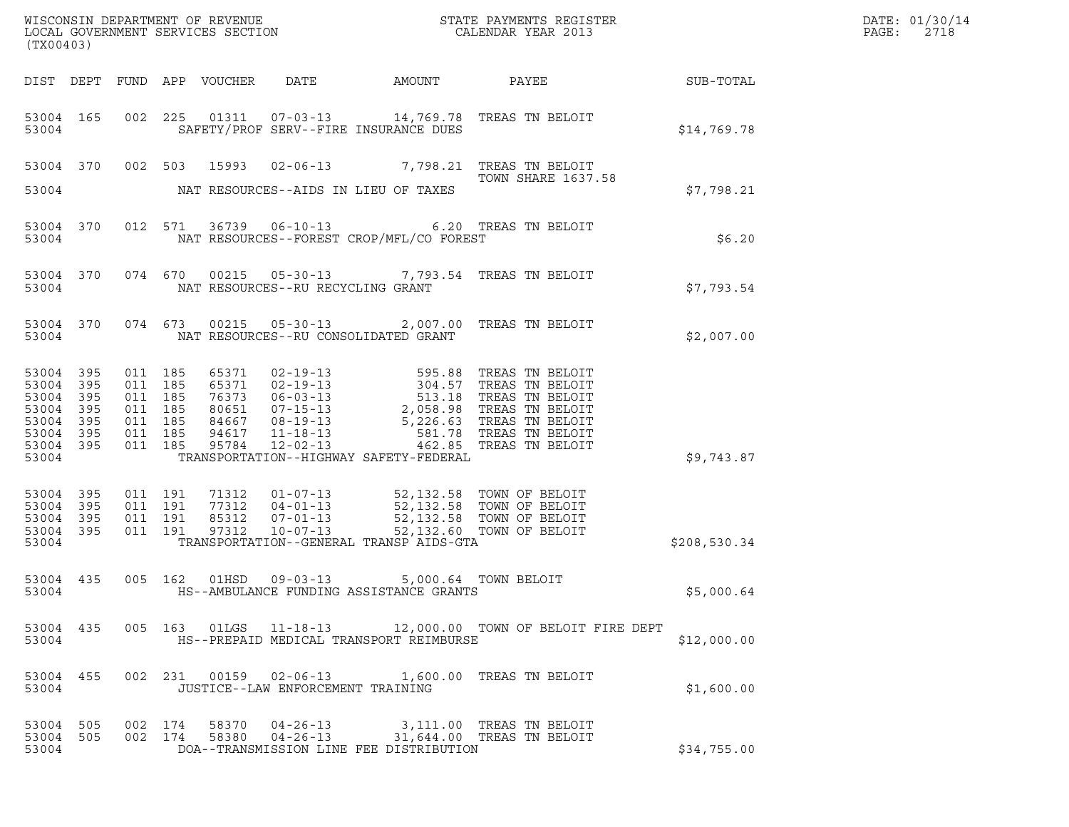WISCONSIN DEPARTMENT OF REVENUE
LOCAL GOVERNMENT SERVICES SECTION
(TX00403)

STATE PAYMENTS REGISTER
CALENDAR YEAR 2013

DATE: 01/30/14

| DIST | DEPT | FUND | APP | VOUCHER | DATE | AMOUNT | PAYEE | SUB-TOTAL |
|---|---|---|---|---|---|---|---|---|
| 53004 | 165 | 002 | 225 | 01311 | 07-03-13 | 14,769.78 | TREAS TN BELOIT | |
| 53004 | | | | | SAFETY/PROF SERV--FIRE INSURANCE DUES | | | $14,769.78 |
| 53004 | 370 | 002 | 503 | 15993 | 02-06-13 | 7,798.21 | TREAS TN BELOIT TOWN SHARE 1637.58 | |
| 53004 | | | | | NAT RESOURCES--AIDS IN LIEU OF TAXES | | | $7,798.21 |
| 53004 | 370 | 012 | 571 | 36739 | 06-10-13 | 6.20 | TREAS TN BELOIT | |
| 53004 | | | | | NAT RESOURCES--FOREST CROP/MFL/CO FOREST | | | $6.20 |
| 53004 | 370 | 074 | 670 | 00215 | 05-30-13 | 7,793.54 | TREAS TN BELOIT | |
| 53004 | | | | | NAT RESOURCES--RU RECYCLING GRANT | | | $7,793.54 |
| 53004 | 370 | 074 | 673 | 00215 | 05-30-13 | 2,007.00 | TREAS TN BELOIT | |
| 53004 | | | | | NAT RESOURCES--RU CONSOLIDATED GRANT | | | $2,007.00 |
| 53004 | 395 | 011 | 185 | 65371 | 02-19-13 | 595.88 | TREAS TN BELOIT | |
| 53004 | 395 | 011 | 185 | 65371 | 02-19-13 | 304.57 | TREAS TN BELOIT | |
| 53004 | 395 | 011 | 185 | 76373 | 06-03-13 | 513.18 | TREAS TN BELOIT | |
| 53004 | 395 | 011 | 185 | 80651 | 07-15-13 | 2,058.98 | TREAS TN BELOIT | |
| 53004 | 395 | 011 | 185 | 84667 | 08-19-13 | 5,226.63 | TREAS TN BELOIT | |
| 53004 | 395 | 011 | 185 | 94617 | 11-18-13 | 581.78 | TREAS TN BELOIT | |
| 53004 | 395 | 011 | 185 | 95784 | 12-02-13 | 462.85 | TREAS TN BELOIT | |
| 53004 | | | | | TRANSPORTATION--HIGHWAY SAFETY-FEDERAL | | | $9,743.87 |
| 53004 | 395 | 011 | 191 | 71312 | 01-07-13 | 52,132.58 | TOWN OF BELOIT | |
| 53004 | 395 | 011 | 191 | 77312 | 04-01-13 | 52,132.58 | TOWN OF BELOIT | |
| 53004 | 395 | 011 | 191 | 85312 | 07-01-13 | 52,132.58 | TOWN OF BELOIT | |
| 53004 | 395 | 011 | 191 | 97312 | 10-07-13 | 52,132.60 | TOWN OF BELOIT | |
| 53004 | | | | | TRANSPORTATION--GENERAL TRANSP AIDS-GTA | | | $208,530.34 |
| 53004 | 435 | 005 | 162 | 01HSD | 09-03-13 | 5,000.64 | TOWN BELOIT | |
| 53004 | | | | | HS--AMBULANCE FUNDING ASSISTANCE GRANTS | | | $5,000.64 |
| 53004 | 435 | 005 | 163 | 01LGS | 11-18-13 | 12,000.00 | TOWN OF BELOIT FIRE DEPT | |
| 53004 | | | | | HS--PREPAID MEDICAL TRANSPORT REIMBURSE | | | $12,000.00 |
| 53004 | 455 | 002 | 231 | 00159 | 02-06-13 | 1,600.00 | TREAS TN BELOIT | |
| 53004 | | | | | JUSTICE--LAW ENFORCEMENT TRAINING | | | $1,600.00 |
| 53004 | 505 | 002 | 174 | 58370 | 04-26-13 | 3,111.00 | TREAS TN BELOIT | |
| 53004 | 505 | 002 | 174 | 58380 | 04-26-13 | 31,644.00 | TREAS TN BELOIT | |
| 53004 | | | | | DOA--TRANSMISSION LINE FEE DISTRIBUTION | | | $34,755.00 |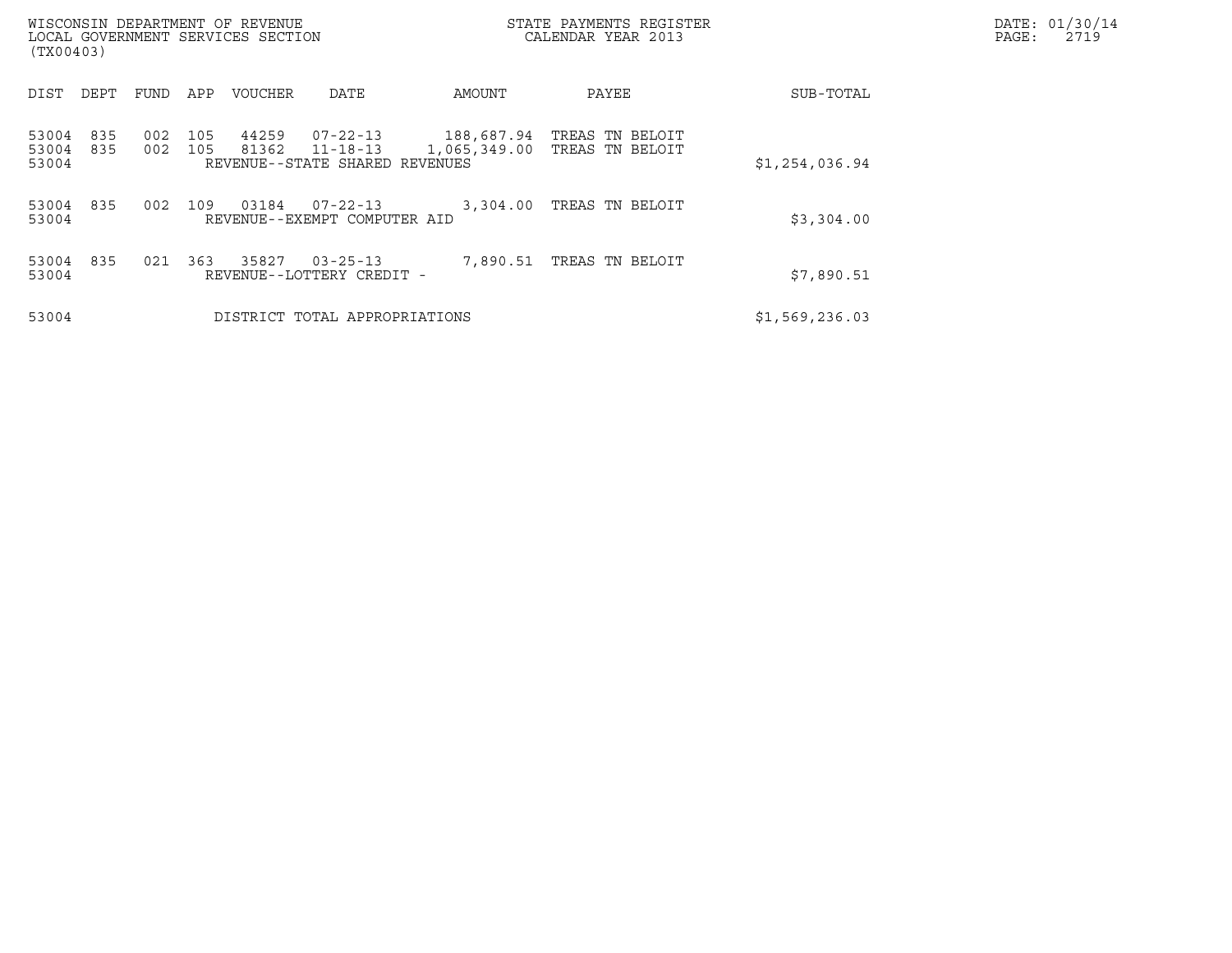WISCONSIN DEPARTMENT OF REVENUE
LOCAL GOVERNMENT SERVICES SECTION
(TX00403)

STATE PAYMENTS REGISTER
CALENDAR YEAR 2013

DATE: 01/30/14
PAGE: 2719

| DIST | DEPT | FUND | APP | VOUCHER | DATE | AMOUNT | PAYEE | SUB-TOTAL |
|---|---|---|---|---|---|---|---|---|
| 53004 | 835 | 002 | 105 | 44259 | 07-22-13 | 188,687.94 | TREAS TN BELOIT | |
| 53004 | 835 | 002 | 105 | 81362 | 11-18-13 | 1,065,349.00 | TREAS TN BELOIT | |
| 53004 | | | | REVENUE--STATE SHARED REVENUES | | | | $1,254,036.94 |
| 53004 | 835 | 002 | 109 | 03184 | 07-22-13 | 3,304.00 | TREAS TN BELOIT | |
| 53004 | | | | REVENUE--EXEMPT COMPUTER AID | | | | $3,304.00 |
| 53004 | 835 | 021 | 363 | 35827 | 03-25-13 | 7,890.51 | TREAS TN BELOIT | |
| 53004 | | | | REVENUE--LOTTERY CREDIT - | | | | $7,890.51 |
| 53004 | | | | DISTRICT TOTAL APPROPRIATIONS | | | | $1,569,236.03 |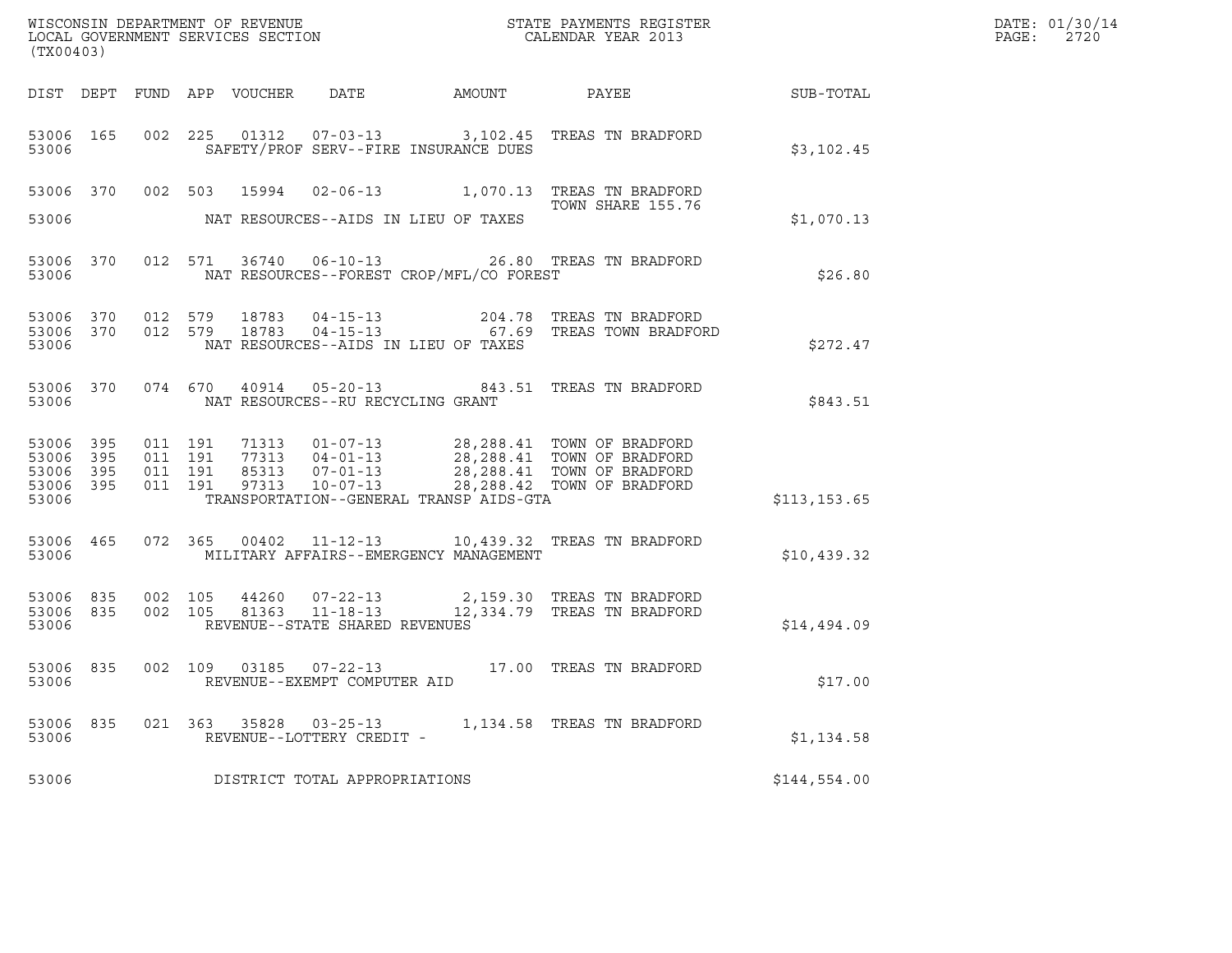WISCONSIN DEPARTMENT OF REVENUE
LOCAL GOVERNMENT SERVICES SECTION
(TX00403)

STATE PAYMENTS REGISTER
CALENDAR YEAR 2013

DATE: 01/30/14

| DIST | DEPT | FUND | APP | VOUCHER | DATE | AMOUNT | PAYEE | SUB-TOTAL |
|---|---|---|---|---|---|---|---|---|
| 53006 | 165 | 002 | 225 | 01312 | 07-03-13 | 3,102.45 | TREAS TN BRADFORD | |
| 53006 | | | | | SAFETY/PROF SERV--FIRE INSURANCE DUES | | | $3,102.45 |
| 53006 | 370 | 002 | 503 | 15994 | 02-06-13 | 1,070.13 | TREAS TN BRADFORD TOWN SHARE 155.76 | |
| 53006 | | | | | NAT RESOURCES--AIDS IN LIEU OF TAXES | | | $1,070.13 |
| 53006 | 370 | 012 | 571 | 36740 | 06-10-13 | 26.80 | TREAS TN BRADFORD | |
| 53006 | | | | | NAT RESOURCES--FOREST CROP/MFL/CO FOREST | | | $26.80 |
| 53006 | 370 | 012 | 579 | 18783 | 04-15-13 | 204.78 | TREAS TN BRADFORD | |
| 53006 | 370 | 012 | 579 | 18783 | 04-15-13 | 67.69 | TREAS TOWN BRADFORD | |
| 53006 | | | | | NAT RESOURCES--AIDS IN LIEU OF TAXES | | | $272.47 |
| 53006 | 370 | 074 | 670 | 40914 | 05-20-13 | 843.51 | TREAS TN BRADFORD | |
| 53006 | | | | | NAT RESOURCES--RU RECYCLING GRANT | | | $843.51 |
| 53006 | 395 | 011 | 191 | 71313 | 01-07-13 | 28,288.41 | TOWN OF BRADFORD | |
| 53006 | 395 | 011 | 191 | 77313 | 04-01-13 | 28,288.41 | TOWN OF BRADFORD | |
| 53006 | 395 | 011 | 191 | 85313 | 07-01-13 | 28,288.41 | TOWN OF BRADFORD | |
| 53006 | 395 | 011 | 191 | 97313 | 10-07-13 | 28,288.42 | TOWN OF BRADFORD | |
| 53006 | | | | | TRANSPORTATION--GENERAL TRANSP AIDS-GTA | | | $113,153.65 |
| 53006 | 465 | 072 | 365 | 00402 | 11-12-13 | 10,439.32 | TREAS TN BRADFORD | |
| 53006 | | | | | MILITARY AFFAIRS--EMERGENCY MANAGEMENT | | | $10,439.32 |
| 53006 | 835 | 002 | 105 | 44260 | 07-22-13 | 2,159.30 | TREAS TN BRADFORD | |
| 53006 | 835 | 002 | 105 | 81363 | 11-18-13 | 12,334.79 | TREAS TN BRADFORD | |
| 53006 | | | | | REVENUE--STATE SHARED REVENUES | | | $14,494.09 |
| 53006 | 835 | 002 | 109 | 03185 | 07-22-13 | 17.00 | TREAS TN BRADFORD | |
| 53006 | | | | | REVENUE--EXEMPT COMPUTER AID | | | $17.00 |
| 53006 | 835 | 021 | 363 | 35828 | 03-25-13 | 1,134.58 | TREAS TN BRADFORD | |
| 53006 | | | | | REVENUE--LOTTERY CREDIT - | | | $1,134.58 |
| 53006 | | | | | DISTRICT TOTAL APPROPRIATIONS | | | $144,554.00 |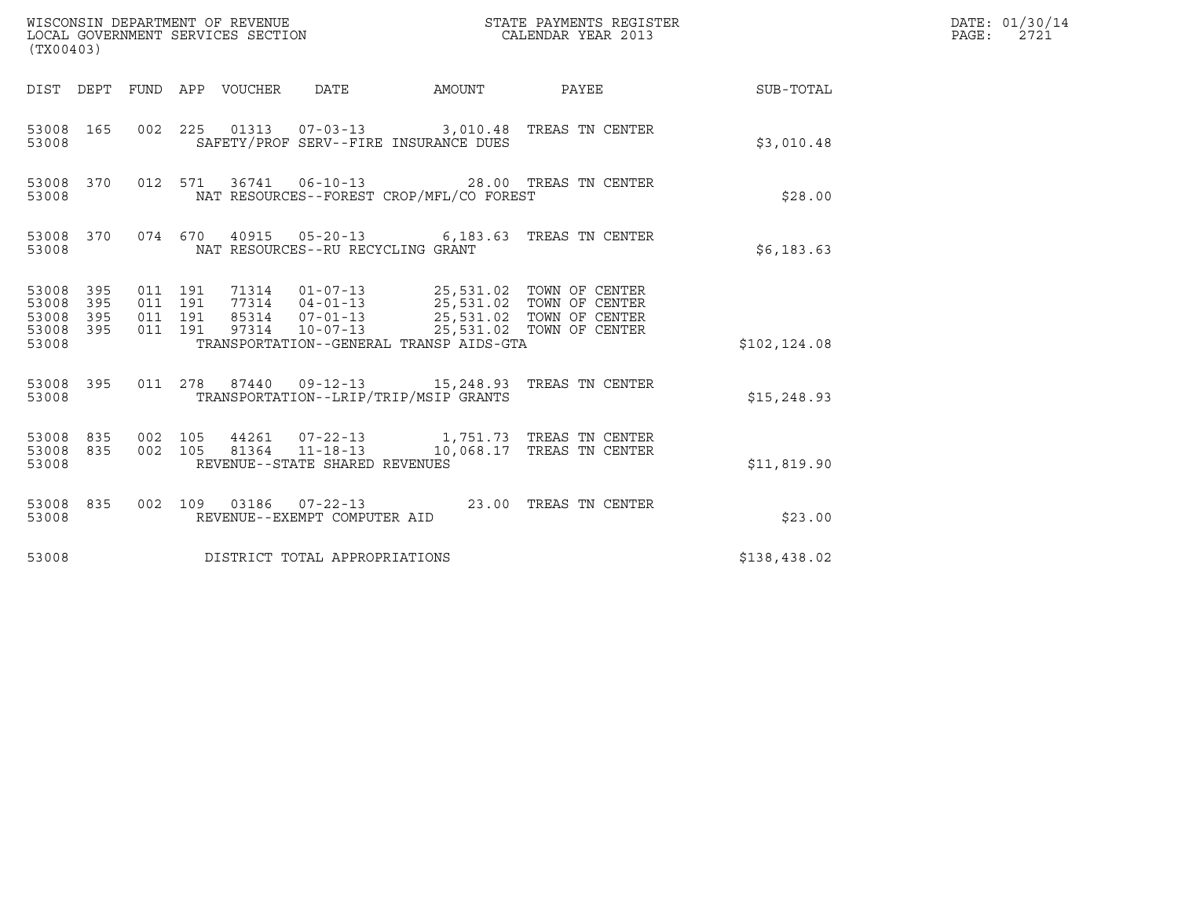WISCONSIN DEPARTMENT OF REVENUE
LOCAL GOVERNMENT SERVICES SECTION
(TX00403)

STATE PAYMENTS REGISTER
CALENDAR YEAR 2013

DATE: 01/30/14

| DIST | DEPT | FUND | APP | VOUCHER | DATE | AMOUNT | PAYEE | SUB-TOTAL |
|---|---|---|---|---|---|---|---|---|
| 53008 | 165 | 002 | 225 | 01313 | 07-03-13 | 3,010.48 | TREAS TN CENTER | |
| 53008 | | | | SAFETY/PROF SERV--FIRE INSURANCE DUES | | | | $3,010.48 |
| 53008 | 370 | 012 | 571 | 36741 | 06-10-13 | 28.00 | TREAS TN CENTER | |
| 53008 | | | | NAT RESOURCES--FOREST CROP/MFL/CO FOREST | | | | $28.00 |
| 53008 | 370 | 074 | 670 | 40915 | 05-20-13 | 6,183.63 | TREAS TN CENTER | |
| 53008 | | | | NAT RESOURCES--RU RECYCLING GRANT | | | | $6,183.63 |
| 53008 | 395 | 011 | 191 | 71314 | 01-07-13 | 25,531.02 | TOWN OF CENTER | |
| 53008 | 395 | 011 | 191 | 77314 | 04-01-13 | 25,531.02 | TOWN OF CENTER | |
| 53008 | 395 | 011 | 191 | 85314 | 07-01-13 | 25,531.02 | TOWN OF CENTER | |
| 53008 | 395 | 011 | 191 | 97314 | 10-07-13 | 25,531.02 | TOWN OF CENTER | |
| 53008 | | | | TRANSPORTATION--GENERAL TRANSP AIDS-GTA | | | | $102,124.08 |
| 53008 | 395 | 011 | 278 | 87440 | 09-12-13 | 15,248.93 | TREAS TN CENTER | |
| 53008 | | | | TRANSPORTATION--LRIP/TRIP/MSIP GRANTS | | | | $15,248.93 |
| 53008 | 835 | 002 | 105 | 44261 | 07-22-13 | 1,751.73 | TREAS TN CENTER | |
| 53008 | 835 | 002 | 105 | 81364 | 11-18-13 | 10,068.17 | TREAS TN CENTER | |
| 53008 | | | | REVENUE--STATE SHARED REVENUES | | | | $11,819.90 |
| 53008 | 835 | 002 | 109 | 03186 | 07-22-13 | 23.00 | TREAS TN CENTER | |
| 53008 | | | | REVENUE--EXEMPT COMPUTER AID | | | | $23.00 |
| 53008 | | | | DISTRICT TOTAL APPROPRIATIONS | | | | $138,438.02 |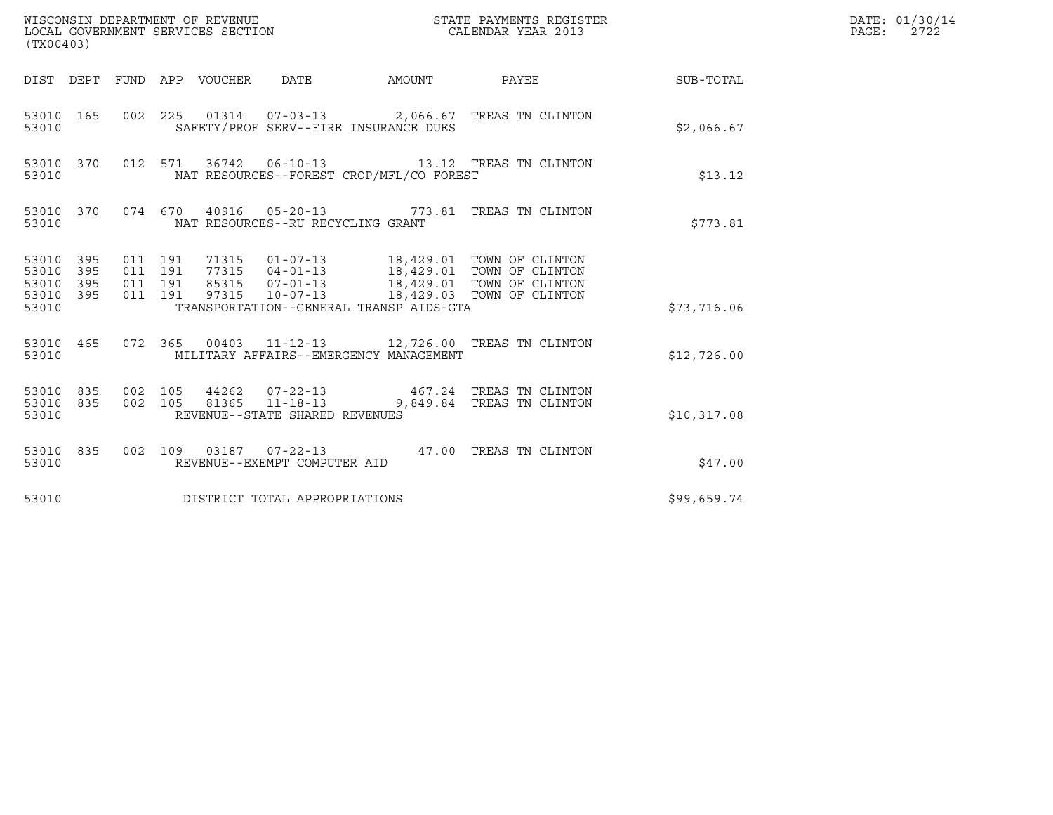WISCONSIN DEPARTMENT OF REVENUE
LOCAL GOVERNMENT SERVICES SECTION
(TX00403)

STATE PAYMENTS REGISTER
CALENDAR YEAR 2013

DATE: 01/30/14
PAGE: 2722

| DIST | DEPT | FUND | APP | VOUCHER | DATE | AMOUNT | PAYEE | SUB-TOTAL |
|---|---|---|---|---|---|---|---|---|
| 53010 | 165 | 002 | 225 | 01314 | 07-03-13 | 2,066.67 | TREAS TN CLINTON | |
| 53010 | | | | SAFETY/PROF SERV--FIRE INSURANCE DUES | | | | $2,066.67 |
| 53010 | 370 | 012 | 571 | 36742 | 06-10-13 | 13.12 | TREAS TN CLINTON | |
| 53010 | | | | NAT RESOURCES--FOREST CROP/MFL/CO FOREST | | | | $13.12 |
| 53010 | 370 | 074 | 670 | 40916 | 05-20-13 | 773.81 | TREAS TN CLINTON | |
| 53010 | | | | NAT RESOURCES--RU RECYCLING GRANT | | | | $773.81 |
| 53010 | 395 | 011 | 191 | 71315 | 01-07-13 | 18,429.01 | TOWN OF CLINTON | |
| 53010 | 395 | 011 | 191 | 77315 | 04-01-13 | 18,429.01 | TOWN OF CLINTON | |
| 53010 | 395 | 011 | 191 | 85315 | 07-01-13 | 18,429.01 | TOWN OF CLINTON | |
| 53010 | 395 | 011 | 191 | 97315 | 10-07-13 | 18,429.03 | TOWN OF CLINTON | |
| 53010 | | | | TRANSPORTATION--GENERAL TRANSP AIDS-GTA | | | | $73,716.06 |
| 53010 | 465 | 072 | 365 | 00403 | 11-12-13 | 12,726.00 | TREAS TN CLINTON | |
| 53010 | | | | MILITARY AFFAIRS--EMERGENCY MANAGEMENT | | | | $12,726.00 |
| 53010 | 835 | 002 | 105 | 44262 | 07-22-13 | 467.24 | TREAS TN CLINTON | |
| 53010 | 835 | 002 | 105 | 81365 | 11-18-13 | 9,849.84 | TREAS TN CLINTON | |
| 53010 | | | | REVENUE--STATE SHARED REVENUES | | | | $10,317.08 |
| 53010 | 835 | 002 | 109 | 03187 | 07-22-13 | 47.00 | TREAS TN CLINTON | |
| 53010 | | | | REVENUE--EXEMPT COMPUTER AID | | | | $47.00 |
| 53010 | | | | DISTRICT TOTAL APPROPRIATIONS | | | | $99,659.74 |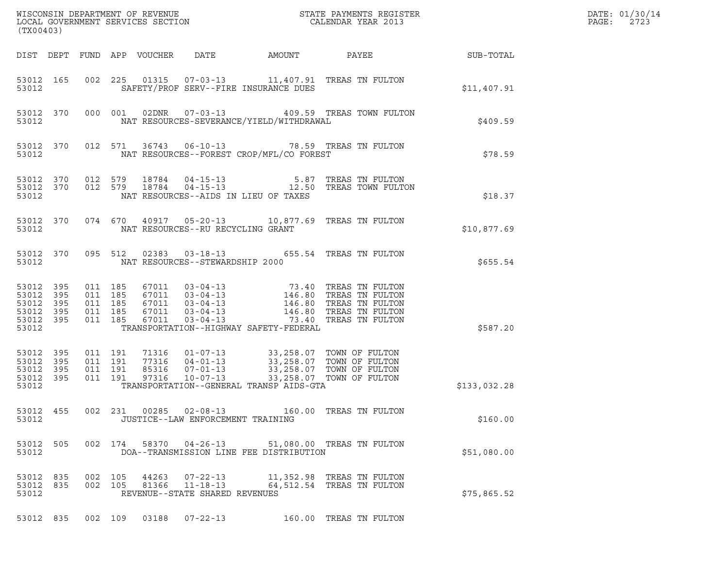WISCONSIN DEPARTMENT OF REVENUE
LOCAL GOVERNMENT SERVICES SECTION
(TX00403)

STATE PAYMENTS REGISTER
CALENDAR YEAR 2013

DATE: 01/30/14
PAGE: 2723

| DIST | DEPT | FUND | APP | VOUCHER | DATE | AMOUNT | PAYEE | SUB-TOTAL |
|---|---|---|---|---|---|---|---|---|
| 53012 | 165 | 002 | 225 | 01315 | 07-03-13 | 11,407.91 | TREAS TN FULTON | |
| 53012 | | | | SAFETY/PROF SERV--FIRE INSURANCE DUES | | | | $11,407.91 |
| 53012 | 370 | 000 | 001 | 02DNR | 07-03-13 | 409.59 | TREAS TOWN FULTON | |
| 53012 | | | | NAT RESOURCES-SEVERANCE/YIELD/WITHDRAWAL | | | | $409.59 |
| 53012 | 370 | 012 | 571 | 36743 | 06-10-13 | 78.59 | TREAS TN FULTON | |
| 53012 | | | | NAT RESOURCES--FOREST CROP/MFL/CO FOREST | | | | $78.59 |
| 53012 | 370 | 012 | 579 | 18784 | 04-15-13 | 5.87 | TREAS TN FULTON | |
| 53012 | 370 | 012 | 579 | 18784 | 04-15-13 | 12.50 | TREAS TOWN FULTON | |
| 53012 | | | | NAT RESOURCES--AIDS IN LIEU OF TAXES | | | | $18.37 |
| 53012 | 370 | 074 | 670 | 40917 | 05-20-13 | 10,877.69 | TREAS TN FULTON | |
| 53012 | | | | NAT RESOURCES--RU RECYCLING GRANT | | | | $10,877.69 |
| 53012 | 370 | 095 | 512 | 02383 | 03-18-13 | 655.54 | TREAS TN FULTON | |
| 53012 | | | | NAT RESOURCES--STEWARDSHIP 2000 | | | | $655.54 |
| 53012 | 395 | 011 | 185 | 67011 | 03-04-13 | 73.40 | TREAS TN FULTON | |
| 53012 | 395 | 011 | 185 | 67011 | 03-04-13 | 146.80 | TREAS TN FULTON | |
| 53012 | 395 | 011 | 185 | 67011 | 03-04-13 | 146.80 | TREAS TN FULTON | |
| 53012 | 395 | 011 | 185 | 67011 | 03-04-13 | 146.80 | TREAS TN FULTON | |
| 53012 | 395 | 011 | 185 | 67011 | 03-04-13 | 73.40 | TREAS TN FULTON | |
| 53012 | | | | TRANSPORTATION--HIGHWAY SAFETY-FEDERAL | | | | $587.20 |
| 53012 | 395 | 011 | 191 | 71316 | 01-07-13 | 33,258.07 | TOWN OF FULTON | |
| 53012 | 395 | 011 | 191 | 77316 | 04-01-13 | 33,258.07 | TOWN OF FULTON | |
| 53012 | 395 | 011 | 191 | 85316 | 07-01-13 | 33,258.07 | TOWN OF FULTON | |
| 53012 | 395 | 011 | 191 | 97316 | 10-07-13 | 33,258.07 | TOWN OF FULTON | |
| 53012 | | | | TRANSPORTATION--GENERAL TRANSP AIDS-GTA | | | | $133,032.28 |
| 53012 | 455 | 002 | 231 | 00285 | 02-08-13 | 160.00 | TREAS TN FULTON | |
| 53012 | | | | JUSTICE--LAW ENFORCEMENT TRAINING | | | | $160.00 |
| 53012 | 505 | 002 | 174 | 58370 | 04-26-13 | 51,080.00 | TREAS TN FULTON | |
| 53012 | | | | DOA--TRANSMISSION LINE FEE DISTRIBUTION | | | | $51,080.00 |
| 53012 | 835 | 002 | 105 | 44263 | 07-22-13 | 11,352.98 | TREAS TN FULTON | |
| 53012 | 835 | 002 | 105 | 81366 | 11-18-13 | 64,512.54 | TREAS TN FULTON | |
| 53012 | | | | REVENUE--STATE SHARED REVENUES | | | | $75,865.52 |
| 53012 | 835 | 002 | 109 | 03188 | 07-22-13 | 160.00 | TREAS TN FULTON | |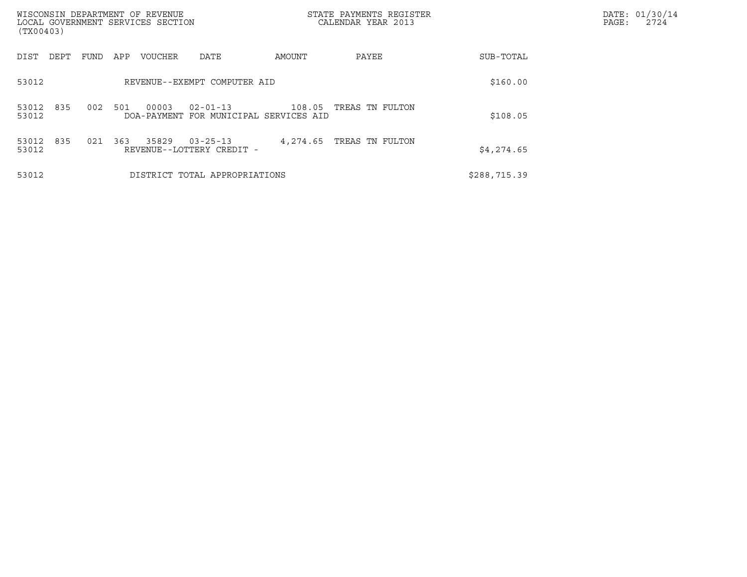| DIST | DEPT | FUND | APP | VOUCHER | DATE | AMOUNT | PAYEE | SUB-TOTAL |
|---|---|---|---|---|---|---|---|---|
| 53012 | | | | REVENUE--EXEMPT COMPUTER AID | | | | $160.00 |
| 53012 | 835 | 002 | 501 | 00003 | 02-01-13 | 108.05 | TREAS TN FULTON | |
| 53012 | | | | DOA-PAYMENT FOR MUNICIPAL SERVICES AID | | | | $108.05 |
| 53012 | 835 | 021 | 363 | 35829 | 03-25-13 | 4,274.65 | TREAS TN FULTON | |
| 53012 | | | | REVENUE--LOTTERY CREDIT - | | | | $4,274.65 |
| 53012 | | | | DISTRICT TOTAL APPROPRIATIONS | | | | $288,715.39 |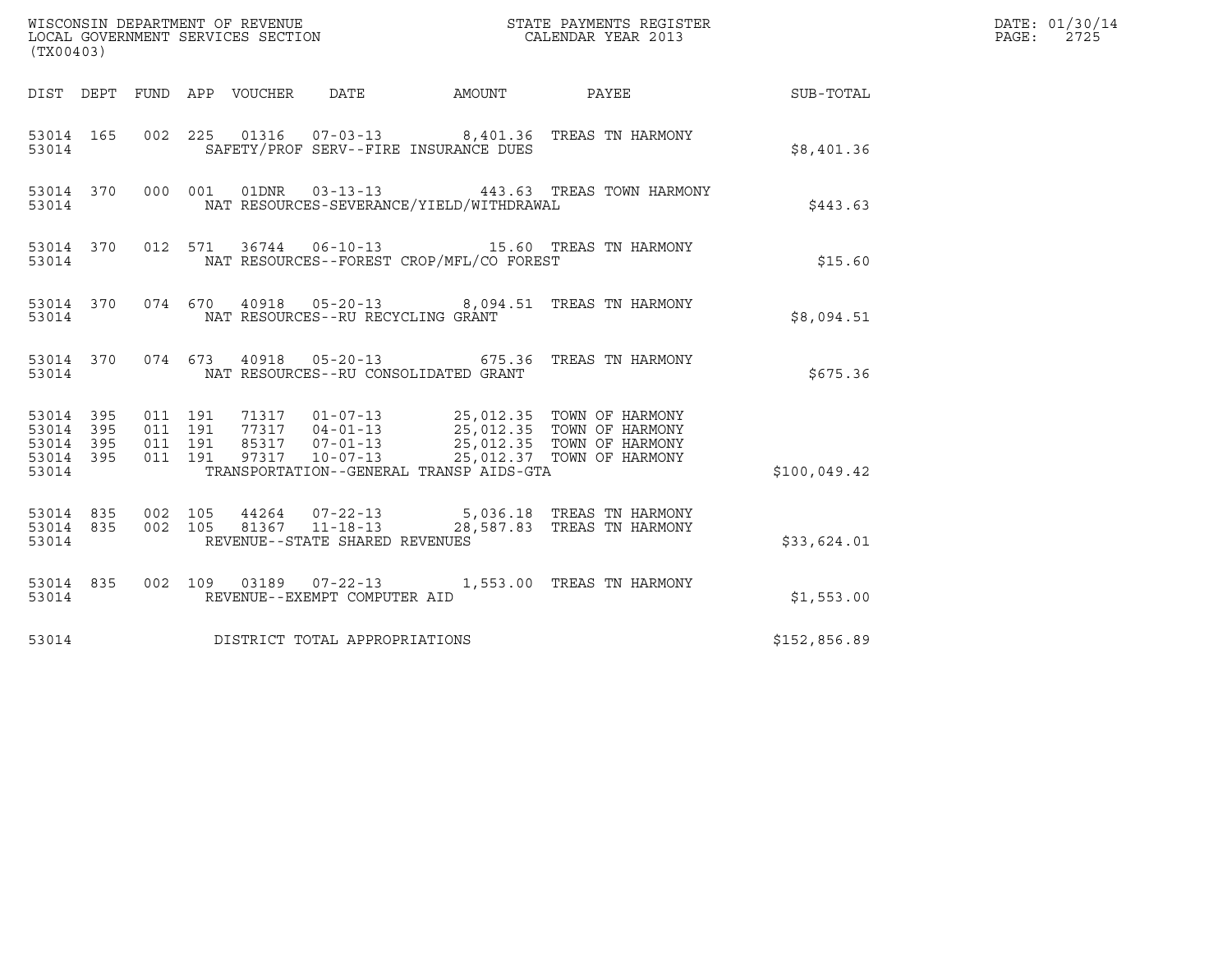WISCONSIN DEPARTMENT OF REVENUE
LOCAL GOVERNMENT SERVICES SECTION
(TX00403)

STATE PAYMENTS REGISTER
CALENDAR YEAR 2013

DATE: 01/30/14

| DIST | DEPT | FUND | APP | VOUCHER | DATE | AMOUNT | PAYEE | SUB-TOTAL |
|---|---|---|---|---|---|---|---|---|
| 53014 | 165 | 002 | 225 | 01316 | 07-03-13 | 8,401.36 | TREAS TN HARMONY | |
| 53014 | | | | SAFETY/PROF SERV--FIRE INSURANCE DUES | | | | $8,401.36 |
| 53014 | 370 | 000 | 001 | 01DNR | 03-13-13 | 443.63 | TREAS TOWN HARMONY | |
| 53014 | | | | NAT RESOURCES-SEVERANCE/YIELD/WITHDRAWAL | | | | $443.63 |
| 53014 | 370 | 012 | 571 | 36744 | 06-10-13 | 15.60 | TREAS TN HARMONY | |
| 53014 | | | | NAT RESOURCES--FOREST CROP/MFL/CO FOREST | | | | $15.60 |
| 53014 | 370 | 074 | 670 | 40918 | 05-20-13 | 8,094.51 | TREAS TN HARMONY | |
| 53014 | | | | NAT RESOURCES--RU RECYCLING GRANT | | | | $8,094.51 |
| 53014 | 370 | 074 | 673 | 40918 | 05-20-13 | 675.36 | TREAS TN HARMONY | |
| 53014 | | | | NAT RESOURCES--RU CONSOLIDATED GRANT | | | | $675.36 |
| 53014 | 395 | 011 | 191 | 71317 | 01-07-13 | 25,012.35 | TOWN OF HARMONY | |
| 53014 | 395 | 011 | 191 | 77317 | 04-01-13 | 25,012.35 | TOWN OF HARMONY | |
| 53014 | 395 | 011 | 191 | 85317 | 07-01-13 | 25,012.35 | TOWN OF HARMONY | |
| 53014 | 395 | 011 | 191 | 97317 | 10-07-13 | 25,012.37 | TOWN OF HARMONY | |
| 53014 | | | | TRANSPORTATION--GENERAL TRANSP AIDS-GTA | | | | $100,049.42 |
| 53014 | 835 | 002 | 105 | 44264 | 07-22-13 | 5,036.18 | TREAS TN HARMONY | |
| 53014 | 835 | 002 | 105 | 81367 | 11-18-13 | 28,587.83 | TREAS TN HARMONY | |
| 53014 | | | | REVENUE--STATE SHARED REVENUES | | | | $33,624.01 |
| 53014 | 835 | 002 | 109 | 03189 | 07-22-13 | 1,553.00 | TREAS TN HARMONY | |
| 53014 | | | | REVENUE--EXEMPT COMPUTER AID | | | | $1,553.00 |
| 53014 | | | | DISTRICT TOTAL APPROPRIATIONS | | | | $152,856.89 |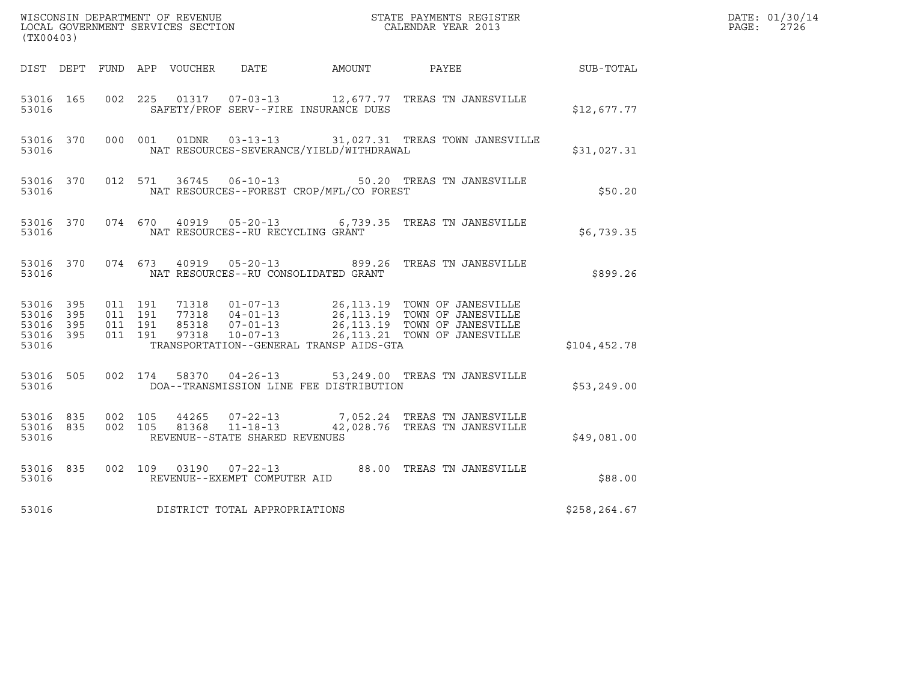WISCONSIN DEPARTMENT OF REVENUE
LOCAL GOVERNMENT SERVICES SECTION
(TX00403)

STATE PAYMENTS REGISTER
CALENDAR YEAR 2013

DATE: 01/30/14

| DIST | DEPT | FUND | APP | VOUCHER | DATE | AMOUNT | PAYEE | SUB-TOTAL |
|---|---|---|---|---|---|---|---|---|
| 53016 | 165 | 002 | 225 | 01317 | 07-03-13 | 12,677.77 | TREAS TN JANESVILLE | |
| 53016 | | | | SAFETY/PROF SERV--FIRE INSURANCE DUES | | | | $12,677.77 |
| 53016 | 370 | 000 | 001 | 01DNR | 03-13-13 | 31,027.31 | TREAS TOWN JANESVILLE | |
| 53016 | | | | NAT RESOURCES-SEVERANCE/YIELD/WITHDRAWAL | | | | $31,027.31 |
| 53016 | 370 | 012 | 571 | 36745 | 06-10-13 | 50.20 | TREAS TN JANESVILLE | |
| 53016 | | | | NAT RESOURCES--FOREST CROP/MFL/CO FOREST | | | | $50.20 |
| 53016 | 370 | 074 | 670 | 40919 | 05-20-13 | 6,739.35 | TREAS TN JANESVILLE | |
| 53016 | | | | NAT RESOURCES--RU RECYCLING GRANT | | | | $6,739.35 |
| 53016 | 370 | 074 | 673 | 40919 | 05-20-13 | 899.26 | TREAS TN JANESVILLE | |
| 53016 | | | | NAT RESOURCES--RU CONSOLIDATED GRANT | | | | $899.26 |
| 53016 | 395 | 011 | 191 | 71318 | 01-07-13 | 26,113.19 | TOWN OF JANESVILLE | |
| 53016 | 395 | 011 | 191 | 77318 | 04-01-13 | 26,113.19 | TOWN OF JANESVILLE | |
| 53016 | 395 | 011 | 191 | 85318 | 07-01-13 | 26,113.19 | TOWN OF JANESVILLE | |
| 53016 | 395 | 011 | 191 | 97318 | 10-07-13 | 26,113.21 | TOWN OF JANESVILLE | |
| 53016 | | | | TRANSPORTATION--GENERAL TRANSP AIDS-GTA | | | | $104,452.78 |
| 53016 | 505 | 002 | 174 | 58370 | 04-26-13 | 53,249.00 | TREAS TN JANESVILLE | |
| 53016 | | | | DOA--TRANSMISSION LINE FEE DISTRIBUTION | | | | $53,249.00 |
| 53016 | 835 | 002 | 105 | 44265 | 07-22-13 | 7,052.24 | TREAS TN JANESVILLE | |
| 53016 | 835 | 002 | 105 | 81368 | 11-18-13 | 42,028.76 | TREAS TN JANESVILLE | |
| 53016 | | | | REVENUE--STATE SHARED REVENUES | | | | $49,081.00 |
| 53016 | 835 | 002 | 109 | 03190 | 07-22-13 | 88.00 | TREAS TN JANESVILLE | |
| 53016 | | | | REVENUE--EXEMPT COMPUTER AID | | | | $88.00 |
| 53016 | | | | DISTRICT TOTAL APPROPRIATIONS | | | | $258,264.67 |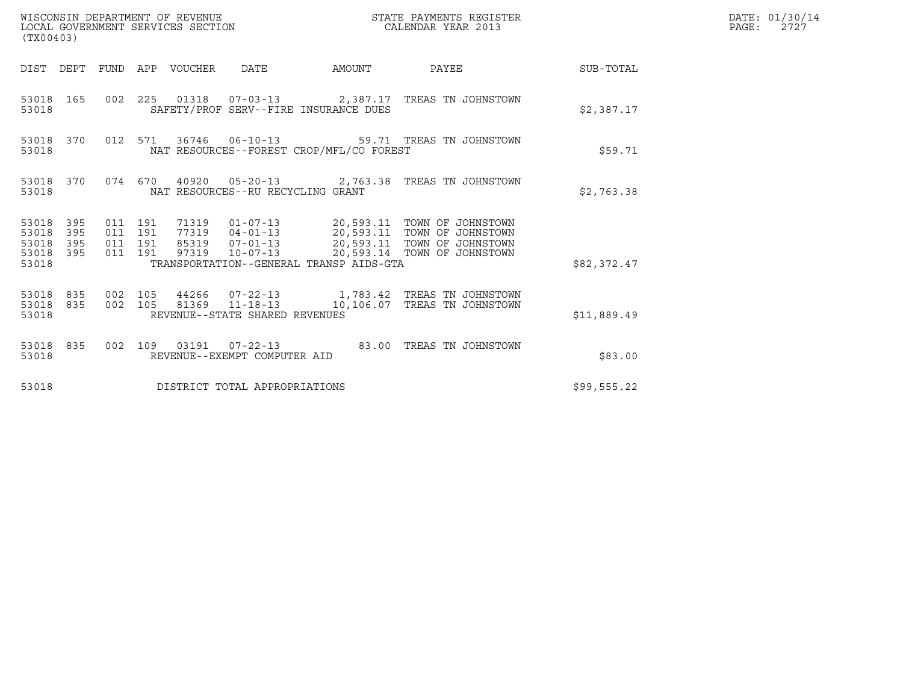WISCONSIN DEPARTMENT OF REVENUE
LOCAL GOVERNMENT SERVICES SECTION
(TX00403)

STATE PAYMENTS REGISTER
CALENDAR YEAR 2013

DATE: 01/30/14
PAGE: 2727

| DIST | DEPT | FUND | APP | VOUCHER | DATE | AMOUNT | PAYEE | SUB-TOTAL |
|---|---|---|---|---|---|---|---|---|
| 53018 | 165 | 002 | 225 | 01318 | 07-03-13 | 2,387.17 | TREAS TN JOHNSTOWN | |
| 53018 | | | | SAFETY/PROF SERV--FIRE INSURANCE DUES | | | | $2,387.17 |
| 53018 | 370 | 012 | 571 | 36746 | 06-10-13 | 59.71 | TREAS TN JOHNSTOWN | |
| 53018 | | | | NAT RESOURCES--FOREST CROP/MFL/CO FOREST | | | | $59.71 |
| 53018 | 370 | 074 | 670 | 40920 | 05-20-13 | 2,763.38 | TREAS TN JOHNSTOWN | |
| 53018 | | | | NAT RESOURCES--RU RECYCLING GRANT | | | | $2,763.38 |
| 53018 | 395 | 011 | 191 | 71319 | 01-07-13 | 20,593.11 | TOWN OF JOHNSTOWN | |
| 53018 | 395 | 011 | 191 | 77319 | 04-01-13 | 20,593.11 | TOWN OF JOHNSTOWN | |
| 53018 | 395 | 011 | 191 | 85319 | 07-01-13 | 20,593.11 | TOWN OF JOHNSTOWN | |
| 53018 | 395 | 011 | 191 | 97319 | 10-07-13 | 20,593.14 | TOWN OF JOHNSTOWN | |
| 53018 | | | | TRANSPORTATION--GENERAL TRANSP AIDS-GTA | | | | $82,372.47 |
| 53018 | 835 | 002 | 105 | 44266 | 07-22-13 | 1,783.42 | TREAS TN JOHNSTOWN | |
| 53018 | 835 | 002 | 105 | 81369 | 11-18-13 | 10,106.07 | TREAS TN JOHNSTOWN | |
| 53018 | | | | REVENUE--STATE SHARED REVENUES | | | | $11,889.49 |
| 53018 | 835 | 002 | 109 | 03191 | 07-22-13 | 83.00 | TREAS TN JOHNSTOWN | |
| 53018 | | | | REVENUE--EXEMPT COMPUTER AID | | | | $83.00 |
| 53018 | | | | DISTRICT TOTAL APPROPRIATIONS | | | | $99,555.22 |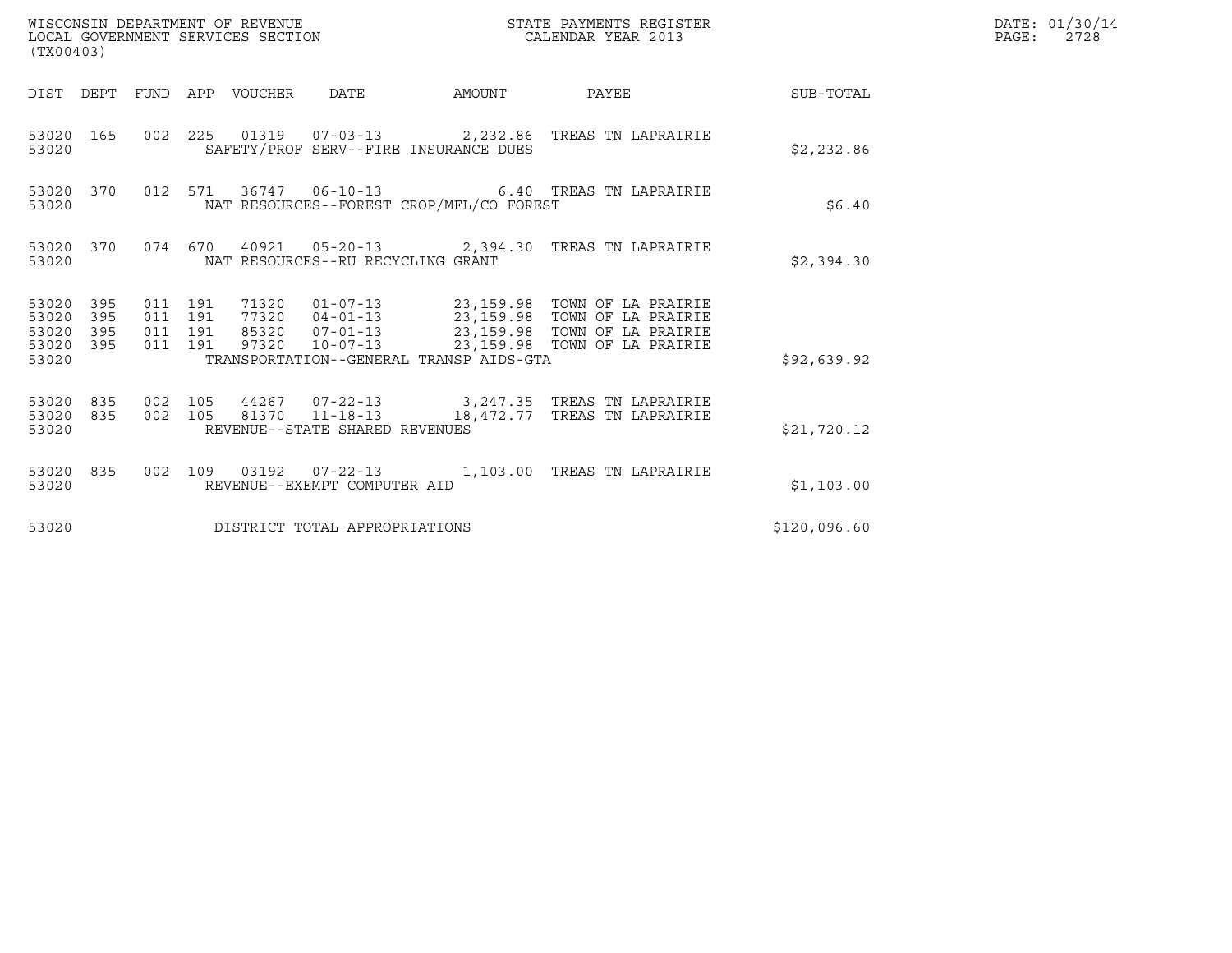WISCONSIN DEPARTMENT OF REVENUE
LOCAL GOVERNMENT SERVICES SECTION
(TX00403)

STATE PAYMENTS REGISTER
CALENDAR YEAR 2013

DATE: 01/30/14

| DIST | DEPT | FUND | APP | VOUCHER | DATE | AMOUNT | PAYEE | SUB-TOTAL |
|---|---|---|---|---|---|---|---|---|
| 53020 | 165 | 002 | 225 | 01319 | 07-03-13 | 2,232.86 | TREAS TN LAPRAIRIE | |
| 53020 | | | | SAFETY/PROF SERV--FIRE INSURANCE DUES | | | | $2,232.86 |
| 53020 | 370 | 012 | 571 | 36747 | 06-10-13 | 6.40 | TREAS TN LAPRAIRIE | |
| 53020 | | | | NAT RESOURCES--FOREST CROP/MFL/CO FOREST | | | | $6.40 |
| 53020 | 370 | 074 | 670 | 40921 | 05-20-13 | 2,394.30 | TREAS TN LAPRAIRIE | |
| 53020 | | | | NAT RESOURCES--RU RECYCLING GRANT | | | | $2,394.30 |
| 53020 | 395 | 011 | 191 | 71320 | 01-07-13 | 23,159.98 | TOWN OF LA PRAIRIE | |
| 53020 | 395 | 011 | 191 | 77320 | 04-01-13 | 23,159.98 | TOWN OF LA PRAIRIE | |
| 53020 | 395 | 011 | 191 | 85320 | 07-01-13 | 23,159.98 | TOWN OF LA PRAIRIE | |
| 53020 | 395 | 011 | 191 | 97320 | 10-07-13 | 23,159.98 | TOWN OF LA PRAIRIE | |
| 53020 | | | | TRANSPORTATION--GENERAL TRANSP AIDS-GTA | | | | $92,639.92 |
| 53020 | 835 | 002 | 105 | 44267 | 07-22-13 | 3,247.35 | TREAS TN LAPRAIRIE | |
| 53020 | 835 | 002 | 105 | 81370 | 11-18-13 | 18,472.77 | TREAS TN LAPRAIRIE | |
| 53020 | | | | REVENUE--STATE SHARED REVENUES | | | | $21,720.12 |
| 53020 | 835 | 002 | 109 | 03192 | 07-22-13 | 1,103.00 | TREAS TN LAPRAIRIE | |
| 53020 | | | | REVENUE--EXEMPT COMPUTER AID | | | | $1,103.00 |
| 53020 | | | | DISTRICT TOTAL APPROPRIATIONS | | | | $120,096.60 |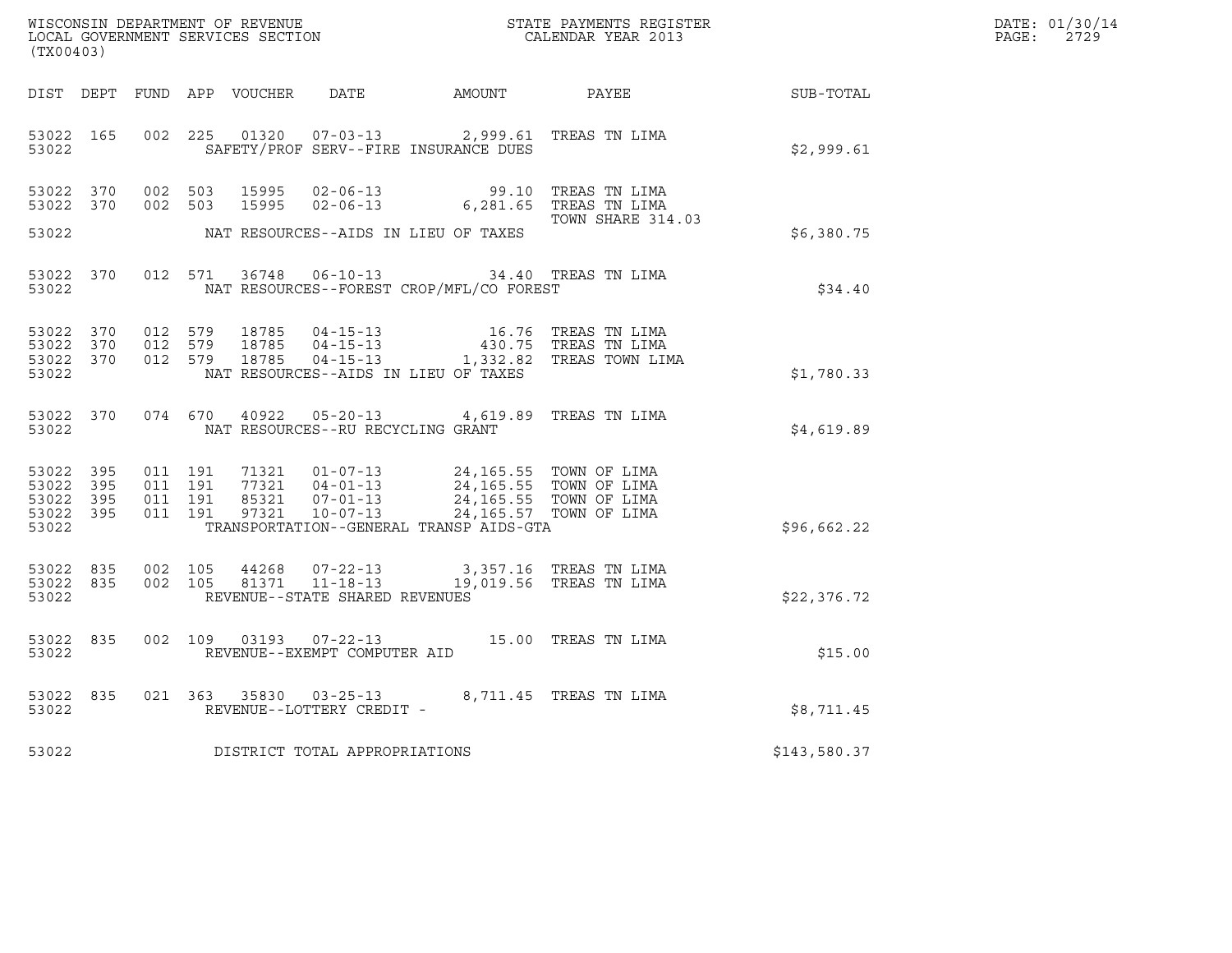WISCONSIN DEPARTMENT OF REVENUE
LOCAL GOVERNMENT SERVICES SECTION
(TX00403)

STATE PAYMENTS REGISTER
CALENDAR YEAR 2013

DATE: 01/30/14
PAGE: 2729

| DIST | DEPT | FUND | APP | VOUCHER | DATE | AMOUNT | PAYEE | SUB-TOTAL |
|---|---|---|---|---|---|---|---|---|
| 53022 | 165 | 002 | 225 | 01320 | 07-03-13 | 2,999.61 | TREAS TN LIMA | |
| 53022 | | | | | SAFETY/PROF SERV--FIRE INSURANCE DUES | | | $2,999.61 |
| 53022 | 370 | 002 | 503 | 15995 | 02-06-13 | 99.10 | TREAS TN LIMA | |
| 53022 | 370 | 002 | 503 | 15995 | 02-06-13 | 6,281.65 | TREAS TN LIMA TOWN SHARE 314.03 | |
| 53022 | | | | | NAT RESOURCES--AIDS IN LIEU OF TAXES | | | $6,380.75 |
| 53022 | 370 | 012 | 571 | 36748 | 06-10-13 | 34.40 | TREAS TN LIMA | |
| 53022 | | | | | NAT RESOURCES--FOREST CROP/MFL/CO FOREST | | | $34.40 |
| 53022 | 370 | 012 | 579 | 18785 | 04-15-13 | 16.76 | TREAS TN LIMA | |
| 53022 | 370 | 012 | 579 | 18785 | 04-15-13 | 430.75 | TREAS TN LIMA | |
| 53022 | 370 | 012 | 579 | 18785 | 04-15-13 | 1,332.82 | TREAS TOWN LIMA | |
| 53022 | | | | | NAT RESOURCES--AIDS IN LIEU OF TAXES | | | $1,780.33 |
| 53022 | 370 | 074 | 670 | 40922 | 05-20-13 | 4,619.89 | TREAS TN LIMA | |
| 53022 | | | | | NAT RESOURCES--RU RECYCLING GRANT | | | $4,619.89 |
| 53022 | 395 | 011 | 191 | 71321 | 01-07-13 | 24,165.55 | TOWN OF LIMA | |
| 53022 | 395 | 011 | 191 | 77321 | 04-01-13 | 24,165.55 | TOWN OF LIMA | |
| 53022 | 395 | 011 | 191 | 85321 | 07-01-13 | 24,165.55 | TOWN OF LIMA | |
| 53022 | 395 | 011 | 191 | 97321 | 10-07-13 | 24,165.57 | TOWN OF LIMA | |
| 53022 | | | | | TRANSPORTATION--GENERAL TRANSP AIDS-GTA | | | $96,662.22 |
| 53022 | 835 | 002 | 105 | 44268 | 07-22-13 | 3,357.16 | TREAS TN LIMA | |
| 53022 | 835 | 002 | 105 | 81371 | 11-18-13 | 19,019.56 | TREAS TN LIMA | |
| 53022 | | | | | REVENUE--STATE SHARED REVENUES | | | $22,376.72 |
| 53022 | 835 | 002 | 109 | 03193 | 07-22-13 | 15.00 | TREAS TN LIMA | |
| 53022 | | | | | REVENUE--EXEMPT COMPUTER AID | | | $15.00 |
| 53022 | 835 | 021 | 363 | 35830 | 03-25-13 | 8,711.45 | TREAS TN LIMA | |
| 53022 | | | | | REVENUE--LOTTERY CREDIT - | | | $8,711.45 |
| 53022 | | | | | DISTRICT TOTAL APPROPRIATIONS | | | $143,580.37 |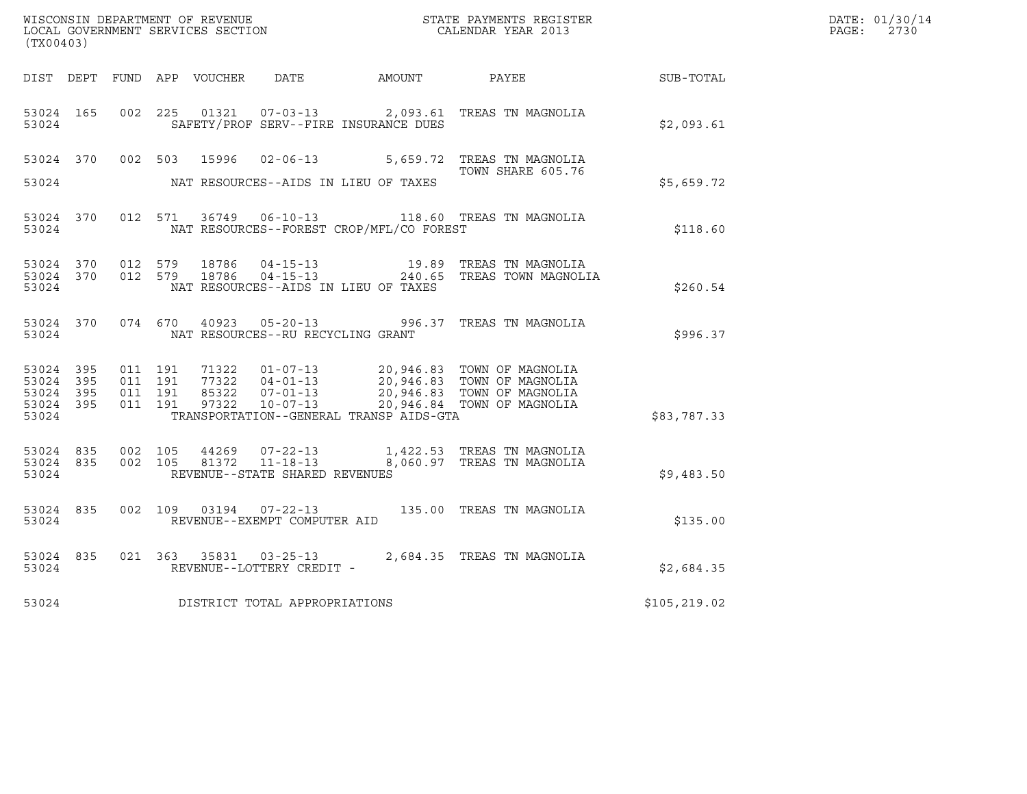WISCONSIN DEPARTMENT OF REVENUE
LOCAL GOVERNMENT SERVICES SECTION
(TX00403)

STATE PAYMENTS REGISTER
CALENDAR YEAR 2013

DATE: 01/30/14
PAGE: 2730

| DIST | DEPT | FUND | APP | VOUCHER | DATE | AMOUNT | PAYEE | SUB-TOTAL |
|---|---|---|---|---|---|---|---|---|
| 53024 | 165 | 002 | 225 | 01321 | 07-03-13 | 2,093.61 | TREAS TN MAGNOLIA | |
| 53024 | | | | | SAFETY/PROF SERV--FIRE INSURANCE DUES | | | $2,093.61 |
| 53024 | 370 | 002 | 503 | 15996 | 02-06-13 | 5,659.72 | TREAS TN MAGNOLIA TOWN SHARE 605.76 | |
| 53024 | | | | | NAT RESOURCES--AIDS IN LIEU OF TAXES | | | $5,659.72 |
| 53024 | 370 | 012 | 571 | 36749 | 06-10-13 | 118.60 | TREAS TN MAGNOLIA | |
| 53024 | | | | | NAT RESOURCES--FOREST CROP/MFL/CO FOREST | | | $118.60 |
| 53024 | 370 | 012 | 579 | 18786 | 04-15-13 | 19.89 | TREAS TN MAGNOLIA | |
| 53024 | 370 | 012 | 579 | 18786 | 04-15-13 | 240.65 | TREAS TOWN MAGNOLIA | |
| 53024 | | | | | NAT RESOURCES--AIDS IN LIEU OF TAXES | | | $260.54 |
| 53024 | 370 | 074 | 670 | 40923 | 05-20-13 | 996.37 | TREAS TN MAGNOLIA | |
| 53024 | | | | | NAT RESOURCES--RU RECYCLING GRANT | | | $996.37 |
| 53024 | 395 | 011 | 191 | 71322 | 01-07-13 | 20,946.83 | TOWN OF MAGNOLIA | |
| 53024 | 395 | 011 | 191 | 77322 | 04-01-13 | 20,946.83 | TOWN OF MAGNOLIA | |
| 53024 | 395 | 011 | 191 | 85322 | 07-01-13 | 20,946.83 | TOWN OF MAGNOLIA | |
| 53024 | 395 | 011 | 191 | 97322 | 10-07-13 | 20,946.84 | TOWN OF MAGNOLIA | |
| 53024 | | | | | TRANSPORTATION--GENERAL TRANSP AIDS-GTA | | | $83,787.33 |
| 53024 | 835 | 002 | 105 | 44269 | 07-22-13 | 1,422.53 | TREAS TN MAGNOLIA | |
| 53024 | 835 | 002 | 105 | 81372 | 11-18-13 | 8,060.97 | TREAS TN MAGNOLIA | |
| 53024 | | | | | REVENUE--STATE SHARED REVENUES | | | $9,483.50 |
| 53024 | 835 | 002 | 109 | 03194 | 07-22-13 | 135.00 | TREAS TN MAGNOLIA | |
| 53024 | | | | | REVENUE--EXEMPT COMPUTER AID | | | $135.00 |
| 53024 | 835 | 021 | 363 | 35831 | 03-25-13 | 2,684.35 | TREAS TN MAGNOLIA | |
| 53024 | | | | | REVENUE--LOTTERY CREDIT - | | | $2,684.35 |
| 53024 | | | | | DISTRICT TOTAL APPROPRIATIONS | | | $105,219.02 |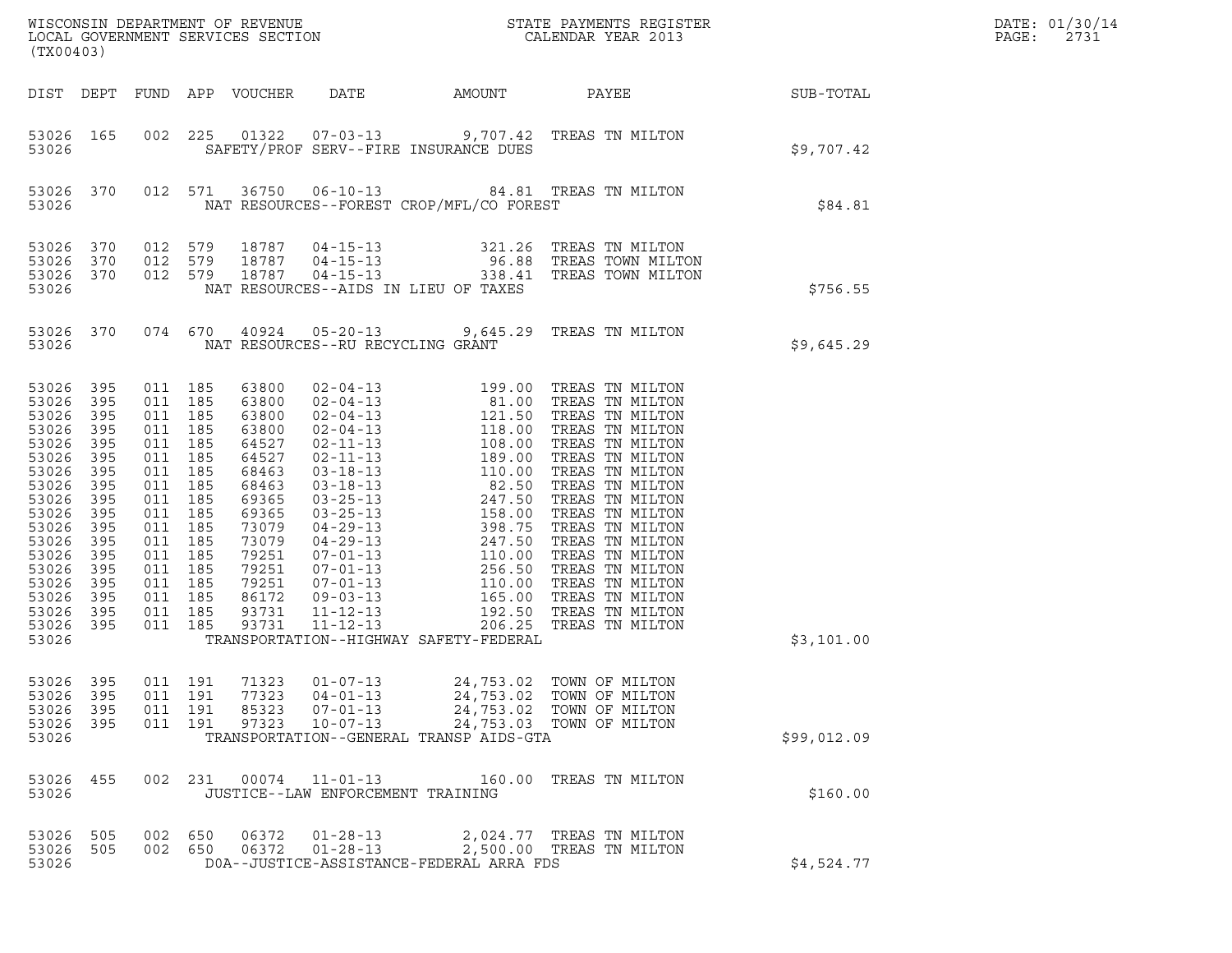WISCONSIN DEPARTMENT OF REVENUE
LOCAL GOVERNMENT SERVICES SECTION
(TX00403)

STATE PAYMENTS REGISTER
CALENDAR YEAR 2013

DATE: 01/30/14

| DIST | DEPT | FUND | APP | VOUCHER | DATE | AMOUNT | PAYEE | SUB-TOTAL |
|---|---|---|---|---|---|---|---|---|
| 53026 | 165 | 002 | 225 | 01322 | 07-03-13 | 9,707.42 | TREAS TN MILTON | |
| 53026 | | | | | SAFETY/PROF SERV--FIRE INSURANCE DUES | | | $9,707.42 |
| 53026 | 370 | 012 | 571 | 36750 | 06-10-13 | 84.81 | TREAS TN MILTON | |
| 53026 | | | | | NAT RESOURCES--FOREST CROP/MFL/CO FOREST | | | $84.81 |
| 53026 | 370 | 012 | 579 | 18787 | 04-15-13 | 321.26 | TREAS TN MILTON | |
| 53026 | 370 | 012 | 579 | 18787 | 04-15-13 | 96.88 | TREAS TOWN MILTON | |
| 53026 | 370 | 012 | 579 | 18787 | 04-15-13 | 338.41 | TREAS TOWN MILTON | |
| 53026 | | | | | NAT RESOURCES--AIDS IN LIEU OF TAXES | | | $756.55 |
| 53026 | 370 | 074 | 670 | 40924 | 05-20-13 | 9,645.29 | TREAS TN MILTON | |
| 53026 | | | | | NAT RESOURCES--RU RECYCLING GRANT | | | $9,645.29 |
| 53026 | 395 | 011 | 185 | 63800 | 02-04-13 | 199.00 | TREAS TN MILTON | |
| 53026 | 395 | 011 | 185 | 63800 | 02-04-13 | 81.00 | TREAS TN MILTON | |
| 53026 | 395 | 011 | 185 | 63800 | 02-04-13 | 121.50 | TREAS TN MILTON | |
| 53026 | 395 | 011 | 185 | 63800 | 02-04-13 | 118.00 | TREAS TN MILTON | |
| 53026 | 395 | 011 | 185 | 64527 | 02-11-13 | 108.00 | TREAS TN MILTON | |
| 53026 | 395 | 011 | 185 | 64527 | 02-11-13 | 189.00 | TREAS TN MILTON | |
| 53026 | 395 | 011 | 185 | 68463 | 03-18-13 | 110.00 | TREAS TN MILTON | |
| 53026 | 395 | 011 | 185 | 68463 | 03-18-13 | 82.50 | TREAS TN MILTON | |
| 53026 | 395 | 011 | 185 | 69365 | 03-25-13 | 247.50 | TREAS TN MILTON | |
| 53026 | 395 | 011 | 185 | 69365 | 03-25-13 | 158.00 | TREAS TN MILTON | |
| 53026 | 395 | 011 | 185 | 73079 | 04-29-13 | 398.75 | TREAS TN MILTON | |
| 53026 | 395 | 011 | 185 | 73079 | 04-29-13 | 247.50 | TREAS TN MILTON | |
| 53026 | 395 | 011 | 185 | 79251 | 07-01-13 | 110.00 | TREAS TN MILTON | |
| 53026 | 395 | 011 | 185 | 79251 | 07-01-13 | 256.50 | TREAS TN MILTON | |
| 53026 | 395 | 011 | 185 | 79251 | 07-01-13 | 110.00 | TREAS TN MILTON | |
| 53026 | 395 | 011 | 185 | 86172 | 09-03-13 | 165.00 | TREAS TN MILTON | |
| 53026 | 395 | 011 | 185 | 93731 | 11-12-13 | 192.50 | TREAS TN MILTON | |
| 53026 | 395 | 011 | 185 | 93731 | 11-12-13 | 206.25 | TREAS TN MILTON | |
| 53026 | | | | | TRANSPORTATION--HIGHWAY SAFETY-FEDERAL | | | $3,101.00 |
| 53026 | 395 | 011 | 191 | 71323 | 01-07-13 | 24,753.02 | TOWN OF MILTON | |
| 53026 | 395 | 011 | 191 | 77323 | 04-01-13 | 24,753.02 | TOWN OF MILTON | |
| 53026 | 395 | 011 | 191 | 85323 | 07-01-13 | 24,753.02 | TOWN OF MILTON | |
| 53026 | 395 | 011 | 191 | 97323 | 10-07-13 | 24,753.03 | TOWN OF MILTON | |
| 53026 | | | | | TRANSPORTATION--GENERAL TRANSP AIDS-GTA | | | $99,012.09 |
| 53026 | 455 | 002 | 231 | 00074 | 11-01-13 | 160.00 | TREAS TN MILTON | |
| 53026 | | | | | JUSTICE--LAW ENFORCEMENT TRAINING | | | $160.00 |
| 53026 | 505 | 002 | 650 | 06372 | 01-28-13 | 2,024.77 | TREAS TN MILTON | |
| 53026 | 505 | 002 | 650 | 06372 | 01-28-13 | 2,500.00 | TREAS TN MILTON | |
| 53026 | | | | | DOA--JUSTICE-ASSISTANCE-FEDERAL ARRA FDS | | | $4,524.77 |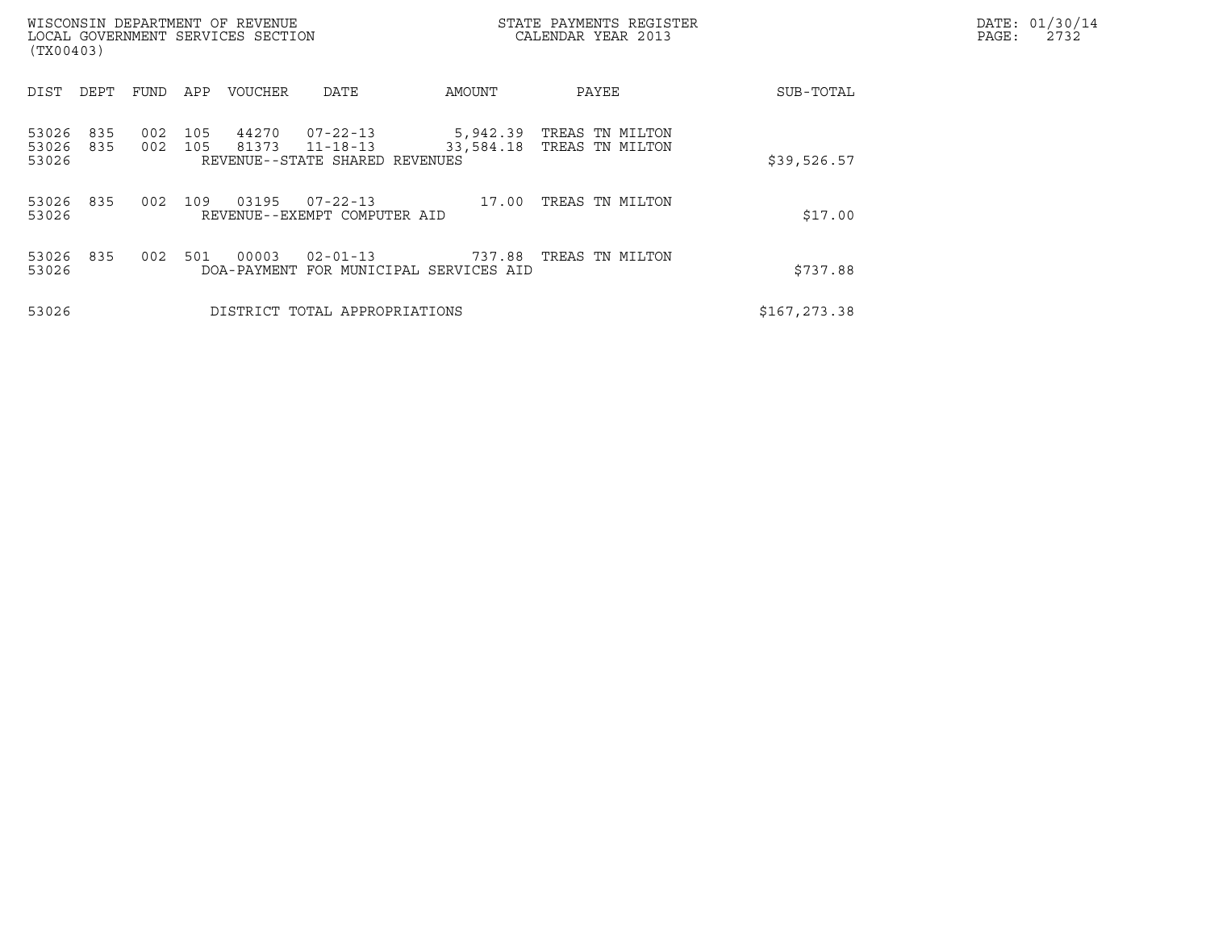| DIST | DEPT | FUND | APP | VOUCHER | DATE | AMOUNT | PAYEE | SUB-TOTAL |
|---|---|---|---|---|---|---|---|---|
| 53026 | 835 | 002 | 105 | 44270 | 07-22-13 | 5,942.39 | TREAS TN MILTON | |
| 53026 | 835 | 002 | 105 | 81373 | 11-18-13 | 33,584.18 | TREAS TN MILTON | |
| 53026 | | | | REVENUE--STATE SHARED REVENUES | | | | $39,526.57 |
| 53026 | 835 | 002 | 109 | 03195 | 07-22-13 | 17.00 | TREAS TN MILTON | |
| 53026 | | | | REVENUE--EXEMPT COMPUTER AID | | | | $17.00 |
| 53026 | 835 | 002 | 501 | 00003 | 02-01-13 | 737.88 | TREAS TN MILTON | |
| 53026 | | | | DOA-PAYMENT FOR MUNICIPAL SERVICES AID | | | | $737.88 |
| 53026 | | | | DISTRICT TOTAL APPROPRIATIONS | | | | $167,273.38 |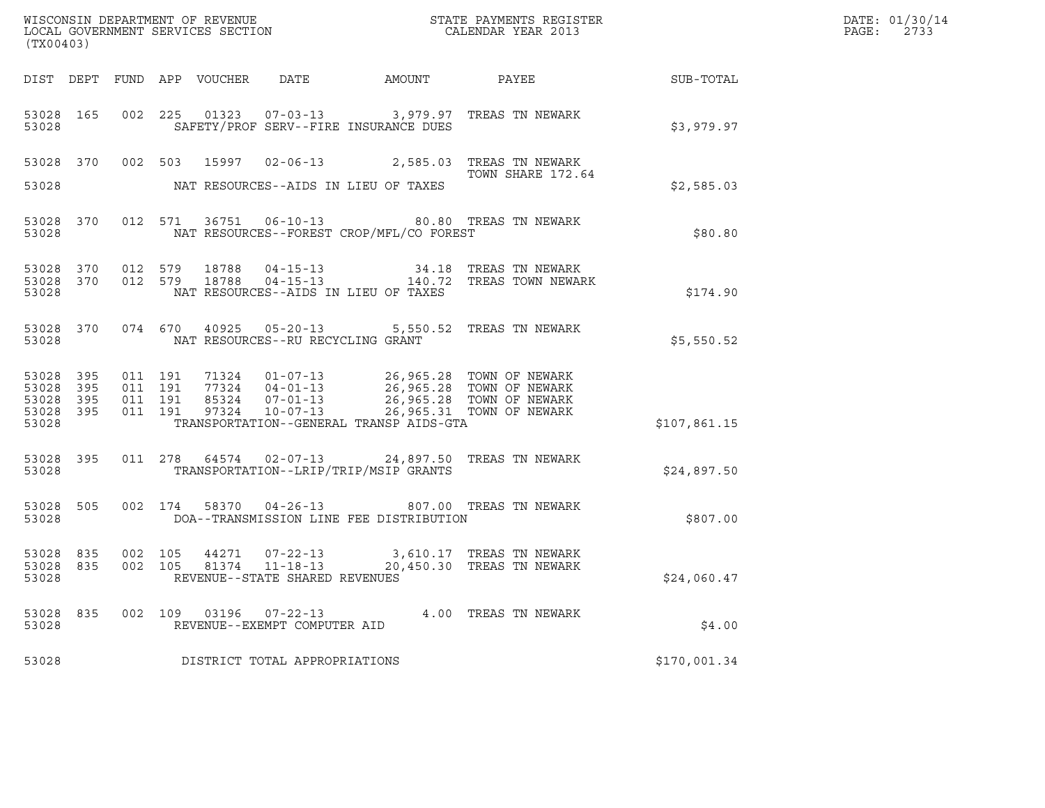WISCONSIN DEPARTMENT OF REVENUE
LOCAL GOVERNMENT SERVICES SECTION
(TX00403)

STATE PAYMENTS REGISTER
CALENDAR YEAR 2013

DATE: 01/30/14
PAGE: 2733

| DIST | DEPT | FUND | APP | VOUCHER | DATE | AMOUNT | PAYEE | SUB-TOTAL |
|---|---|---|---|---|---|---|---|---|
| 53028 | 165 | 002 | 225 | 01323 | 07-03-13 | 3,979.97 | TREAS TN NEWARK | |
| 53028 | | | | | SAFETY/PROF SERV--FIRE INSURANCE DUES | | | $3,979.97 |
| 53028 | 370 | 002 | 503 | 15997 | 02-06-13 | 2,585.03 | TREAS TN NEWARK TOWN SHARE 172.64 | |
| 53028 | | | | | NAT RESOURCES--AIDS IN LIEU OF TAXES | | | $2,585.03 |
| 53028 | 370 | 012 | 571 | 36751 | 06-10-13 | 80.80 | TREAS TN NEWARK | |
| 53028 | | | | | NAT RESOURCES--FOREST CROP/MFL/CO FOREST | | | $80.80 |
| 53028 | 370 | 012 | 579 | 18788 | 04-15-13 | 34.18 | TREAS TN NEWARK | |
| 53028 | 370 | 012 | 579 | 18788 | 04-15-13 | 140.72 | TREAS TOWN NEWARK | |
| 53028 | | | | | NAT RESOURCES--AIDS IN LIEU OF TAXES | | | $174.90 |
| 53028 | 370 | 074 | 670 | 40925 | 05-20-13 | 5,550.52 | TREAS TN NEWARK | |
| 53028 | | | | | NAT RESOURCES--RU RECYCLING GRANT | | | $5,550.52 |
| 53028 | 395 | 011 | 191 | 71324 | 01-07-13 | 26,965.28 | TOWN OF NEWARK | |
| 53028 | 395 | 011 | 191 | 77324 | 04-01-13 | 26,965.28 | TOWN OF NEWARK | |
| 53028 | 395 | 011 | 191 | 85324 | 07-01-13 | 26,965.28 | TOWN OF NEWARK | |
| 53028 | 395 | 011 | 191 | 97324 | 10-07-13 | 26,965.31 | TOWN OF NEWARK | |
| 53028 | | | | | TRANSPORTATION--GENERAL TRANSP AIDS-GTA | | | $107,861.15 |
| 53028 | 395 | 011 | 278 | 64574 | 02-07-13 | 24,897.50 | TREAS TN NEWARK | |
| 53028 | | | | | TRANSPORTATION--LRIP/TRIP/MSIP GRANTS | | | $24,897.50 |
| 53028 | 505 | 002 | 174 | 58370 | 04-26-13 | 807.00 | TREAS TN NEWARK | |
| 53028 | | | | | DOA--TRANSMISSION LINE FEE DISTRIBUTION | | | $807.00 |
| 53028 | 835 | 002 | 105 | 44271 | 07-22-13 | 3,610.17 | TREAS TN NEWARK | |
| 53028 | 835 | 002 | 105 | 81374 | 11-18-13 | 20,450.30 | TREAS TN NEWARK | |
| 53028 | | | | | REVENUE--STATE SHARED REVENUES | | | $24,060.47 |
| 53028 | 835 | 002 | 109 | 03196 | 07-22-13 | 4.00 | TREAS TN NEWARK | |
| 53028 | | | | | REVENUE--EXEMPT COMPUTER AID | | | $4.00 |
| 53028 | | | | | DISTRICT TOTAL APPROPRIATIONS | | | $170,001.34 |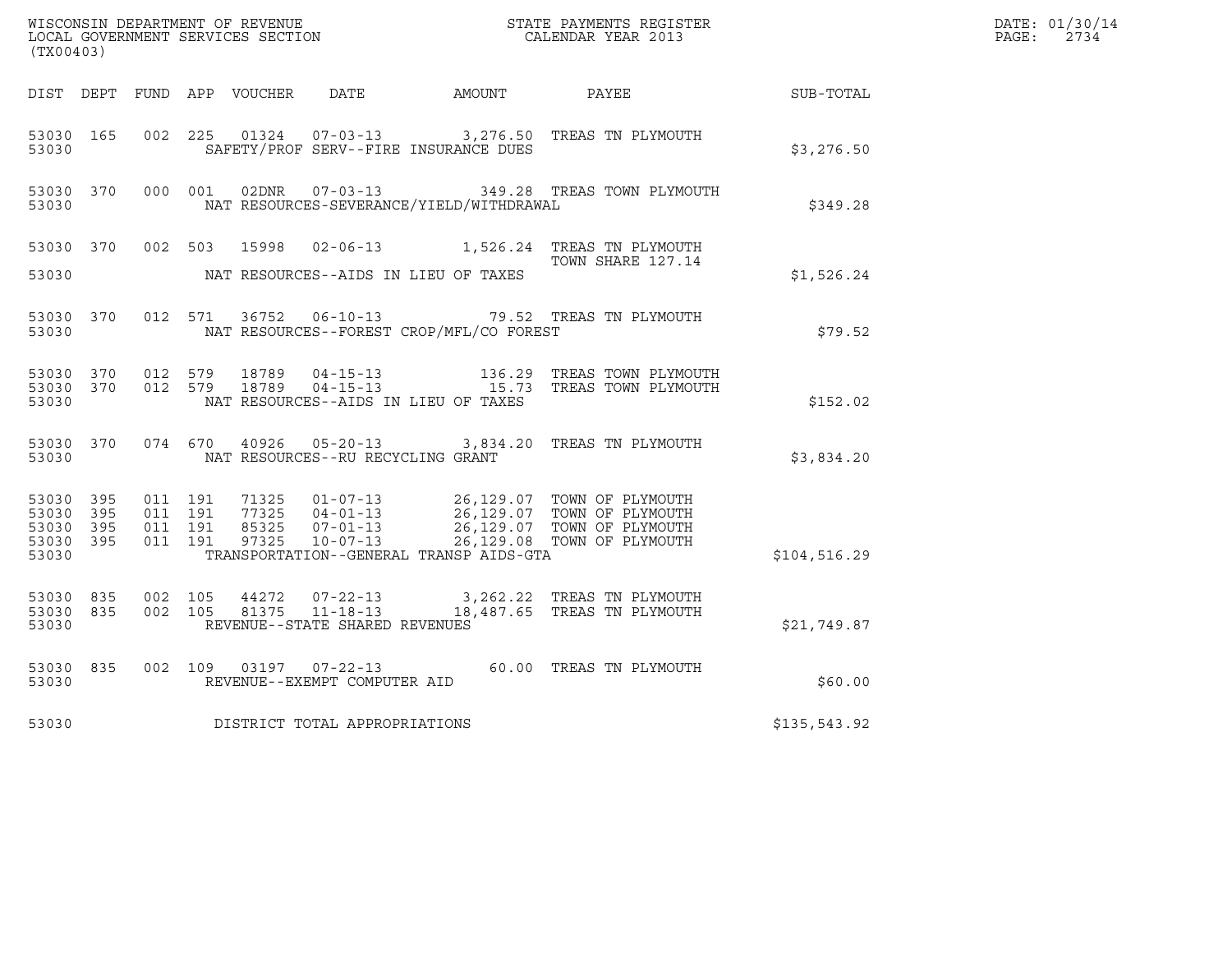WISCONSIN DEPARTMENT OF REVENUE
LOCAL GOVERNMENT SERVICES SECTION
(TX00403)

STATE PAYMENTS REGISTER
CALENDAR YEAR 2013

DATE: 01/30/14

| DIST | DEPT | FUND | APP | VOUCHER | DATE | AMOUNT | PAYEE | SUB-TOTAL |
|---|---|---|---|---|---|---|---|---|
| 53030 | 165 | 002 | 225 | 01324 | 07-03-13 | 3,276.50 | TREAS TN PLYMOUTH | |
| 53030 | | | | | SAFETY/PROF SERV--FIRE INSURANCE DUES | | | $3,276.50 |
| 53030 | 370 | 000 | 001 | 02DNR | 07-03-13 | 349.28 | TREAS TOWN PLYMOUTH | |
| 53030 | | | | | NAT RESOURCES-SEVERANCE/YIELD/WITHDRAWAL | | | $349.28 |
| 53030 | 370 | 002 | 503 | 15998 | 02-06-13 | 1,526.24 | TREAS TN PLYMOUTH TOWN SHARE 127.14 | |
| 53030 | | | | | NAT RESOURCES--AIDS IN LIEU OF TAXES | | | $1,526.24 |
| 53030 | 370 | 012 | 571 | 36752 | 06-10-13 | 79.52 | TREAS TN PLYMOUTH | |
| 53030 | | | | | NAT RESOURCES--FOREST CROP/MFL/CO FOREST | | | $79.52 |
| 53030 | 370 | 012 | 579 | 18789 | 04-15-13 | 136.29 | TREAS TOWN PLYMOUTH | |
| 53030 | 370 | 012 | 579 | 18789 | 04-15-13 | 15.73 | TREAS TOWN PLYMOUTH | |
| 53030 | | | | | NAT RESOURCES--AIDS IN LIEU OF TAXES | | | $152.02 |
| 53030 | 370 | 074 | 670 | 40926 | 05-20-13 | 3,834.20 | TREAS TN PLYMOUTH | |
| 53030 | | | | | NAT RESOURCES--RU RECYCLING GRANT | | | $3,834.20 |
| 53030 | 395 | 011 | 191 | 71325 | 01-07-13 | 26,129.07 | TOWN OF PLYMOUTH | |
| 53030 | 395 | 011 | 191 | 77325 | 04-01-13 | 26,129.07 | TOWN OF PLYMOUTH | |
| 53030 | 395 | 011 | 191 | 85325 | 07-01-13 | 26,129.07 | TOWN OF PLYMOUTH | |
| 53030 | 395 | 011 | 191 | 97325 | 10-07-13 | 26,129.08 | TOWN OF PLYMOUTH | |
| 53030 | | | | | TRANSPORTATION--GENERAL TRANSP AIDS-GTA | | | $104,516.29 |
| 53030 | 835 | 002 | 105 | 44272 | 07-22-13 | 3,262.22 | TREAS TN PLYMOUTH | |
| 53030 | 835 | 002 | 105 | 81375 | 11-18-13 | 18,487.65 | TREAS TN PLYMOUTH | |
| 53030 | | | | | REVENUE--STATE SHARED REVENUES | | | $21,749.87 |
| 53030 | 835 | 002 | 109 | 03197 | 07-22-13 | 60.00 | TREAS TN PLYMOUTH | |
| 53030 | | | | | REVENUE--EXEMPT COMPUTER AID | | | $60.00 |
| 53030 | | | | | DISTRICT TOTAL APPROPRIATIONS | | | $135,543.92 |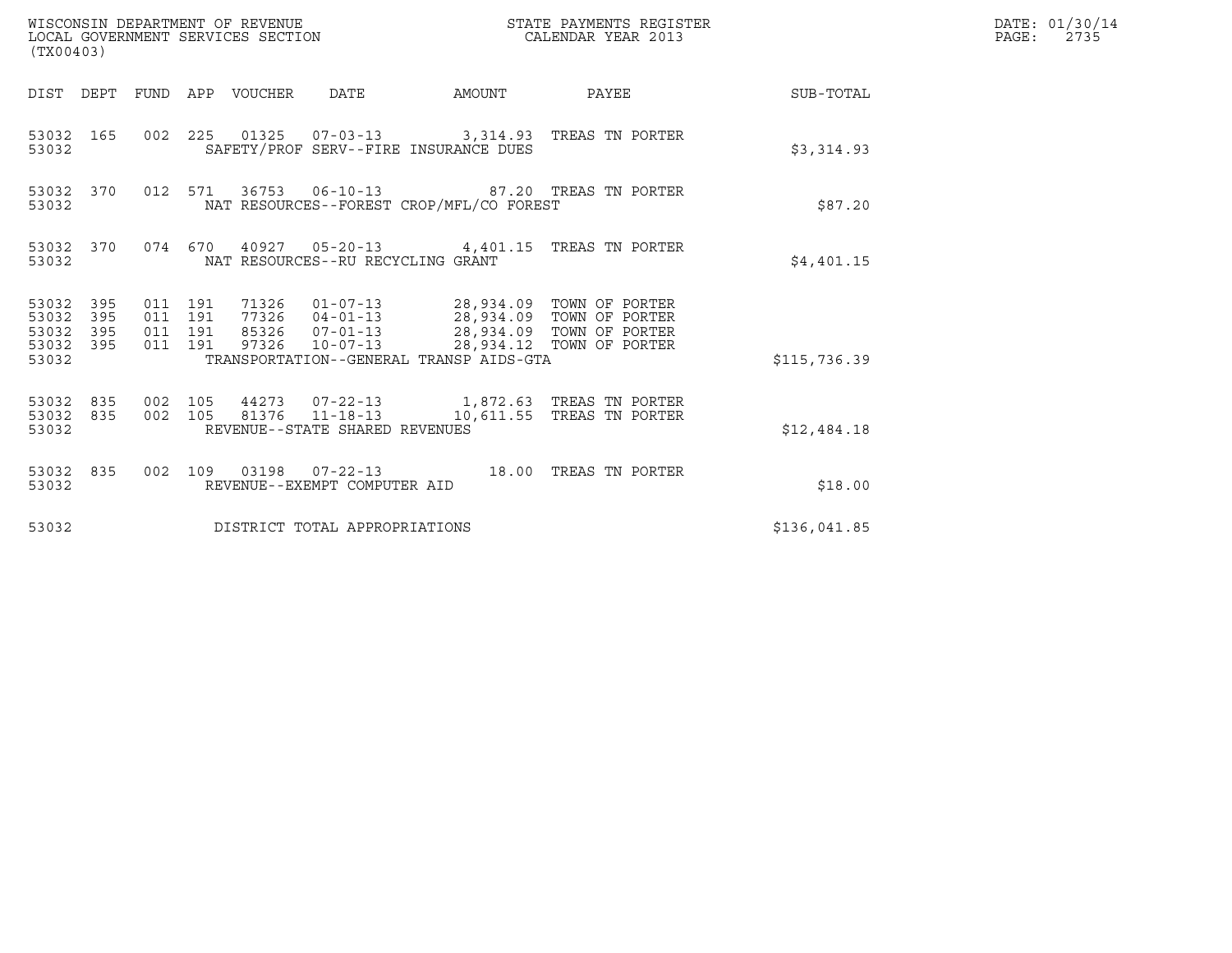WISCONSIN DEPARTMENT OF REVENUE
LOCAL GOVERNMENT SERVICES SECTION
(TX00403)

STATE PAYMENTS REGISTER
CALENDAR YEAR 2013

DATE: 01/30/14
PAGE: 2735

| DIST | DEPT | FUND | APP | VOUCHER | DATE | AMOUNT | PAYEE | SUB-TOTAL |
|---|---|---|---|---|---|---|---|---|
| 53032 | 165 | 002 | 225 | 01325 | 07-03-13 | 3,314.93 | TREAS TN PORTER | |
| 53032 | | | | SAFETY/PROF SERV--FIRE INSURANCE DUES | | | | $3,314.93 |
| 53032 | 370 | 012 | 571 | 36753 | 06-10-13 | 87.20 | TREAS TN PORTER | |
| 53032 | | | | NAT RESOURCES--FOREST CROP/MFL/CO FOREST | | | | $87.20 |
| 53032 | 370 | 074 | 670 | 40927 | 05-20-13 | 4,401.15 | TREAS TN PORTER | |
| 53032 | | | | NAT RESOURCES--RU RECYCLING GRANT | | | | $4,401.15 |
| 53032 | 395 | 011 | 191 | 71326 | 01-07-13 | 28,934.09 | TOWN OF PORTER | |
| 53032 | 395 | 011 | 191 | 77326 | 04-01-13 | 28,934.09 | TOWN OF PORTER | |
| 53032 | 395 | 011 | 191 | 85326 | 07-01-13 | 28,934.09 | TOWN OF PORTER | |
| 53032 | 395 | 011 | 191 | 97326 | 10-07-13 | 28,934.12 | TOWN OF PORTER | |
| 53032 | | | | TRANSPORTATION--GENERAL TRANSP AIDS-GTA | | | | $115,736.39 |
| 53032 | 835 | 002 | 105 | 44273 | 07-22-13 | 1,872.63 | TREAS TN PORTER | |
| 53032 | 835 | 002 | 105 | 81376 | 11-18-13 | 10,611.55 | TREAS TN PORTER | |
| 53032 | | | | REVENUE--STATE SHARED REVENUES | | | | $12,484.18 |
| 53032 | 835 | 002 | 109 | 03198 | 07-22-13 | 18.00 | TREAS TN PORTER | |
| 53032 | | | | REVENUE--EXEMPT COMPUTER AID | | | | $18.00 |
| 53032 | | | | DISTRICT TOTAL APPROPRIATIONS | | | | $136,041.85 |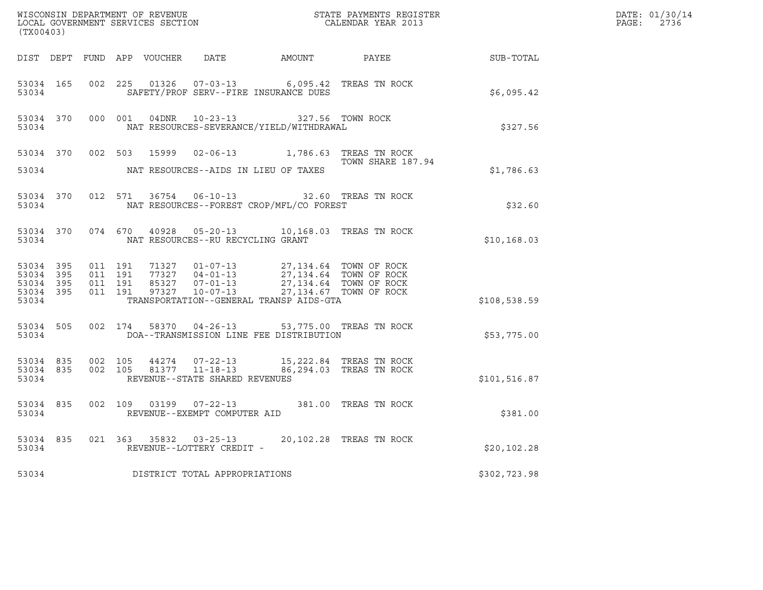WISCONSIN DEPARTMENT OF REVENUE
LOCAL GOVERNMENT SERVICES SECTION
(TX00403)

STATE PAYMENTS REGISTER
CALENDAR YEAR 2013

DATE: 01/30/14
PAGE: 2736

| DIST | DEPT | FUND | APP | VOUCHER | DATE | AMOUNT | PAYEE | SUB-TOTAL |
|---|---|---|---|---|---|---|---|---|
| 53034 | 165 | 002 | 225 | 01326 | 07-03-13 | 6,095.42 | TREAS TN ROCK | |
| 53034 | | | | SAFETY/PROF SERV--FIRE INSURANCE DUES | | | | $6,095.42 |
| 53034 | 370 | 000 | 001 | 04DNR | 10-23-13 | 327.56 | TOWN ROCK | |
| 53034 | | | | NAT RESOURCES-SEVERANCE/YIELD/WITHDRAWAL | | | | $327.56 |
| 53034 | 370 | 002 | 503 | 15999 | 02-06-13 | 1,786.63 | TREAS TN ROCK TOWN SHARE 187.94 | |
| 53034 | | | | NAT RESOURCES--AIDS IN LIEU OF TAXES | | | | $1,786.63 |
| 53034 | 370 | 012 | 571 | 36754 | 06-10-13 | 32.60 | TREAS TN ROCK | |
| 53034 | | | | NAT RESOURCES--FOREST CROP/MFL/CO FOREST | | | | $32.60 |
| 53034 | 370 | 074 | 670 | 40928 | 05-20-13 | 10,168.03 | TREAS TN ROCK | |
| 53034 | | | | NAT RESOURCES--RU RECYCLING GRANT | | | | $10,168.03 |
| 53034 | 395 | 011 | 191 | 71327 | 01-07-13 | 27,134.64 | TOWN OF ROCK | |
| 53034 | 395 | 011 | 191 | 77327 | 04-01-13 | 27,134.64 | TOWN OF ROCK | |
| 53034 | 395 | 011 | 191 | 85327 | 07-01-13 | 27,134.64 | TOWN OF ROCK | |
| 53034 | 395 | 011 | 191 | 97327 | 10-07-13 | 27,134.67 | TOWN OF ROCK | |
| 53034 | | | | TRANSPORTATION--GENERAL TRANSP AIDS-GTA | | | | $108,538.59 |
| 53034 | 505 | 002 | 174 | 58370 | 04-26-13 | 53,775.00 | TREAS TN ROCK | |
| 53034 | | | | DOA--TRANSMISSION LINE FEE DISTRIBUTION | | | | $53,775.00 |
| 53034 | 835 | 002 | 105 | 44274 | 07-22-13 | 15,222.84 | TREAS TN ROCK | |
| 53034 | 835 | 002 | 105 | 81377 | 11-18-13 | 86,294.03 | TREAS TN ROCK | |
| 53034 | | | | REVENUE--STATE SHARED REVENUES | | | | $101,516.87 |
| 53034 | 835 | 002 | 109 | 03199 | 07-22-13 | 381.00 | TREAS TN ROCK | |
| 53034 | | | | REVENUE--EXEMPT COMPUTER AID | | | | $381.00 |
| 53034 | 835 | 021 | 363 | 35832 | 03-25-13 | 20,102.28 | TREAS TN ROCK | |
| 53034 | | | | REVENUE--LOTTERY CREDIT - | | | | $20,102.28 |
| 53034 | | | | DISTRICT TOTAL APPROPRIATIONS | | | | $302,723.98 |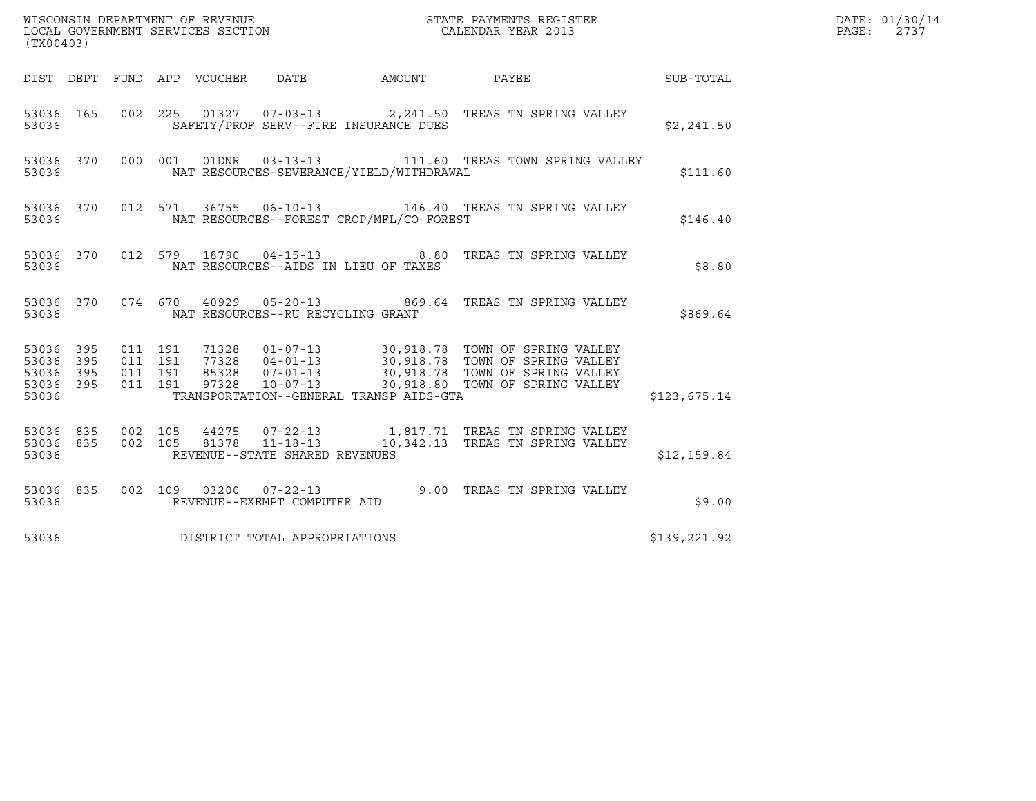WISCONSIN DEPARTMENT OF REVENUE
LOCAL GOVERNMENT SERVICES SECTION
(TX00403)

STATE PAYMENTS REGISTER
CALENDAR YEAR 2013

DATE: 01/30/14

| DIST | DEPT | FUND | APP | VOUCHER | DATE | AMOUNT | PAYEE | SUB-TOTAL |
|---|---|---|---|---|---|---|---|---|
| 53036 | 165 | 002 | 225 | 01327 | 07-03-13 | 2,241.50 | TREAS TN SPRING VALLEY | |
| 53036 | | | | SAFETY/PROF SERV--FIRE INSURANCE DUES | | | | $2,241.50 |
| 53036 | 370 | 000 | 001 | 01DNR | 03-13-13 | 111.60 | TREAS TOWN SPRING VALLEY | |
| 53036 | | | | NAT RESOURCES-SEVERANCE/YIELD/WITHDRAWAL | | | | $111.60 |
| 53036 | 370 | 012 | 571 | 36755 | 06-10-13 | 146.40 | TREAS TN SPRING VALLEY | |
| 53036 | | | | NAT RESOURCES--FOREST CROP/MFL/CO FOREST | | | | $146.40 |
| 53036 | 370 | 012 | 579 | 18790 | 04-15-13 | 8.80 | TREAS TN SPRING VALLEY | |
| 53036 | | | | NAT RESOURCES--AIDS IN LIEU OF TAXES | | | | $8.80 |
| 53036 | 370 | 074 | 670 | 40929 | 05-20-13 | 869.64 | TREAS TN SPRING VALLEY | |
| 53036 | | | | NAT RESOURCES--RU RECYCLING GRANT | | | | $869.64 |
| 53036 | 395 | 011 | 191 | 71328 | 01-07-13 | 30,918.78 | TOWN OF SPRING VALLEY | |
| 53036 | 395 | 011 | 191 | 77328 | 04-01-13 | 30,918.78 | TOWN OF SPRING VALLEY | |
| 53036 | 395 | 011 | 191 | 85328 | 07-01-13 | 30,918.78 | TOWN OF SPRING VALLEY | |
| 53036 | 395 | 011 | 191 | 97328 | 10-07-13 | 30,918.80 | TOWN OF SPRING VALLEY | |
| 53036 | | | | TRANSPORTATION--GENERAL TRANSP AIDS-GTA | | | | $123,675.14 |
| 53036 | 835 | 002 | 105 | 44275 | 07-22-13 | 1,817.71 | TREAS TN SPRING VALLEY | |
| 53036 | 835 | 002 | 105 | 81378 | 11-18-13 | 10,342.13 | TREAS TN SPRING VALLEY | |
| 53036 | | | | REVENUE--STATE SHARED REVENUES | | | | $12,159.84 |
| 53036 | 835 | 002 | 109 | 03200 | 07-22-13 | 9.00 | TREAS TN SPRING VALLEY | |
| 53036 | | | | REVENUE--EXEMPT COMPUTER AID | | | | $9.00 |
| 53036 | | | | DISTRICT TOTAL APPROPRIATIONS | | | | $139,221.92 |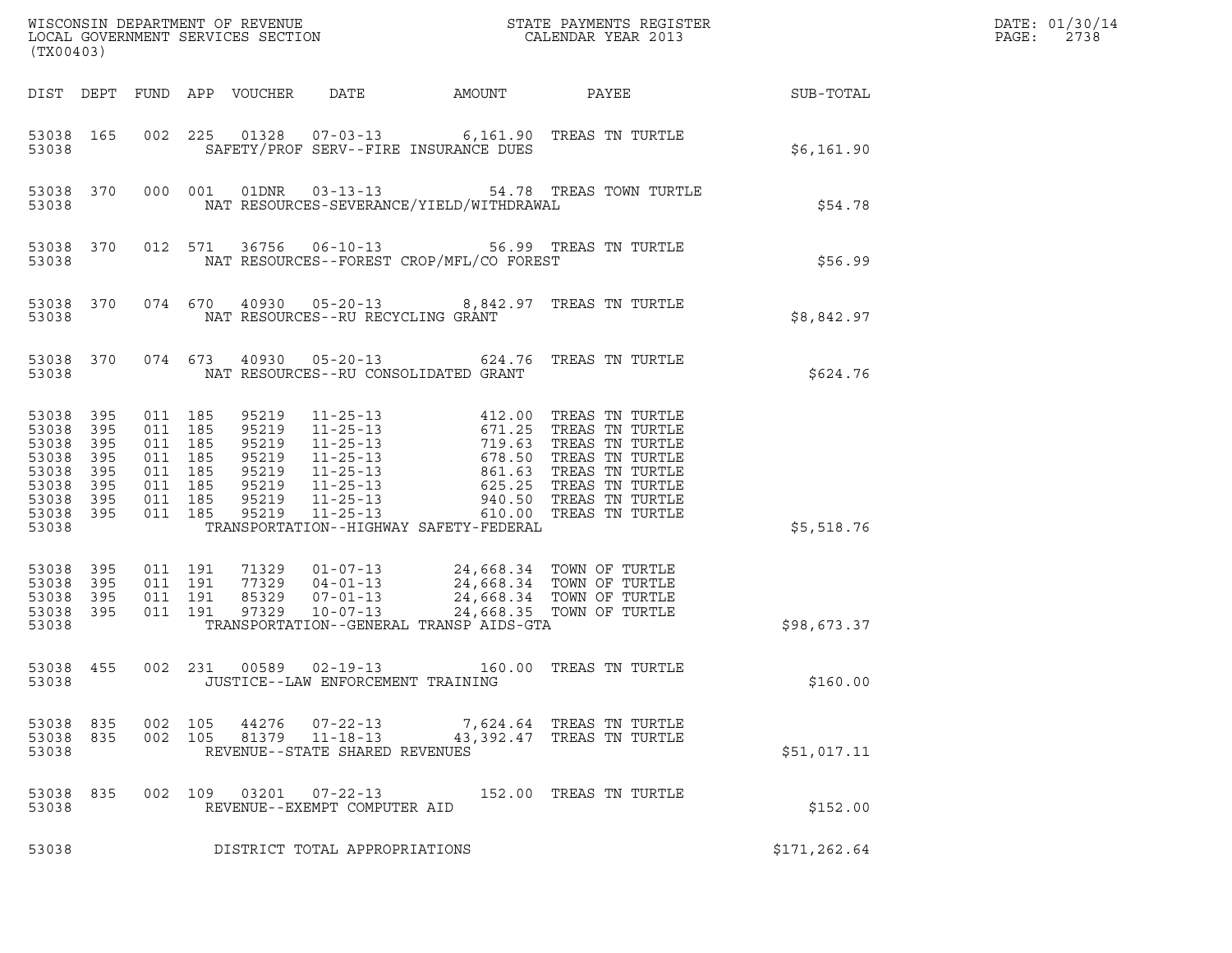WISCONSIN DEPARTMENT OF REVENUE
LOCAL GOVERNMENT SERVICES SECTION
(TX00403)

STATE PAYMENTS REGISTER
CALENDAR YEAR 2013

DATE: 01/30/14
PAGE: 2738

| DIST | DEPT | FUND | APP | VOUCHER | DATE | AMOUNT | PAYEE | SUB-TOTAL |
|---|---|---|---|---|---|---|---|---|
| 53038 | 165 | 002 | 225 | 01328 | 07-03-13 | 6,161.90 | TREAS TN TURTLE | |
| 53038 | | | | | SAFETY/PROF SERV--FIRE INSURANCE DUES | | | $6,161.90 |
| 53038 | 370 | 000 | 001 | 01DNR | 03-13-13 | 54.78 | TREAS TOWN TURTLE | |
| 53038 | | | | | NAT RESOURCES-SEVERANCE/YIELD/WITHDRAWAL | | | $54.78 |
| 53038 | 370 | 012 | 571 | 36756 | 06-10-13 | 56.99 | TREAS TN TURTLE | |
| 53038 | | | | | NAT RESOURCES--FOREST CROP/MFL/CO FOREST | | | $56.99 |
| 53038 | 370 | 074 | 670 | 40930 | 05-20-13 | 8,842.97 | TREAS TN TURTLE | |
| 53038 | | | | | NAT RESOURCES--RU RECYCLING GRANT | | | $8,842.97 |
| 53038 | 370 | 074 | 673 | 40930 | 05-20-13 | 624.76 | TREAS TN TURTLE | |
| 53038 | | | | | NAT RESOURCES--RU CONSOLIDATED GRANT | | | $624.76 |
| 53038 | 395 | 011 | 185 | 95219 | 11-25-13 | 412.00 | TREAS TN TURTLE | |
| 53038 | 395 | 011 | 185 | 95219 | 11-25-13 | 671.25 | TREAS TN TURTLE | |
| 53038 | 395 | 011 | 185 | 95219 | 11-25-13 | 719.63 | TREAS TN TURTLE | |
| 53038 | 395 | 011 | 185 | 95219 | 11-25-13 | 678.50 | TREAS TN TURTLE | |
| 53038 | 395 | 011 | 185 | 95219 | 11-25-13 | 861.63 | TREAS TN TURTLE | |
| 53038 | 395 | 011 | 185 | 95219 | 11-25-13 | 625.25 | TREAS TN TURTLE | |
| 53038 | 395 | 011 | 185 | 95219 | 11-25-13 | 940.50 | TREAS TN TURTLE | |
| 53038 | 395 | 011 | 185 | 95219 | 11-25-13 | 610.00 | TREAS TN TURTLE | |
| 53038 | | | | | TRANSPORTATION--HIGHWAY SAFETY-FEDERAL | | | $5,518.76 |
| 53038 | 395 | 011 | 191 | 71329 | 01-07-13 | 24,668.34 | TOWN OF TURTLE | |
| 53038 | 395 | 011 | 191 | 77329 | 04-01-13 | 24,668.34 | TOWN OF TURTLE | |
| 53038 | 395 | 011 | 191 | 85329 | 07-01-13 | 24,668.34 | TOWN OF TURTLE | |
| 53038 | 395 | 011 | 191 | 97329 | 10-07-13 | 24,668.35 | TOWN OF TURTLE | |
| 53038 | | | | | TRANSPORTATION--GENERAL TRANSP AIDS-GTA | | | $98,673.37 |
| 53038 | 455 | 002 | 231 | 00589 | 02-19-13 | 160.00 | TREAS TN TURTLE | |
| 53038 | | | | | JUSTICE--LAW ENFORCEMENT TRAINING | | | $160.00 |
| 53038 | 835 | 002 | 105 | 44276 | 07-22-13 | 7,624.64 | TREAS TN TURTLE | |
| 53038 | 835 | 002 | 105 | 81379 | 11-18-13 | 43,392.47 | TREAS TN TURTLE | |
| 53038 | | | | | REVENUE--STATE SHARED REVENUES | | | $51,017.11 |
| 53038 | 835 | 002 | 109 | 03201 | 07-22-13 | 152.00 | TREAS TN TURTLE | |
| 53038 | | | | | REVENUE--EXEMPT COMPUTER AID | | | $152.00 |
| 53038 | | | | | DISTRICT TOTAL APPROPRIATIONS | | | $171,262.64 |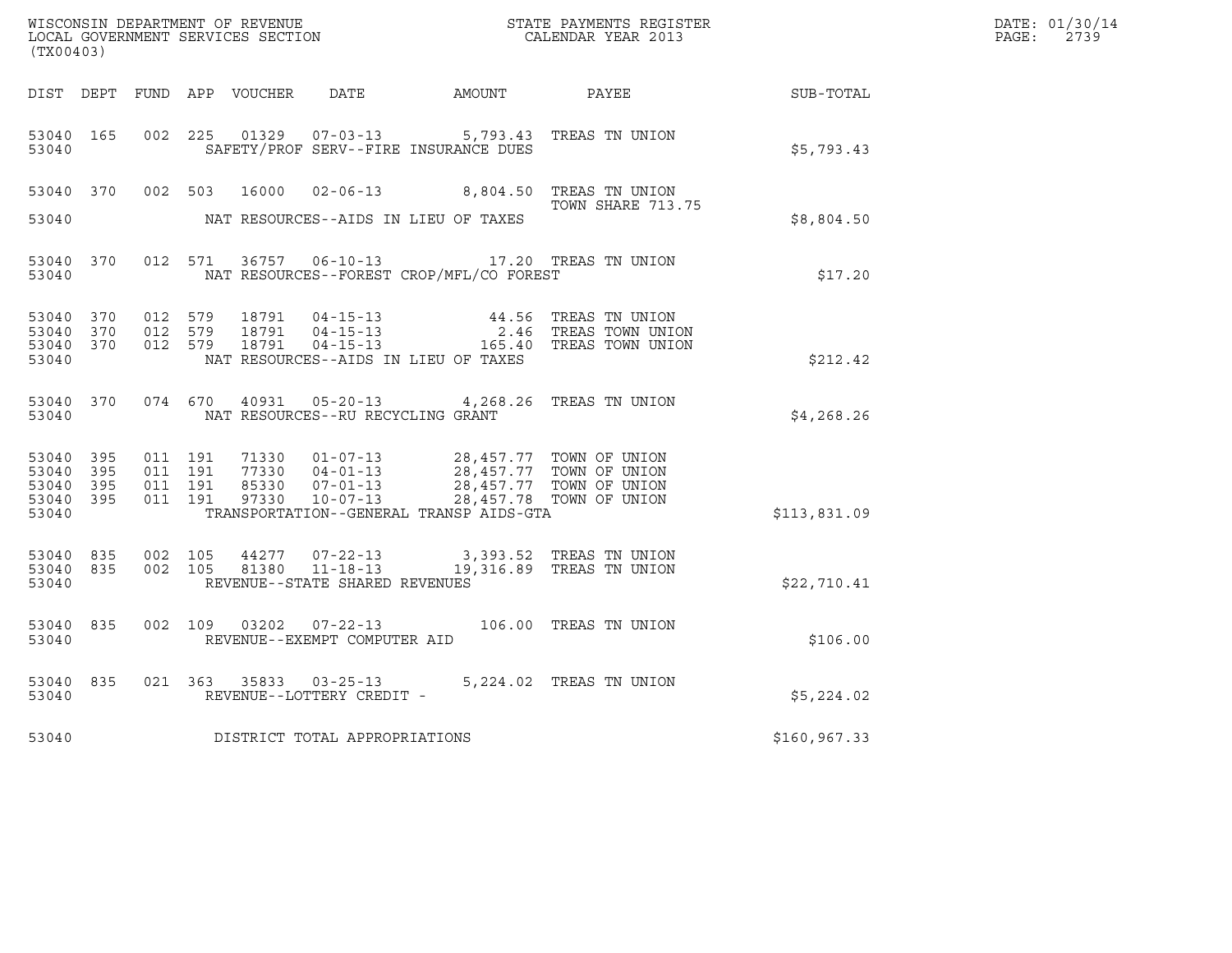WISCONSIN DEPARTMENT OF REVENUE
LOCAL GOVERNMENT SERVICES SECTION
(TX00403)

STATE PAYMENTS REGISTER
CALENDAR YEAR 2013

DATE: 01/30/14
PAGE: 2739

| DIST | DEPT | FUND | APP | VOUCHER | DATE | AMOUNT | PAYEE | SUB-TOTAL |
|---|---|---|---|---|---|---|---|---|
| 53040 | 165 | 002 | 225 | 01329 | 07-03-13 | 5,793.43 | TREAS TN UNION | |
| 53040 | | | | | SAFETY/PROF SERV--FIRE INSURANCE DUES | | | $5,793.43 |
| 53040 | 370 | 002 | 503 | 16000 | 02-06-13 | 8,804.50 | TREAS TN UNION TOWN SHARE 713.75 | |
| 53040 | | | | | NAT RESOURCES--AIDS IN LIEU OF TAXES | | | $8,804.50 |
| 53040 | 370 | 012 | 571 | 36757 | 06-10-13 | 17.20 | TREAS TN UNION | |
| 53040 | | | | | NAT RESOURCES--FOREST CROP/MFL/CO FOREST | | | $17.20 |
| 53040 | 370 | 012 | 579 | 18791 | 04-15-13 | 44.56 | TREAS TN UNION | |
| 53040 | 370 | 012 | 579 | 18791 | 04-15-13 | 2.46 | TREAS TOWN UNION | |
| 53040 | 370 | 012 | 579 | 18791 | 04-15-13 | 165.40 | TREAS TOWN UNION | |
| 53040 | | | | | NAT RESOURCES--AIDS IN LIEU OF TAXES | | | $212.42 |
| 53040 | 370 | 074 | 670 | 40931 | 05-20-13 | 4,268.26 | TREAS TN UNION | |
| 53040 | | | | | NAT RESOURCES--RU RECYCLING GRANT | | | $4,268.26 |
| 53040 | 395 | 011 | 191 | 71330 | 01-07-13 | 28,457.77 | TOWN OF UNION | |
| 53040 | 395 | 011 | 191 | 77330 | 04-01-13 | 28,457.77 | TOWN OF UNION | |
| 53040 | 395 | 011 | 191 | 85330 | 07-01-13 | 28,457.77 | TOWN OF UNION | |
| 53040 | 395 | 011 | 191 | 97330 | 10-07-13 | 28,457.78 | TOWN OF UNION | |
| 53040 | | | | | TRANSPORTATION--GENERAL TRANSP AIDS-GTA | | | $113,831.09 |
| 53040 | 835 | 002 | 105 | 44277 | 07-22-13 | 3,393.52 | TREAS TN UNION | |
| 53040 | 835 | 002 | 105 | 81380 | 11-18-13 | 19,316.89 | TREAS TN UNION | |
| 53040 | | | | | REVENUE--STATE SHARED REVENUES | | | $22,710.41 |
| 53040 | 835 | 002 | 109 | 03202 | 07-22-13 | 106.00 | TREAS TN UNION | |
| 53040 | | | | | REVENUE--EXEMPT COMPUTER AID | | | $106.00 |
| 53040 | 835 | 021 | 363 | 35833 | 03-25-13 | 5,224.02 | TREAS TN UNION | |
| 53040 | | | | | REVENUE--LOTTERY CREDIT - | | | $5,224.02 |
| 53040 | | | | | DISTRICT TOTAL APPROPRIATIONS | | | $160,967.33 |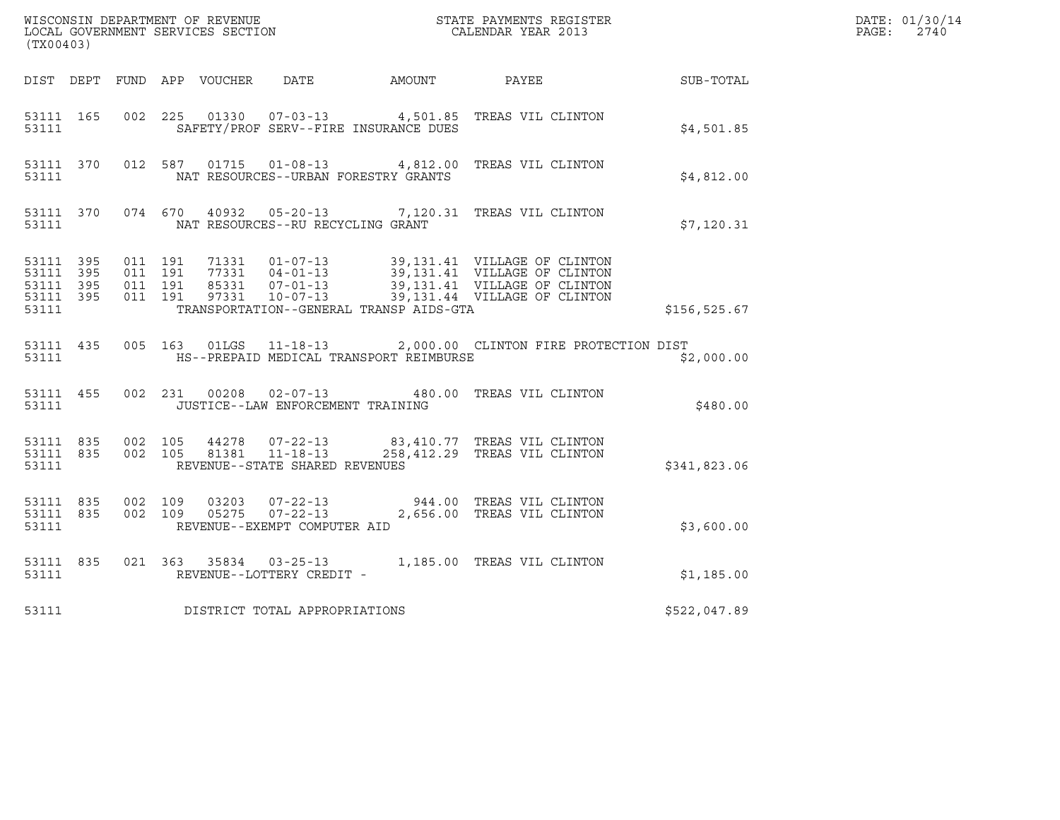WISCONSIN DEPARTMENT OF REVENUE
LOCAL GOVERNMENT SERVICES SECTION
(TX00403)

STATE PAYMENTS REGISTER
CALENDAR YEAR 2013

DATE: 01/30/14

| DIST | DEPT | FUND | APP | VOUCHER | DATE | AMOUNT | PAYEE | SUB-TOTAL |
|---|---|---|---|---|---|---|---|---|
| 53111 | 165 | 002 | 225 | 01330 | 07-03-13 | 4,501.85 | TREAS VIL CLINTON | |
| 53111 | | | | SAFETY/PROF SERV--FIRE INSURANCE DUES | | | | $4,501.85 |
| 53111 | 370 | 012 | 587 | 01715 | 01-08-13 | 4,812.00 | TREAS VIL CLINTON | |
| 53111 | | | | NAT RESOURCES--URBAN FORESTRY GRANTS | | | | $4,812.00 |
| 53111 | 370 | 074 | 670 | 40932 | 05-20-13 | 7,120.31 | TREAS VIL CLINTON | |
| 53111 | | | | NAT RESOURCES--RU RECYCLING GRANT | | | | $7,120.31 |
| 53111 | 395 | 011 | 191 | 71331 | 01-07-13 | 39,131.41 | VILLAGE OF CLINTON | |
| 53111 | 395 | 011 | 191 | 77331 | 04-01-13 | 39,131.41 | VILLAGE OF CLINTON | |
| 53111 | 395 | 011 | 191 | 85331 | 07-01-13 | 39,131.41 | VILLAGE OF CLINTON | |
| 53111 | 395 | 011 | 191 | 97331 | 10-07-13 | 39,131.44 | VILLAGE OF CLINTON | |
| 53111 | | | | TRANSPORTATION--GENERAL TRANSP AIDS-GTA | | | | $156,525.67 |
| 53111 | 435 | 005 | 163 | 01LGS | 11-18-13 | 2,000.00 | CLINTON FIRE PROTECTION DIST | |
| 53111 | | | | HS--PREPAID MEDICAL TRANSPORT REIMBURSE | | | | $2,000.00 |
| 53111 | 455 | 002 | 231 | 00208 | 02-07-13 | 480.00 | TREAS VIL CLINTON | |
| 53111 | | | | JUSTICE--LAW ENFORCEMENT TRAINING | | | | $480.00 |
| 53111 | 835 | 002 | 105 | 44278 | 07-22-13 | 83,410.77 | TREAS VIL CLINTON | |
| 53111 | 835 | 002 | 105 | 81381 | 11-18-13 | 258,412.29 | TREAS VIL CLINTON | |
| 53111 | | | | REVENUE--STATE SHARED REVENUES | | | | $341,823.06 |
| 53111 | 835 | 002 | 109 | 03203 | 07-22-13 | 944.00 | TREAS VIL CLINTON | |
| 53111 | 835 | 002 | 109 | 05275 | 07-22-13 | 2,656.00 | TREAS VIL CLINTON | |
| 53111 | | | | REVENUE--EXEMPT COMPUTER AID | | | | $3,600.00 |
| 53111 | 835 | 021 | 363 | 35834 | 03-25-13 | 1,185.00 | TREAS VIL CLINTON | |
| 53111 | | | | REVENUE--LOTTERY CREDIT - | | | | $1,185.00 |
| 53111 | | | | DISTRICT TOTAL APPROPRIATIONS | | | | $522,047.89 |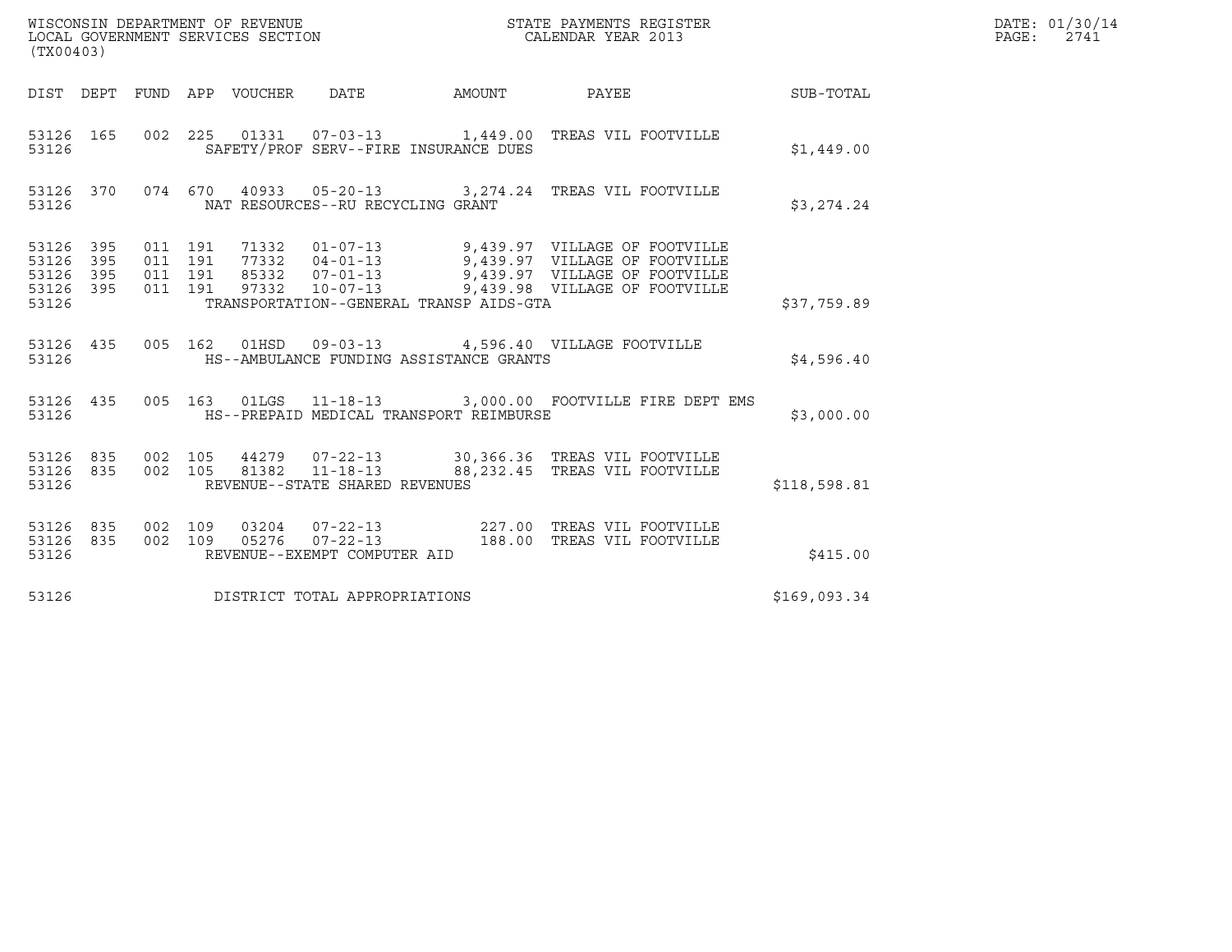WISCONSIN DEPARTMENT OF REVENUE
LOCAL GOVERNMENT SERVICES SECTION
(TX00403)

STATE PAYMENTS REGISTER
CALENDAR YEAR 2013

DATE: 01/30/14
PAGE: 2741

| DIST | DEPT | FUND | APP | VOUCHER | DATE | AMOUNT | PAYEE | SUB-TOTAL |
|---|---|---|---|---|---|---|---|---|
| 53126 | 165 | 002 | 225 | 01331 | 07-03-13 | 1,449.00 | TREAS VIL FOOTVILLE | |
| 53126 | | | | | SAFETY/PROF SERV--FIRE INSURANCE DUES | | | $1,449.00 |
| 53126 | 370 | 074 | 670 | 40933 | 05-20-13 | 3,274.24 | TREAS VIL FOOTVILLE | |
| 53126 | | | | | NAT RESOURCES--RU RECYCLING GRANT | | | $3,274.24 |
| 53126 | 395 | 011 | 191 | 71332 | 01-07-13 | 9,439.97 | VILLAGE OF FOOTVILLE | |
| 53126 | 395 | 011 | 191 | 77332 | 04-01-13 | 9,439.97 | VILLAGE OF FOOTVILLE | |
| 53126 | 395 | 011 | 191 | 85332 | 07-01-13 | 9,439.97 | VILLAGE OF FOOTVILLE | |
| 53126 | 395 | 011 | 191 | 97332 | 10-07-13 | 9,439.98 | VILLAGE OF FOOTVILLE | |
| 53126 | | | | | TRANSPORTATION--GENERAL TRANSP AIDS-GTA | | | $37,759.89 |
| 53126 | 435 | 005 | 162 | 01HSD | 09-03-13 | 4,596.40 | VILLAGE FOOTVILLE | |
| 53126 | | | | | HS--AMBULANCE FUNDING ASSISTANCE GRANTS | | | $4,596.40 |
| 53126 | 435 | 005 | 163 | 01LGS | 11-18-13 | 3,000.00 | FOOTVILLE FIRE DEPT EMS | |
| 53126 | | | | | HS--PREPAID MEDICAL TRANSPORT REIMBURSE | | | $3,000.00 |
| 53126 | 835 | 002 | 105 | 44279 | 07-22-13 | 30,366.36 | TREAS VIL FOOTVILLE | |
| 53126 | 835 | 002 | 105 | 81382 | 11-18-13 | 88,232.45 | TREAS VIL FOOTVILLE | |
| 53126 | | | | | REVENUE--STATE SHARED REVENUES | | | $118,598.81 |
| 53126 | 835 | 002 | 109 | 03204 | 07-22-13 | 227.00 | TREAS VIL FOOTVILLE | |
| 53126 | 835 | 002 | 109 | 05276 | 07-22-13 | 188.00 | TREAS VIL FOOTVILLE | |
| 53126 | | | | | REVENUE--EXEMPT COMPUTER AID | | | $415.00 |
| 53126 | | | | | DISTRICT TOTAL APPROPRIATIONS | | | $169,093.34 |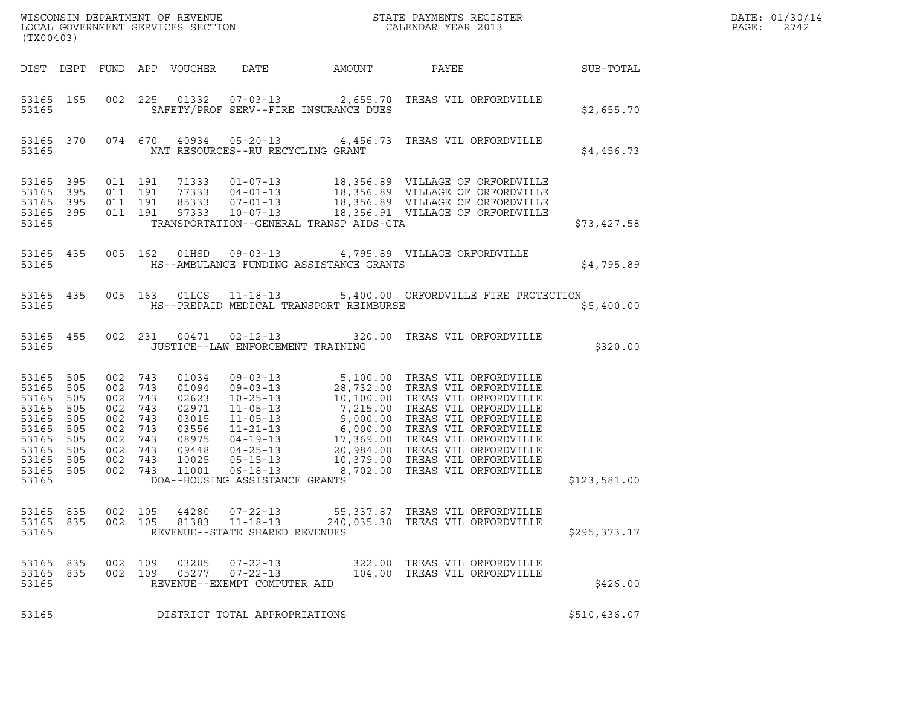WISCONSIN DEPARTMENT OF REVENUE
LOCAL GOVERNMENT SERVICES SECTION
(TX00403)

STATE PAYMENTS REGISTER
CALENDAR YEAR 2013

DATE: 01/30/14

| DIST | DEPT | FUND | APP | VOUCHER | DATE | AMOUNT | PAYEE | SUB-TOTAL |
|---|---|---|---|---|---|---|---|---|
| 53165 | 165 | 002 | 225 | 01332 | 07-03-13 | 2,655.70 | TREAS VIL ORFORDVILLE | |
| 53165 | | | | | SAFETY/PROF SERV--FIRE INSURANCE DUES | | | $2,655.70 |
| 53165 | 370 | 074 | 670 | 40934 | 05-20-13 | 4,456.73 | TREAS VIL ORFORDVILLE | |
| 53165 | | | | | NAT RESOURCES--RU RECYCLING GRANT | | | $4,456.73 |
| 53165 | 395 | 011 | 191 | 71333 | 01-07-13 | 18,356.89 | VILLAGE OF ORFORDVILLE | |
| 53165 | 395 | 011 | 191 | 77333 | 04-01-13 | 18,356.89 | VILLAGE OF ORFORDVILLE | |
| 53165 | 395 | 011 | 191 | 85333 | 07-01-13 | 18,356.89 | VILLAGE OF ORFORDVILLE | |
| 53165 | 395 | 011 | 191 | 97333 | 10-07-13 | 18,356.91 | VILLAGE OF ORFORDVILLE | |
| 53165 | | | | | TRANSPORTATION--GENERAL TRANSP AIDS-GTA | | | $73,427.58 |
| 53165 | 435 | 005 | 162 | 01HSD | 09-03-13 | 4,795.89 | VILLAGE ORFORDVILLE | |
| 53165 | | | | | HS--AMBULANCE FUNDING ASSISTANCE GRANTS | | | $4,795.89 |
| 53165 | 435 | 005 | 163 | 01LGS | 11-18-13 | 5,400.00 | ORFORDVILLE FIRE PROTECTION | |
| 53165 | | | | | HS--PREPAID MEDICAL TRANSPORT REIMBURSE | | | $5,400.00 |
| 53165 | 455 | 002 | 231 | 00471 | 02-12-13 | 320.00 | TREAS VIL ORFORDVILLE | |
| 53165 | | | | | JUSTICE--LAW ENFORCEMENT TRAINING | | | $320.00 |
| 53165 | 505 | 002 | 743 | 01034 | 09-03-13 | 5,100.00 | TREAS VIL ORFORDVILLE | |
| 53165 | 505 | 002 | 743 | 01094 | 09-03-13 | 28,732.00 | TREAS VIL ORFORDVILLE | |
| 53165 | 505 | 002 | 743 | 02623 | 10-25-13 | 10,100.00 | TREAS VIL ORFORDVILLE | |
| 53165 | 505 | 002 | 743 | 02971 | 11-05-13 | 7,215.00 | TREAS VIL ORFORDVILLE | |
| 53165 | 505 | 002 | 743 | 03015 | 11-05-13 | 9,000.00 | TREAS VIL ORFORDVILLE | |
| 53165 | 505 | 002 | 743 | 03556 | 11-21-13 | 6,000.00 | TREAS VIL ORFORDVILLE | |
| 53165 | 505 | 002 | 743 | 08975 | 04-19-13 | 17,369.00 | TREAS VIL ORFORDVILLE | |
| 53165 | 505 | 002 | 743 | 09448 | 04-25-13 | 20,984.00 | TREAS VIL ORFORDVILLE | |
| 53165 | 505 | 002 | 743 | 10025 | 05-15-13 | 10,379.00 | TREAS VIL ORFORDVILLE | |
| 53165 | 505 | 002 | 743 | 11001 | 06-18-13 | 8,702.00 | TREAS VIL ORFORDVILLE | |
| 53165 | | | | | DOA--HOUSING ASSISTANCE GRANTS | | | $123,581.00 |
| 53165 | 835 | 002 | 105 | 44280 | 07-22-13 | 55,337.87 | TREAS VIL ORFORDVILLE | |
| 53165 | 835 | 002 | 105 | 81383 | 11-18-13 | 240,035.30 | TREAS VIL ORFORDVILLE | |
| 53165 | | | | | REVENUE--STATE SHARED REVENUES | | | $295,373.17 |
| 53165 | 835 | 002 | 109 | 03205 | 07-22-13 | 322.00 | TREAS VIL ORFORDVILLE | |
| 53165 | 835 | 002 | 109 | 05277 | 07-22-13 | 104.00 | TREAS VIL ORFORDVILLE | |
| 53165 | | | | | REVENUE--EXEMPT COMPUTER AID | | | $426.00 |
| 53165 | | | | | DISTRICT TOTAL APPROPRIATIONS | | | $510,436.07 |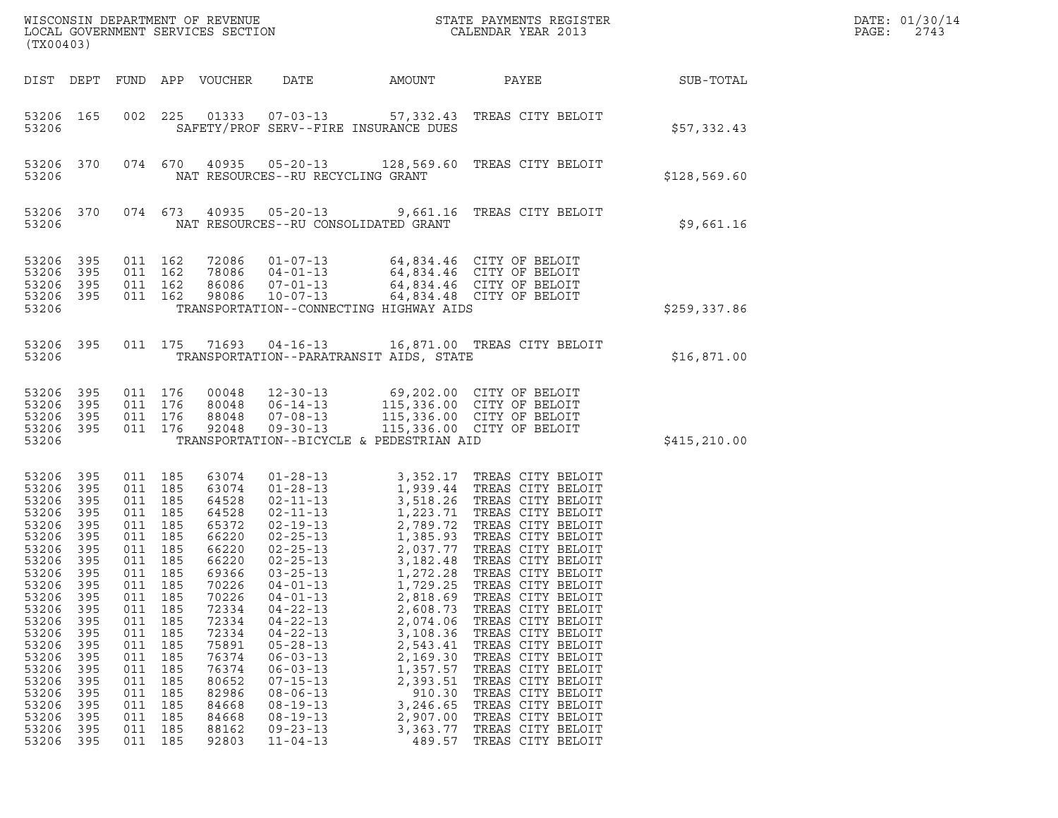| DIST | DEPT | FUND | APP | VOUCHER | DATE | AMOUNT | PAYEE | SUB-TOTAL |
|---|---|---|---|---|---|---|---|---|
| 53206 | 165 | 002 | 225 | 01333 | 07-03-13 | 57,332.43 | TREAS CITY BELOIT | |
| 53206 | | | | | SAFETY/PROF SERV--FIRE INSURANCE DUES | | | $57,332.43 |
| 53206 | 370 | 074 | 670 | 40935 | 05-20-13 | 128,569.60 | TREAS CITY BELOIT | |
| 53206 | | | | | NAT RESOURCES--RU RECYCLING GRANT | | | $128,569.60 |
| 53206 | 370 | 074 | 673 | 40935 | 05-20-13 | 9,661.16 | TREAS CITY BELOIT | |
| 53206 | | | | | NAT RESOURCES--RU CONSOLIDATED GRANT | | | $9,661.16 |
| 53206 | 395 | 011 | 162 | 72086 | 01-07-13 | 64,834.46 | CITY OF BELOIT | |
| 53206 | 395 | 011 | 162 | 78086 | 04-01-13 | 64,834.46 | CITY OF BELOIT | |
| 53206 | 395 | 011 | 162 | 86086 | 07-01-13 | 64,834.46 | CITY OF BELOIT | |
| 53206 | 395 | 011 | 162 | 98086 | 10-07-13 | 64,834.48 | CITY OF BELOIT | |
| 53206 | | | | | TRANSPORTATION--CONNECTING HIGHWAY AIDS | | | $259,337.86 |
| 53206 | 395 | 011 | 175 | 71693 | 04-16-13 | 16,871.00 | TREAS CITY BELOIT | |
| 53206 | | | | | TRANSPORTATION--PARATRANSIT AIDS, STATE | | | $16,871.00 |
| 53206 | 395 | 011 | 176 | 00048 | 12-30-13 | 69,202.00 | CITY OF BELOIT | |
| 53206 | 395 | 011 | 176 | 80048 | 06-14-13 | 115,336.00 | CITY OF BELOIT | |
| 53206 | 395 | 011 | 176 | 88048 | 07-08-13 | 115,336.00 | CITY OF BELOIT | |
| 53206 | 395 | 011 | 176 | 92048 | 09-30-13 | 115,336.00 | CITY OF BELOIT | |
| 53206 | | | | | TRANSPORTATION--BICYCLE & PEDESTRIAN AID | | | $415,210.00 |
| 53206 | 395 | 011 | 185 | 63074 | 01-28-13 | 3,352.17 | TREAS CITY BELOIT | |
| 53206 | 395 | 011 | 185 | 63074 | 01-28-13 | 1,939.44 | TREAS CITY BELOIT | |
| 53206 | 395 | 011 | 185 | 64528 | 02-11-13 | 3,518.26 | TREAS CITY BELOIT | |
| 53206 | 395 | 011 | 185 | 64528 | 02-11-13 | 1,223.71 | TREAS CITY BELOIT | |
| 53206 | 395 | 011 | 185 | 65372 | 02-19-13 | 2,789.72 | TREAS CITY BELOIT | |
| 53206 | 395 | 011 | 185 | 66220 | 02-25-13 | 1,385.93 | TREAS CITY BELOIT | |
| 53206 | 395 | 011 | 185 | 66220 | 02-25-13 | 2,037.77 | TREAS CITY BELOIT | |
| 53206 | 395 | 011 | 185 | 66220 | 02-25-13 | 3,182.48 | TREAS CITY BELOIT | |
| 53206 | 395 | 011 | 185 | 69366 | 03-25-13 | 1,272.28 | TREAS CITY BELOIT | |
| 53206 | 395 | 011 | 185 | 70226 | 04-01-13 | 1,729.25 | TREAS CITY BELOIT | |
| 53206 | 395 | 011 | 185 | 70226 | 04-01-13 | 2,818.69 | TREAS CITY BELOIT | |
| 53206 | 395 | 011 | 185 | 72334 | 04-22-13 | 2,608.73 | TREAS CITY BELOIT | |
| 53206 | 395 | 011 | 185 | 72334 | 04-22-13 | 2,074.06 | TREAS CITY BELOIT | |
| 53206 | 395 | 011 | 185 | 72334 | 04-22-13 | 3,108.36 | TREAS CITY BELOIT | |
| 53206 | 395 | 011 | 185 | 75891 | 05-28-13 | 2,543.41 | TREAS CITY BELOIT | |
| 53206 | 395 | 011 | 185 | 76374 | 06-03-13 | 2,169.30 | TREAS CITY BELOIT | |
| 53206 | 395 | 011 | 185 | 76374 | 06-03-13 | 1,357.57 | TREAS CITY BELOIT | |
| 53206 | 395 | 011 | 185 | 80652 | 07-15-13 | 2,393.51 | TREAS CITY BELOIT | |
| 53206 | 395 | 011 | 185 | 82986 | 08-06-13 | 910.30 | TREAS CITY BELOIT | |
| 53206 | 395 | 011 | 185 | 84668 | 08-19-13 | 3,246.65 | TREAS CITY BELOIT | |
| 53206 | 395 | 011 | 185 | 84668 | 08-19-13 | 2,907.00 | TREAS CITY BELOIT | |
| 53206 | 395 | 011 | 185 | 88162 | 09-23-13 | 3,363.77 | TREAS CITY BELOIT | |
| 53206 | 395 | 011 | 185 | 92803 | 11-04-13 | 489.57 | TREAS CITY BELOIT | |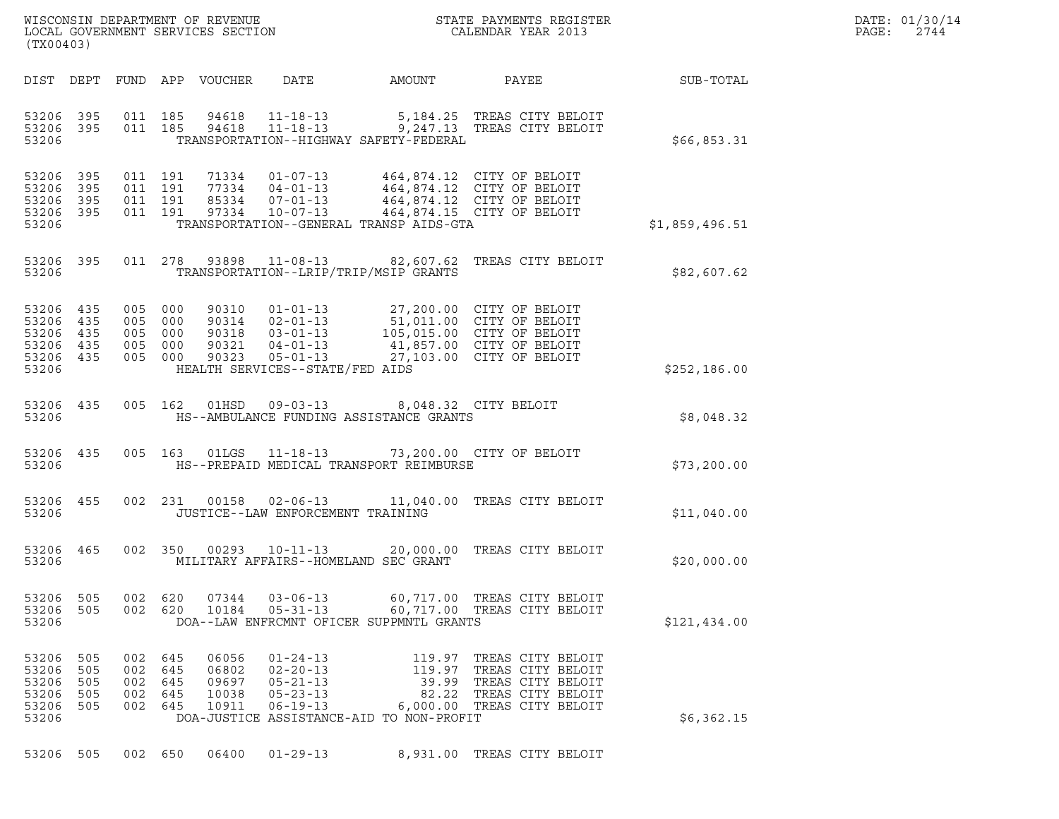WISCONSIN DEPARTMENT OF REVENUE
LOCAL GOVERNMENT SERVICES SECTION
(TX00403)

STATE PAYMENTS REGISTER
CALENDAR YEAR 2013

DATE: 01/30/14
PAGE: 2744

| DIST | DEPT | FUND | APP | VOUCHER | DATE | AMOUNT | PAYEE | SUB-TOTAL |
|---|---|---|---|---|---|---|---|---|
| 53206 | 395 | 011 | 185 | 94618 | 11-18-13 | 5,184.25 | TREAS CITY BELOIT | |
| 53206 | 395 | 011 | 185 | 94618 | 11-18-13 | 9,247.13 | TREAS CITY BELOIT | |
| 53206 | | | | | TRANSPORTATION--HIGHWAY SAFETY-FEDERAL | | | $66,853.31 |
| 53206 | 395 | 011 | 191 | 71334 | 01-07-13 | 464,874.12 | CITY OF BELOIT | |
| 53206 | 395 | 011 | 191 | 77334 | 04-01-13 | 464,874.12 | CITY OF BELOIT | |
| 53206 | 395 | 011 | 191 | 85334 | 07-01-13 | 464,874.12 | CITY OF BELOIT | |
| 53206 | 395 | 011 | 191 | 97334 | 10-07-13 | 464,874.15 | CITY OF BELOIT | |
| 53206 | | | | | TRANSPORTATION--GENERAL TRANSP AIDS-GTA | | | $1,859,496.51 |
| 53206 | 395 | 011 | 278 | 93898 | 11-08-13 | 82,607.62 | TREAS CITY BELOIT | |
| 53206 | | | | | TRANSPORTATION--LRIP/TRIP/MSIP GRANTS | | | $82,607.62 |
| 53206 | 435 | 005 | 000 | 90310 | 01-01-13 | 27,200.00 | CITY OF BELOIT | |
| 53206 | 435 | 005 | 000 | 90314 | 02-01-13 | 51,011.00 | CITY OF BELOIT | |
| 53206 | 435 | 005 | 000 | 90318 | 03-01-13 | 105,015.00 | CITY OF BELOIT | |
| 53206 | 435 | 005 | 000 | 90321 | 04-01-13 | 41,857.00 | CITY OF BELOIT | |
| 53206 | 435 | 005 | 000 | 90323 | 05-01-13 | 27,103.00 | CITY OF BELOIT | |
| 53206 | | | | | HEALTH SERVICES--STATE/FED AIDS | | | $252,186.00 |
| 53206 | 435 | 005 | 162 | 01HSD | 09-03-13 | 8,048.32 | CITY BELOIT | |
| 53206 | | | | | HS--AMBULANCE FUNDING ASSISTANCE GRANTS | | | $8,048.32 |
| 53206 | 435 | 005 | 163 | 01LGS | 11-18-13 | 73,200.00 | CITY OF BELOIT | |
| 53206 | | | | | HS--PREPAID MEDICAL TRANSPORT REIMBURSE | | | $73,200.00 |
| 53206 | 455 | 002 | 231 | 00158 | 02-06-13 | 11,040.00 | TREAS CITY BELOIT | |
| 53206 | | | | | JUSTICE--LAW ENFORCEMENT TRAINING | | | $11,040.00 |
| 53206 | 465 | 002 | 350 | 00293 | 10-11-13 | 20,000.00 | TREAS CITY BELOIT | |
| 53206 | | | | | MILITARY AFFAIRS--HOMELAND SEC GRANT | | | $20,000.00 |
| 53206 | 505 | 002 | 620 | 07344 | 03-06-13 | 60,717.00 | TREAS CITY BELOIT | |
| 53206 | 505 | 002 | 620 | 10184 | 05-31-13 | 60,717.00 | TREAS CITY BELOIT | |
| 53206 | | | | | DOA--LAW ENFRCMNT OFICER SUPPMNTL GRANTS | | | $121,434.00 |
| 53206 | 505 | 002 | 645 | 06056 | 01-24-13 | 119.97 | TREAS CITY BELOIT | |
| 53206 | 505 | 002 | 645 | 06802 | 02-20-13 | 119.97 | TREAS CITY BELOIT | |
| 53206 | 505 | 002 | 645 | 09697 | 05-21-13 | 39.99 | TREAS CITY BELOIT | |
| 53206 | 505 | 002 | 645 | 10038 | 05-23-13 | 82.22 | TREAS CITY BELOIT | |
| 53206 | 505 | 002 | 645 | 10911 | 06-19-13 | 6,000.00 | TREAS CITY BELOIT | |
| 53206 | | | | | DOA-JUSTICE ASSISTANCE-AID TO NON-PROFIT | | | $6,362.15 |
| 53206 | 505 | 002 | 650 | 06400 | 01-29-13 | 8,931.00 | TREAS CITY BELOIT | |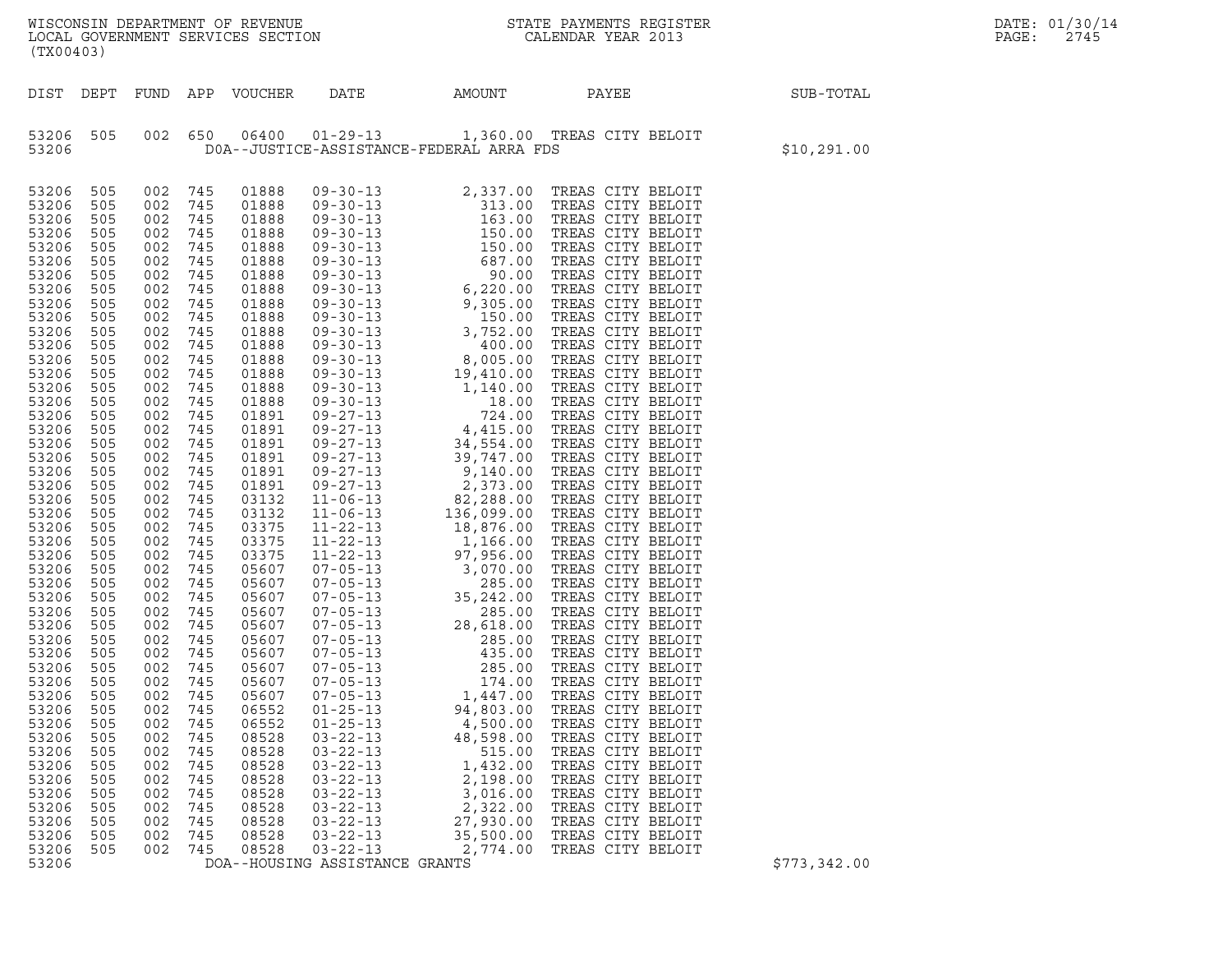WISCONSIN DEPARTMENT OF REVENUE
LOCAL GOVERNMENT SERVICES SECTION
(TX00403)

STATE PAYMENTS REGISTER
CALENDAR YEAR 2013

DATE: 01/30/14

| DIST | DEPT | FUND | APP | VOUCHER | DATE | AMOUNT | PAYEE | SUB-TOTAL |
|---|---|---|---|---|---|---|---|---|
| 53206 | 505 | 002 | 650 | 06400 | 01-29-13 | 1,360.00 | TREAS CITY BELOIT | |
| 53206 | | | | DOA--JUSTICE-ASSISTANCE-FEDERAL ARRA FDS | | | | $10,291.00 |
| 53206 | 505 | 002 | 745 | 01888 | 09-30-13 | 2,337.00 | TREAS CITY BELOIT | |
| 53206 | 505 | 002 | 745 | 01888 | 09-30-13 | 313.00 | TREAS CITY BELOIT | |
| 53206 | 505 | 002 | 745 | 01888 | 09-30-13 | 163.00 | TREAS CITY BELOIT | |
| 53206 | 505 | 002 | 745 | 01888 | 09-30-13 | 150.00 | TREAS CITY BELOIT | |
| 53206 | 505 | 002 | 745 | 01888 | 09-30-13 | 150.00 | TREAS CITY BELOIT | |
| 53206 | 505 | 002 | 745 | 01888 | 09-30-13 | 687.00 | TREAS CITY BELOIT | |
| 53206 | 505 | 002 | 745 | 01888 | 09-30-13 | 90.00 | TREAS CITY BELOIT | |
| 53206 | 505 | 002 | 745 | 01888 | 09-30-13 | 6,220.00 | TREAS CITY BELOIT | |
| 53206 | 505 | 002 | 745 | 01888 | 09-30-13 | 9,305.00 | TREAS CITY BELOIT | |
| 53206 | 505 | 002 | 745 | 01888 | 09-30-13 | 150.00 | TREAS CITY BELOIT | |
| 53206 | 505 | 002 | 745 | 01888 | 09-30-13 | 3,752.00 | TREAS CITY BELOIT | |
| 53206 | 505 | 002 | 745 | 01888 | 09-30-13 | 400.00 | TREAS CITY BELOIT | |
| 53206 | 505 | 002 | 745 | 01888 | 09-30-13 | 8,005.00 | TREAS CITY BELOIT | |
| 53206 | 505 | 002 | 745 | 01888 | 09-30-13 | 19,410.00 | TREAS CITY BELOIT | |
| 53206 | 505 | 002 | 745 | 01888 | 09-30-13 | 1,140.00 | TREAS CITY BELOIT | |
| 53206 | 505 | 002 | 745 | 01888 | 09-30-13 | 18.00 | TREAS CITY BELOIT | |
| 53206 | 505 | 002 | 745 | 01891 | 09-27-13 | 724.00 | TREAS CITY BELOIT | |
| 53206 | 505 | 002 | 745 | 01891 | 09-27-13 | 4,415.00 | TREAS CITY BELOIT | |
| 53206 | 505 | 002 | 745 | 01891 | 09-27-13 | 34,554.00 | TREAS CITY BELOIT | |
| 53206 | 505 | 002 | 745 | 01891 | 09-27-13 | 39,747.00 | TREAS CITY BELOIT | |
| 53206 | 505 | 002 | 745 | 01891 | 09-27-13 | 9,140.00 | TREAS CITY BELOIT | |
| 53206 | 505 | 002 | 745 | 01891 | 09-27-13 | 2,373.00 | TREAS CITY BELOIT | |
| 53206 | 505 | 002 | 745 | 03132 | 11-06-13 | 82,288.00 | TREAS CITY BELOIT | |
| 53206 | 505 | 002 | 745 | 03132 | 11-06-13 | 136,099.00 | TREAS CITY BELOIT | |
| 53206 | 505 | 002 | 745 | 03375 | 11-22-13 | 18,876.00 | TREAS CITY BELOIT | |
| 53206 | 505 | 002 | 745 | 03375 | 11-22-13 | 1,166.00 | TREAS CITY BELOIT | |
| 53206 | 505 | 002 | 745 | 03375 | 11-22-13 | 97,956.00 | TREAS CITY BELOIT | |
| 53206 | 505 | 002 | 745 | 05607 | 07-05-13 | 3,070.00 | TREAS CITY BELOIT | |
| 53206 | 505 | 002 | 745 | 05607 | 07-05-13 | 285.00 | TREAS CITY BELOIT | |
| 53206 | 505 | 002 | 745 | 05607 | 07-05-13 | 35,242.00 | TREAS CITY BELOIT | |
| 53206 | 505 | 002 | 745 | 05607 | 07-05-13 | 285.00 | TREAS CITY BELOIT | |
| 53206 | 505 | 002 | 745 | 05607 | 07-05-13 | 28,618.00 | TREAS CITY BELOIT | |
| 53206 | 505 | 002 | 745 | 05607 | 07-05-13 | 285.00 | TREAS CITY BELOIT | |
| 53206 | 505 | 002 | 745 | 05607 | 07-05-13 | 435.00 | TREAS CITY BELOIT | |
| 53206 | 505 | 002 | 745 | 05607 | 07-05-13 | 285.00 | TREAS CITY BELOIT | |
| 53206 | 505 | 002 | 745 | 05607 | 07-05-13 | 174.00 | TREAS CITY BELOIT | |
| 53206 | 505 | 002 | 745 | 05607 | 07-05-13 | 1,447.00 | TREAS CITY BELOIT | |
| 53206 | 505 | 002 | 745 | 06552 | 01-25-13 | 94,803.00 | TREAS CITY BELOIT | |
| 53206 | 505 | 002 | 745 | 06552 | 01-25-13 | 4,500.00 | TREAS CITY BELOIT | |
| 53206 | 505 | 002 | 745 | 08528 | 03-22-13 | 48,598.00 | TREAS CITY BELOIT | |
| 53206 | 505 | 002 | 745 | 08528 | 03-22-13 | 515.00 | TREAS CITY BELOIT | |
| 53206 | 505 | 002 | 745 | 08528 | 03-22-13 | 1,432.00 | TREAS CITY BELOIT | |
| 53206 | 505 | 002 | 745 | 08528 | 03-22-13 | 2,198.00 | TREAS CITY BELOIT | |
| 53206 | 505 | 002 | 745 | 08528 | 03-22-13 | 3,016.00 | TREAS CITY BELOIT | |
| 53206 | 505 | 002 | 745 | 08528 | 03-22-13 | 2,322.00 | TREAS CITY BELOIT | |
| 53206 | 505 | 002 | 745 | 08528 | 03-22-13 | 27,930.00 | TREAS CITY BELOIT | |
| 53206 | 505 | 002 | 745 | 08528 | 03-22-13 | 35,500.00 | TREAS CITY BELOIT | |
| 53206 | 505 | 002 | 745 | 08528 | 03-22-13 | 2,774.00 | TREAS CITY BELOIT | |
| 53206 | | | | DOA--HOUSING ASSISTANCE GRANTS | | | | $773,342.00 |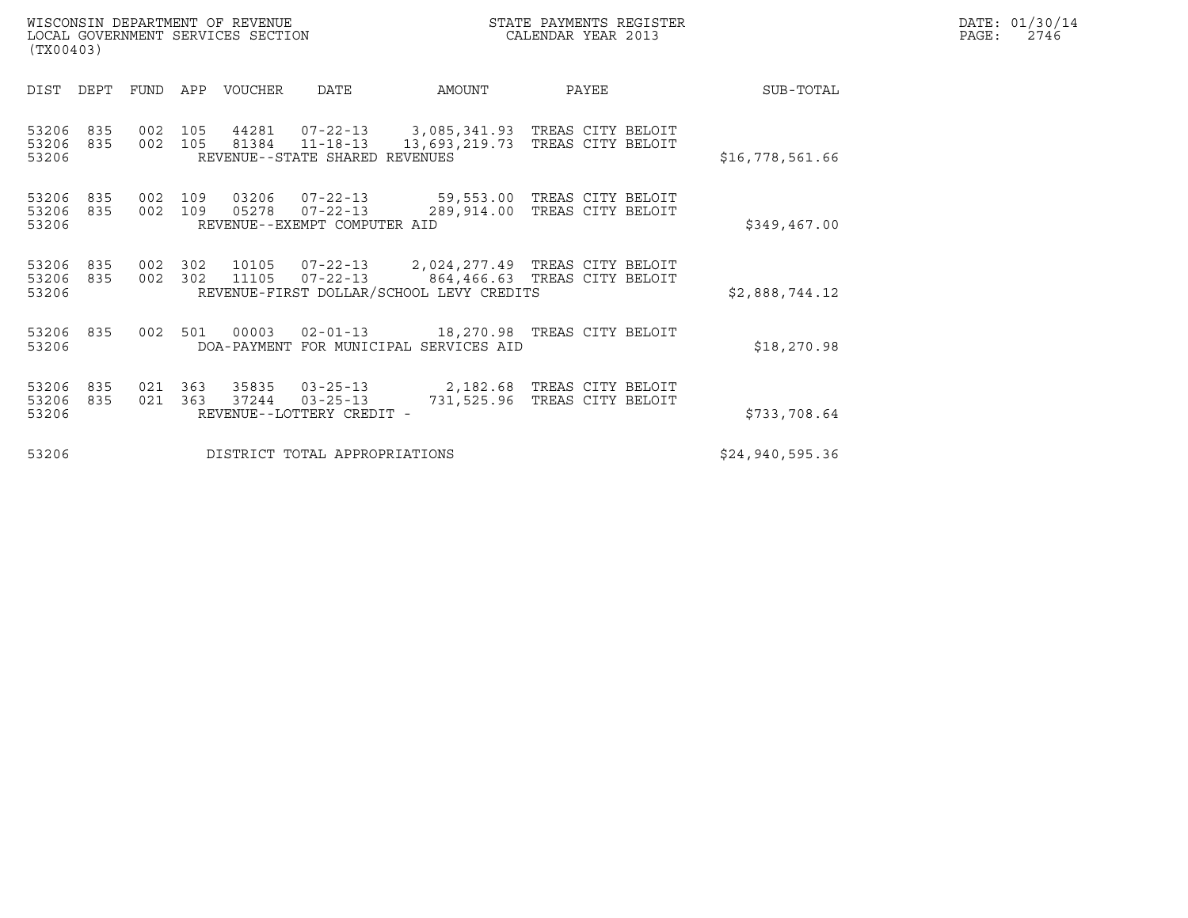WISCONSIN DEPARTMENT OF REVENUE
LOCAL GOVERNMENT SERVICES SECTION
(TX00403)

STATE PAYMENTS REGISTER
CALENDAR YEAR 2013

DATE: 01/30/14
PAGE: 2746

| DIST | DEPT | FUND | APP | VOUCHER | DATE | AMOUNT | PAYEE | SUB-TOTAL |
|---|---|---|---|---|---|---|---|---|
| 53206 | 835 | 002 | 105 | 44281 | 07-22-13 | 3,085,341.93 | TREAS CITY BELOIT | |
| 53206 | 835 | 002 | 105 | 81384 | 11-18-13 | 13,693,219.73 | TREAS CITY BELOIT | |
| 53206 | | | | REVENUE--STATE SHARED REVENUES | | | | $16,778,561.66 |
| 53206 | 835 | 002 | 109 | 03206 | 07-22-13 | 59,553.00 | TREAS CITY BELOIT | |
| 53206 | 835 | 002 | 109 | 05278 | 07-22-13 | 289,914.00 | TREAS CITY BELOIT | |
| 53206 | | | | REVENUE--EXEMPT COMPUTER AID | | | | $349,467.00 |
| 53206 | 835 | 002 | 302 | 10105 | 07-22-13 | 2,024,277.49 | TREAS CITY BELOIT | |
| 53206 | 835 | 002 | 302 | 11105 | 07-22-13 | 864,466.63 | TREAS CITY BELOIT | |
| 53206 | | | | REVENUE-FIRST DOLLAR/SCHOOL LEVY CREDITS | | | | $2,888,744.12 |
| 53206 | 835 | 002 | 501 | 00003 | 02-01-13 | 18,270.98 | TREAS CITY BELOIT | |
| 53206 | | | | DOA-PAYMENT FOR MUNICIPAL SERVICES AID | | | | $18,270.98 |
| 53206 | 835 | 021 | 363 | 35835 | 03-25-13 | 2,182.68 | TREAS CITY BELOIT | |
| 53206 | 835 | 021 | 363 | 37244 | 03-25-13 | 731,525.96 | TREAS CITY BELOIT | |
| 53206 | | | | REVENUE--LOTTERY CREDIT - | | | | $733,708.64 |
| 53206 | | | | DISTRICT TOTAL APPROPRIATIONS | | | | $24,940,595.36 |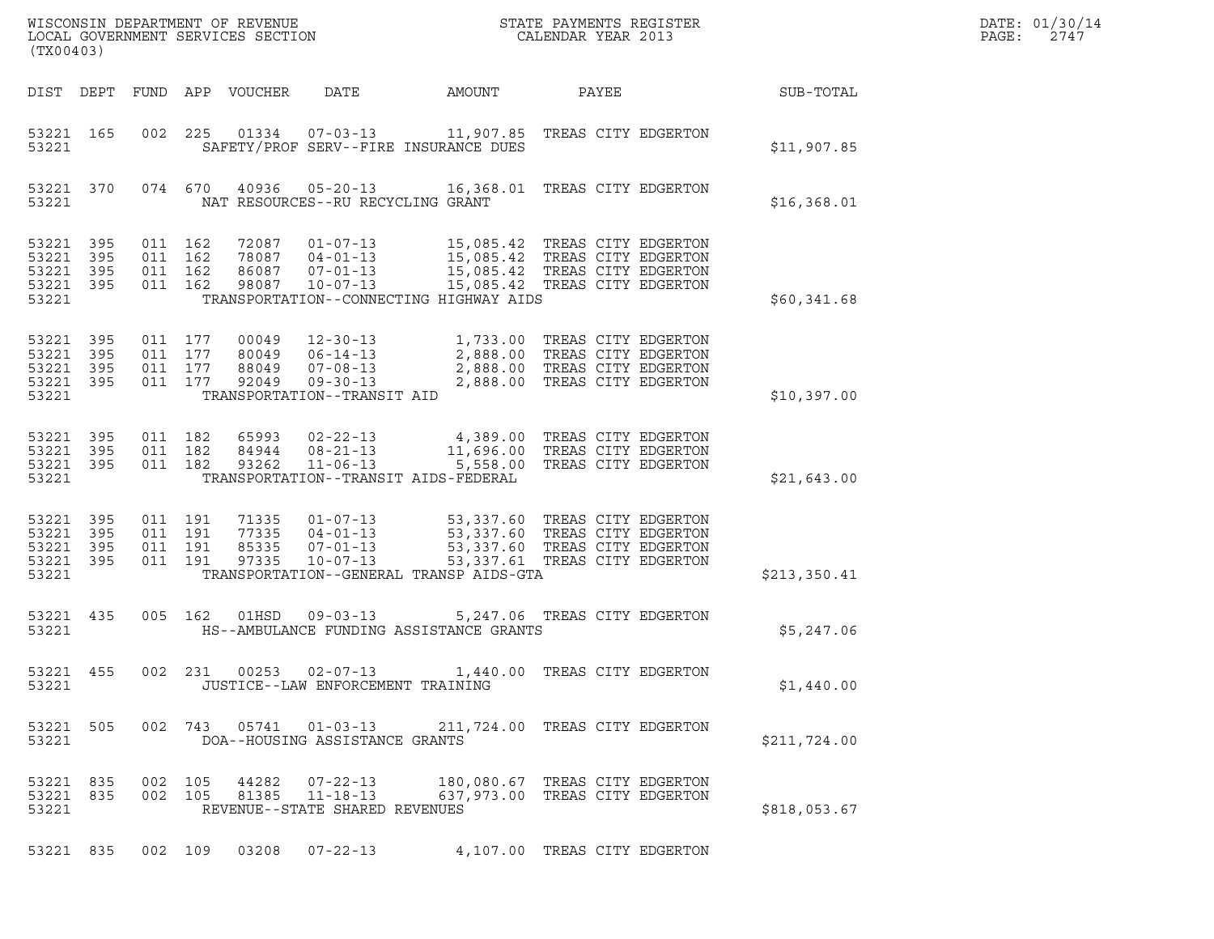WISCONSIN DEPARTMENT OF REVENUE
LOCAL GOVERNMENT SERVICES SECTION
(TX00403)

STATE PAYMENTS REGISTER
CALENDAR YEAR 2013

DATE: 01/30/14
PAGE: 2747

| DIST | DEPT | FUND | APP | VOUCHER | DATE | AMOUNT | PAYEE | SUB-TOTAL |
|---|---|---|---|---|---|---|---|---|
| 53221 | 165 | 002 | 225 | 01334 | 07-03-13 | 11,907.85 | TREAS CITY EDGERTON | |
| 53221 | | | | SAFETY/PROF SERV--FIRE INSURANCE DUES | | | | $11,907.85 |
| 53221 | 370 | 074 | 670 | 40936 | 05-20-13 | 16,368.01 | TREAS CITY EDGERTON | |
| 53221 | | | | NAT RESOURCES--RU RECYCLING GRANT | | | | $16,368.01 |
| 53221 | 395 | 011 | 162 | 72087 | 01-07-13 | 15,085.42 | TREAS CITY EDGERTON | |
| 53221 | 395 | 011 | 162 | 78087 | 04-01-13 | 15,085.42 | TREAS CITY EDGERTON | |
| 53221 | 395 | 011 | 162 | 86087 | 07-01-13 | 15,085.42 | TREAS CITY EDGERTON | |
| 53221 | 395 | 011 | 162 | 98087 | 10-07-13 | 15,085.42 | TREAS CITY EDGERTON | |
| 53221 | | | | TRANSPORTATION--CONNECTING HIGHWAY AIDS | | | | $60,341.68 |
| 53221 | 395 | 011 | 177 | 00049 | 12-30-13 | 1,733.00 | TREAS CITY EDGERTON | |
| 53221 | 395 | 011 | 177 | 80049 | 06-14-13 | 2,888.00 | TREAS CITY EDGERTON | |
| 53221 | 395 | 011 | 177 | 88049 | 07-08-13 | 2,888.00 | TREAS CITY EDGERTON | |
| 53221 | 395 | 011 | 177 | 92049 | 09-30-13 | 2,888.00 | TREAS CITY EDGERTON | |
| 53221 | | | | TRANSPORTATION--TRANSIT AID | | | | $10,397.00 |
| 53221 | 395 | 011 | 182 | 65993 | 02-22-13 | 4,389.00 | TREAS CITY EDGERTON | |
| 53221 | 395 | 011 | 182 | 84944 | 08-21-13 | 11,696.00 | TREAS CITY EDGERTON | |
| 53221 | 395 | 011 | 182 | 93262 | 11-06-13 | 5,558.00 | TREAS CITY EDGERTON | |
| 53221 | | | | TRANSPORTATION--TRANSIT AIDS-FEDERAL | | | | $21,643.00 |
| 53221 | 395 | 011 | 191 | 71335 | 01-07-13 | 53,337.60 | TREAS CITY EDGERTON | |
| 53221 | 395 | 011 | 191 | 77335 | 04-01-13 | 53,337.60 | TREAS CITY EDGERTON | |
| 53221 | 395 | 011 | 191 | 85335 | 07-01-13 | 53,337.60 | TREAS CITY EDGERTON | |
| 53221 | 395 | 011 | 191 | 97335 | 10-07-13 | 53,337.61 | TREAS CITY EDGERTON | |
| 53221 | | | | TRANSPORTATION--GENERAL TRANSP AIDS-GTA | | | | $213,350.41 |
| 53221 | 435 | 005 | 162 | 01HSD | 09-03-13 | 5,247.06 | TREAS CITY EDGERTON | |
| 53221 | | | | HS--AMBULANCE FUNDING ASSISTANCE GRANTS | | | | $5,247.06 |
| 53221 | 455 | 002 | 231 | 00253 | 02-07-13 | 1,440.00 | TREAS CITY EDGERTON | |
| 53221 | | | | JUSTICE--LAW ENFORCEMENT TRAINING | | | | $1,440.00 |
| 53221 | 505 | 002 | 743 | 05741 | 01-03-13 | 211,724.00 | TREAS CITY EDGERTON | |
| 53221 | | | | DOA--HOUSING ASSISTANCE GRANTS | | | | $211,724.00 |
| 53221 | 835 | 002 | 105 | 44282 | 07-22-13 | 180,080.67 | TREAS CITY EDGERTON | |
| 53221 | 835 | 002 | 105 | 81385 | 11-18-13 | 637,973.00 | TREAS CITY EDGERTON | |
| 53221 | | | | REVENUE--STATE SHARED REVENUES | | | | $818,053.67 |
| 53221 | 835 | 002 | 109 | 03208 | 07-22-13 | 4,107.00 | TREAS CITY EDGERTON | |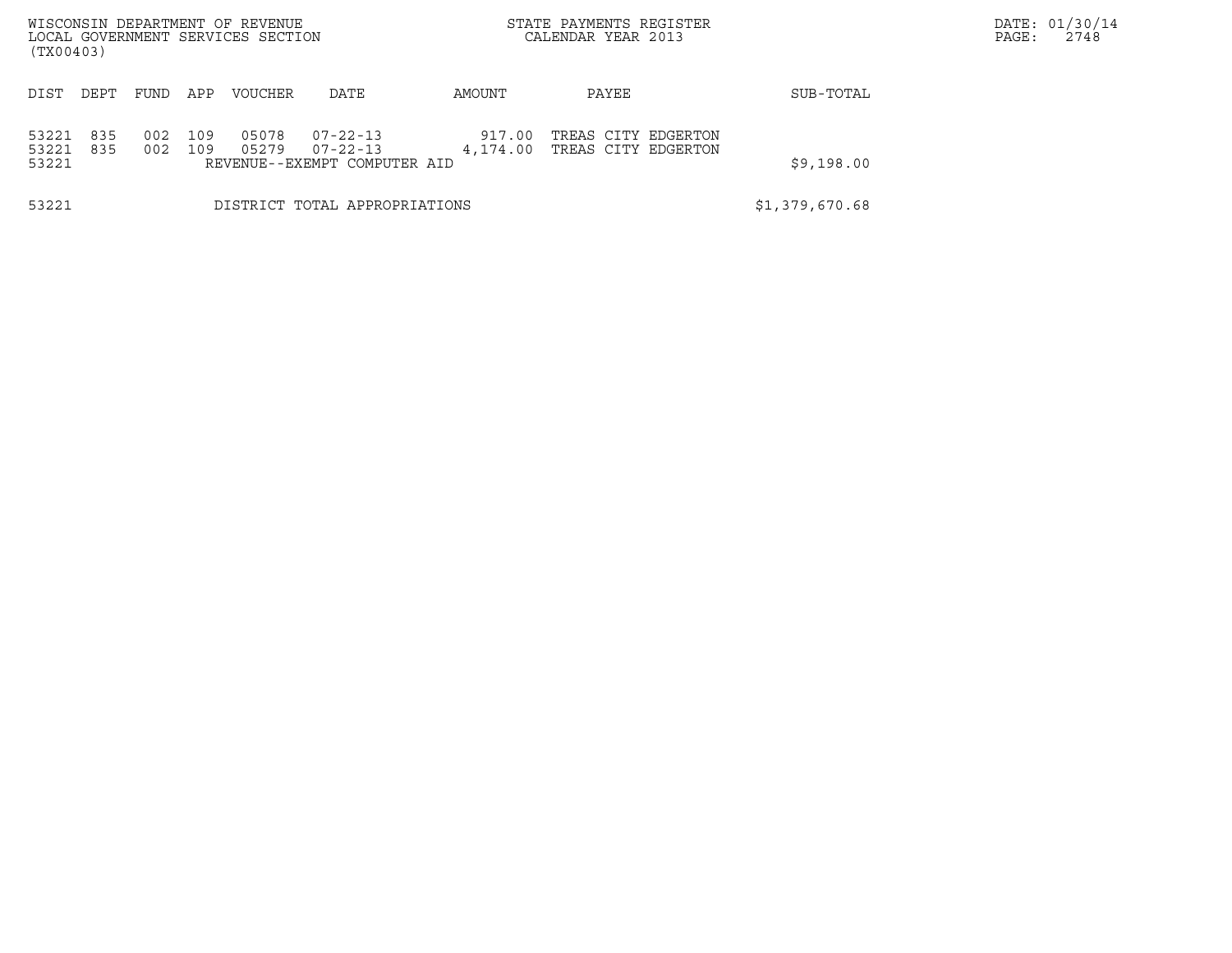WISCONSIN DEPARTMENT OF REVENUE
LOCAL GOVERNMENT SERVICES SECTION
(TX00403)

STATE PAYMENTS REGISTER
CALENDAR YEAR 2013

DATE: 01/30/14

| DIST | DEPT | FUND | APP | VOUCHER | DATE | AMOUNT | PAYEE | SUB-TOTAL |
|---|---|---|---|---|---|---|---|---|
| 53221 | 835 | 002 | 109 | 05078 | 07-22-13 | 917.00 | TREAS CITY EDGERTON | |
| 53221 | 835 | 002 | 109 | 05279 | 07-22-13 | 4,174.00 | TREAS CITY EDGERTON | |
| 53221 | | | | REVENUE--EXEMPT COMPUTER AID | | | | $9,198.00 |
| 53221 | | | | DISTRICT TOTAL APPROPRIATIONS | | | | $1,379,670.68 |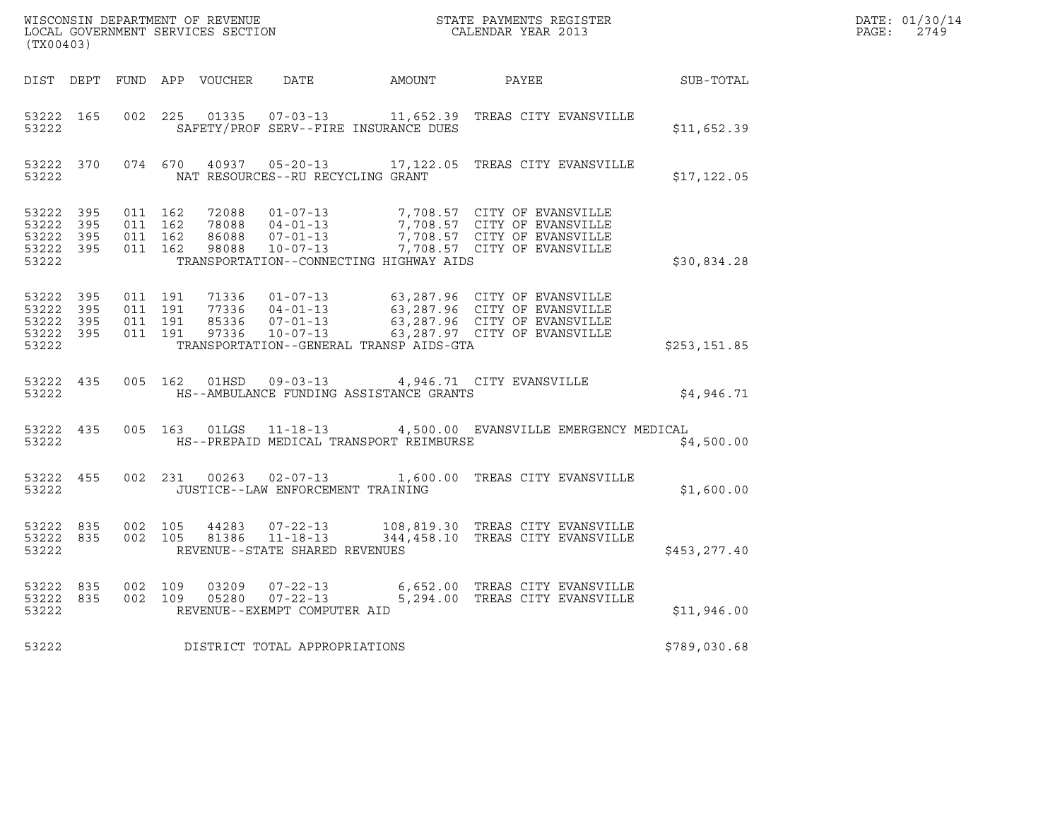WISCONSIN DEPARTMENT OF REVENUE
LOCAL GOVERNMENT SERVICES SECTION
(TX00403)

STATE PAYMENTS REGISTER
CALENDAR YEAR 2013

DATE: 01/30/14
PAGE: 2749

| DIST | DEPT | FUND | APP | VOUCHER | DATE | AMOUNT | PAYEE | SUB-TOTAL |
|---|---|---|---|---|---|---|---|---|
| 53222 | 165 | 002 | 225 | 01335 | 07-03-13 | 11,652.39 | TREAS CITY EVANSVILLE | |
| 53222 | | | | | SAFETY/PROF SERV--FIRE INSURANCE DUES | | | $11,652.39 |
| 53222 | 370 | 074 | 670 | 40937 | 05-20-13 | 17,122.05 | TREAS CITY EVANSVILLE | |
| 53222 | | | | | NAT RESOURCES--RU RECYCLING GRANT | | | $17,122.05 |
| 53222 | 395 | 011 | 162 | 72088 | 01-07-13 | 7,708.57 | CITY OF EVANSVILLE | |
| 53222 | 395 | 011 | 162 | 78088 | 04-01-13 | 7,708.57 | CITY OF EVANSVILLE | |
| 53222 | 395 | 011 | 162 | 86088 | 07-01-13 | 7,708.57 | CITY OF EVANSVILLE | |
| 53222 | 395 | 011 | 162 | 98088 | 10-07-13 | 7,708.57 | CITY OF EVANSVILLE | |
| 53222 | | | | | TRANSPORTATION--CONNECTING HIGHWAY AIDS | | | $30,834.28 |
| 53222 | 395 | 011 | 191 | 71336 | 01-07-13 | 63,287.96 | CITY OF EVANSVILLE | |
| 53222 | 395 | 011 | 191 | 77336 | 04-01-13 | 63,287.96 | CITY OF EVANSVILLE | |
| 53222 | 395 | 011 | 191 | 85336 | 07-01-13 | 63,287.96 | CITY OF EVANSVILLE | |
| 53222 | 395 | 011 | 191 | 97336 | 10-07-13 | 63,287.97 | CITY OF EVANSVILLE | |
| 53222 | | | | | TRANSPORTATION--GENERAL TRANSP AIDS-GTA | | | $253,151.85 |
| 53222 | 435 | 005 | 162 | 01HSD | 09-03-13 | 4,946.71 | CITY EVANSVILLE | |
| 53222 | | | | | HS--AMBULANCE FUNDING ASSISTANCE GRANTS | | | $4,946.71 |
| 53222 | 435 | 005 | 163 | 01LGS | 11-18-13 | 4,500.00 | EVANSVILLE EMERGENCY MEDICAL | |
| 53222 | | | | | HS--PREPAID MEDICAL TRANSPORT REIMBURSE | | | $4,500.00 |
| 53222 | 455 | 002 | 231 | 00263 | 02-07-13 | 1,600.00 | TREAS CITY EVANSVILLE | |
| 53222 | | | | | JUSTICE--LAW ENFORCEMENT TRAINING | | | $1,600.00 |
| 53222 | 835 | 002 | 105 | 44283 | 07-22-13 | 108,819.30 | TREAS CITY EVANSVILLE | |
| 53222 | 835 | 002 | 105 | 81386 | 11-18-13 | 344,458.10 | TREAS CITY EVANSVILLE | |
| 53222 | | | | | REVENUE--STATE SHARED REVENUES | | | $453,277.40 |
| 53222 | 835 | 002 | 109 | 03209 | 07-22-13 | 6,652.00 | TREAS CITY EVANSVILLE | |
| 53222 | 835 | 002 | 109 | 05280 | 07-22-13 | 5,294.00 | TREAS CITY EVANSVILLE | |
| 53222 | | | | | REVENUE--EXEMPT COMPUTER AID | | | $11,946.00 |
| 53222 | | | | | DISTRICT TOTAL APPROPRIATIONS | | | $789,030.68 |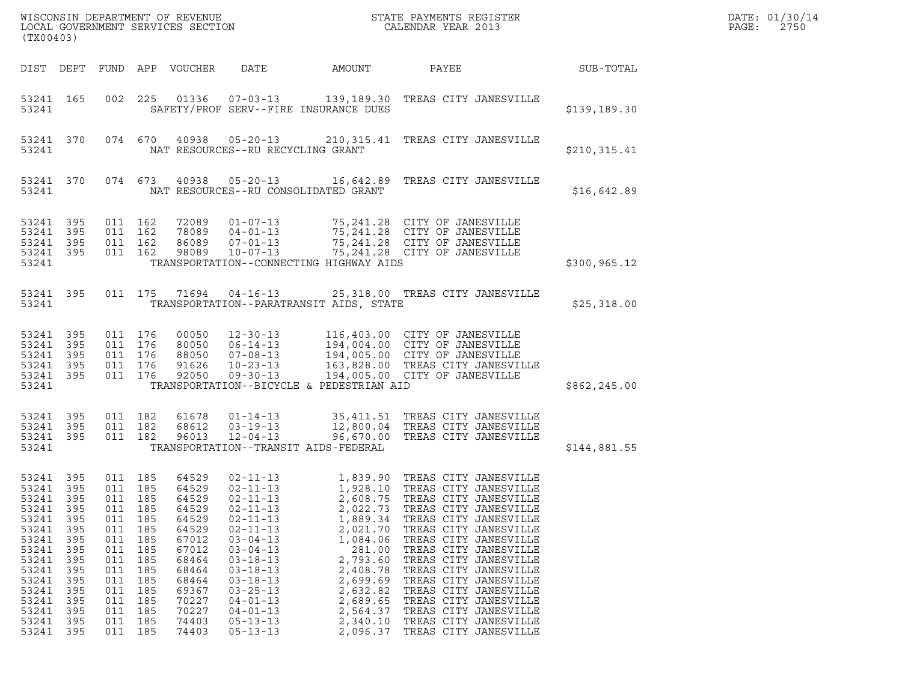WISCONSIN DEPARTMENT OF REVENUE
LOCAL GOVERNMENT SERVICES SECTION
(TX00403)

STATE PAYMENTS REGISTER
CALENDAR YEAR 2013

DATE: 01/30/14

| DIST | DEPT | FUND | APP | VOUCHER | DATE | AMOUNT | PAYEE | SUB-TOTAL |
|---|---|---|---|---|---|---|---|---|
| 53241 | 165 | 002 | 225 | 01336 | 07-03-13 | 139,189.30 | TREAS CITY JANESVILLE | |
| 53241 | | | | | SAFETY/PROF SERV--FIRE INSURANCE DUES | | | $139,189.30 |
| 53241 | 370 | 074 | 670 | 40938 | 05-20-13 | 210,315.41 | TREAS CITY JANESVILLE | |
| 53241 | | | | | NAT RESOURCES--RU RECYCLING GRANT | | | $210,315.41 |
| 53241 | 370 | 074 | 673 | 40938 | 05-20-13 | 16,642.89 | TREAS CITY JANESVILLE | |
| 53241 | | | | | NAT RESOURCES--RU CONSOLIDATED GRANT | | | $16,642.89 |
| 53241 | 395 | 011 | 162 | 72089 | 01-07-13 | 75,241.28 | CITY OF JANESVILLE | |
| 53241 | 395 | 011 | 162 | 78089 | 04-01-13 | 75,241.28 | CITY OF JANESVILLE | |
| 53241 | 395 | 011 | 162 | 86089 | 07-01-13 | 75,241.28 | CITY OF JANESVILLE | |
| 53241 | 395 | 011 | 162 | 98089 | 10-07-13 | 75,241.28 | CITY OF JANESVILLE | |
| 53241 | | | | | TRANSPORTATION--CONNECTING HIGHWAY AIDS | | | $300,965.12 |
| 53241 | 395 | 011 | 175 | 71694 | 04-16-13 | 25,318.00 | TREAS CITY JANESVILLE | |
| 53241 | | | | | TRANSPORTATION--PARATRANSIT AIDS, STATE | | | $25,318.00 |
| 53241 | 395 | 011 | 176 | 00050 | 12-30-13 | 116,403.00 | CITY OF JANESVILLE | |
| 53241 | 395 | 011 | 176 | 80050 | 06-14-13 | 194,004.00 | CITY OF JANESVILLE | |
| 53241 | 395 | 011 | 176 | 88050 | 07-08-13 | 194,005.00 | CITY OF JANESVILLE | |
| 53241 | 395 | 011 | 176 | 91626 | 10-23-13 | 163,828.00 | TREAS CITY JANESVILLE | |
| 53241 | 395 | 011 | 176 | 92050 | 09-30-13 | 194,005.00 | CITY OF JANESVILLE | |
| 53241 | | | | | TRANSPORTATION--BICYCLE & PEDESTRIAN AID | | | $862,245.00 |
| 53241 | 395 | 011 | 182 | 61678 | 01-14-13 | 35,411.51 | TREAS CITY JANESVILLE | |
| 53241 | 395 | 011 | 182 | 68612 | 03-19-13 | 12,800.04 | TREAS CITY JANESVILLE | |
| 53241 | 395 | 011 | 182 | 96013 | 12-04-13 | 96,670.00 | TREAS CITY JANESVILLE | |
| 53241 | | | | | TRANSPORTATION--TRANSIT AIDS-FEDERAL | | | $144,881.55 |
| 53241 | 395 | 011 | 185 | 64529 | 02-11-13 | 1,839.90 | TREAS CITY JANESVILLE | |
| 53241 | 395 | 011 | 185 | 64529 | 02-11-13 | 1,928.10 | TREAS CITY JANESVILLE | |
| 53241 | 395 | 011 | 185 | 64529 | 02-11-13 | 2,608.75 | TREAS CITY JANESVILLE | |
| 53241 | 395 | 011 | 185 | 64529 | 02-11-13 | 2,022.73 | TREAS CITY JANESVILLE | |
| 53241 | 395 | 011 | 185 | 64529 | 02-11-13 | 1,889.34 | TREAS CITY JANESVILLE | |
| 53241 | 395 | 011 | 185 | 64529 | 02-11-13 | 2,021.70 | TREAS CITY JANESVILLE | |
| 53241 | 395 | 011 | 185 | 67012 | 03-04-13 | 1,084.06 | TREAS CITY JANESVILLE | |
| 53241 | 395 | 011 | 185 | 67012 | 03-04-13 | 281.00 | TREAS CITY JANESVILLE | |
| 53241 | 395 | 011 | 185 | 68464 | 03-18-13 | 2,793.60 | TREAS CITY JANESVILLE | |
| 53241 | 395 | 011 | 185 | 68464 | 03-18-13 | 2,408.78 | TREAS CITY JANESVILLE | |
| 53241 | 395 | 011 | 185 | 68464 | 03-18-13 | 2,699.69 | TREAS CITY JANESVILLE | |
| 53241 | 395 | 011 | 185 | 69367 | 03-25-13 | 2,632.82 | TREAS CITY JANESVILLE | |
| 53241 | 395 | 011 | 185 | 70227 | 04-01-13 | 2,689.65 | TREAS CITY JANESVILLE | |
| 53241 | 395 | 011 | 185 | 70227 | 04-01-13 | 2,564.37 | TREAS CITY JANESVILLE | |
| 53241 | 395 | 011 | 185 | 74403 | 05-13-13 | 2,340.10 | TREAS CITY JANESVILLE | |
| 53241 | 395 | 011 | 185 | 74403 | 05-13-13 | 2,096.37 | TREAS CITY JANESVILLE | |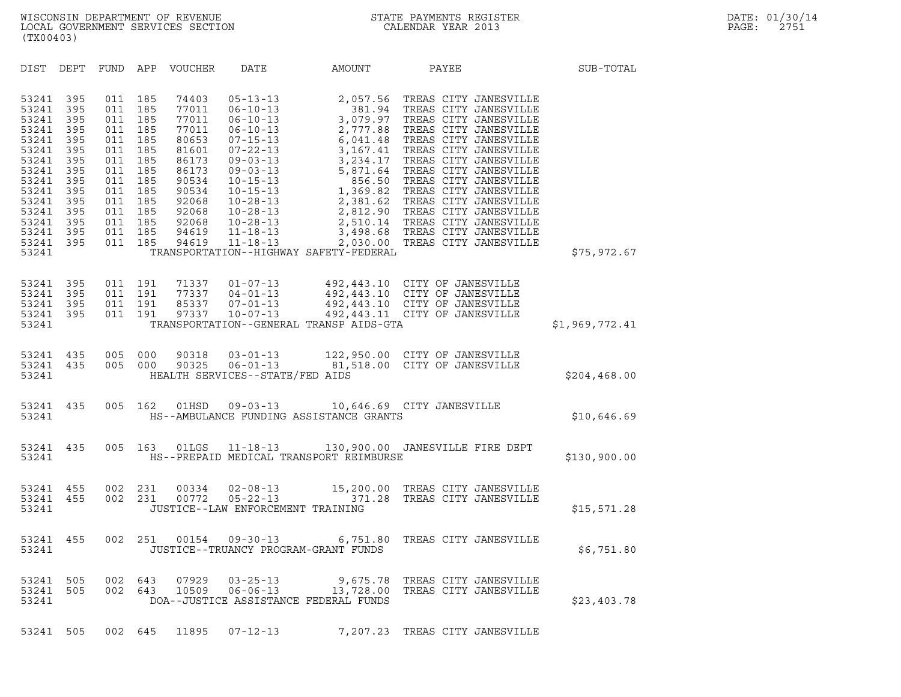WISCONSIN DEPARTMENT OF REVENUE
LOCAL GOVERNMENT SERVICES SECTION
(TX00403)

STATE PAYMENTS REGISTER
CALENDAR YEAR 2013

DATE: 01/30/14

| DIST | DEPT | FUND | APP | VOUCHER | DATE | AMOUNT | PAYEE | SUB-TOTAL |
|---|---|---|---|---|---|---|---|---|
| 53241 | 395 | 011 | 185 | 74403 | 05-13-13 | 2,057.56 | TREAS CITY JANESVILLE | |
| 53241 | 395 | 011 | 185 | 77011 | 06-10-13 | 381.94 | TREAS CITY JANESVILLE | |
| 53241 | 395 | 011 | 185 | 77011 | 06-10-13 | 3,079.97 | TREAS CITY JANESVILLE | |
| 53241 | 395 | 011 | 185 | 77011 | 06-10-13 | 2,777.88 | TREAS CITY JANESVILLE | |
| 53241 | 395 | 011 | 185 | 80653 | 07-15-13 | 6,041.48 | TREAS CITY JANESVILLE | |
| 53241 | 395 | 011 | 185 | 81601 | 07-22-13 | 3,167.41 | TREAS CITY JANESVILLE | |
| 53241 | 395 | 011 | 185 | 86173 | 09-03-13 | 3,234.17 | TREAS CITY JANESVILLE | |
| 53241 | 395 | 011 | 185 | 86173 | 09-03-13 | 5,871.64 | TREAS CITY JANESVILLE | |
| 53241 | 395 | 011 | 185 | 90534 | 10-15-13 | 856.50 | TREAS CITY JANESVILLE | |
| 53241 | 395 | 011 | 185 | 90534 | 10-15-13 | 1,369.82 | TREAS CITY JANESVILLE | |
| 53241 | 395 | 011 | 185 | 92068 | 10-28-13 | 2,381.62 | TREAS CITY JANESVILLE | |
| 53241 | 395 | 011 | 185 | 92068 | 10-28-13 | 2,812.90 | TREAS CITY JANESVILLE | |
| 53241 | 395 | 011 | 185 | 92068 | 10-28-13 | 2,510.14 | TREAS CITY JANESVILLE | |
| 53241 | 395 | 011 | 185 | 94619 | 11-18-13 | 3,498.68 | TREAS CITY JANESVILLE | |
| 53241 | 395 | 011 | 185 | 94619 | 11-18-13 | 2,030.00 | TREAS CITY JANESVILLE | |
| 53241 | | | | | TRANSPORTATION--HIGHWAY SAFETY-FEDERAL | | | $75,972.67 |
| 53241 | 395 | 011 | 191 | 71337 | 01-07-13 | 492,443.10 | CITY OF JANESVILLE | |
| 53241 | 395 | 011 | 191 | 77337 | 04-01-13 | 492,443.10 | CITY OF JANESVILLE | |
| 53241 | 395 | 011 | 191 | 85337 | 07-01-13 | 492,443.10 | CITY OF JANESVILLE | |
| 53241 | 395 | 011 | 191 | 97337 | 10-07-13 | 492,443.11 | CITY OF JANESVILLE | |
| 53241 | | | | | TRANSPORTATION--GENERAL TRANSP AIDS-GTA | | | $1,969,772.41 |
| 53241 | 435 | 005 | 000 | 90318 | 03-01-13 | 122,950.00 | CITY OF JANESVILLE | |
| 53241 | 435 | 005 | 000 | 90325 | 06-01-13 | 81,518.00 | CITY OF JANESVILLE | |
| 53241 | | | | | HEALTH SERVICES--STATE/FED AIDS | | | $204,468.00 |
| 53241 | 435 | 005 | 162 | 01HSD | 09-03-13 | 10,646.69 | CITY JANESVILLE | |
| 53241 | | | | | HS--AMBULANCE FUNDING ASSISTANCE GRANTS | | | $10,646.69 |
| 53241 | 435 | 005 | 163 | 01LGS | 11-18-13 | 130,900.00 | JANESVILLE FIRE DEPT | |
| 53241 | | | | | HS--PREPAID MEDICAL TRANSPORT REIMBURSE | | | $130,900.00 |
| 53241 | 455 | 002 | 231 | 00334 | 02-08-13 | 15,200.00 | TREAS CITY JANESVILLE | |
| 53241 | 455 | 002 | 231 | 00772 | 05-22-13 | 371.28 | TREAS CITY JANESVILLE | |
| 53241 | | | | | JUSTICE--LAW ENFORCEMENT TRAINING | | | $15,571.28 |
| 53241 | 455 | 002 | 251 | 00154 | 09-30-13 | 6,751.80 | TREAS CITY JANESVILLE | |
| 53241 | | | | | JUSTICE--TRUANCY PROGRAM-GRANT FUNDS | | | $6,751.80 |
| 53241 | 505 | 002 | 643 | 07929 | 03-25-13 | 9,675.78 | TREAS CITY JANESVILLE | |
| 53241 | 505 | 002 | 643 | 10509 | 06-06-13 | 13,728.00 | TREAS CITY JANESVILLE | |
| 53241 | | | | | DOA--JUSTICE ASSISTANCE FEDERAL FUNDS | | | $23,403.78 |
| 53241 | 505 | 002 | 645 | 11895 | 07-12-13 | 7,207.23 | TREAS CITY JANESVILLE | |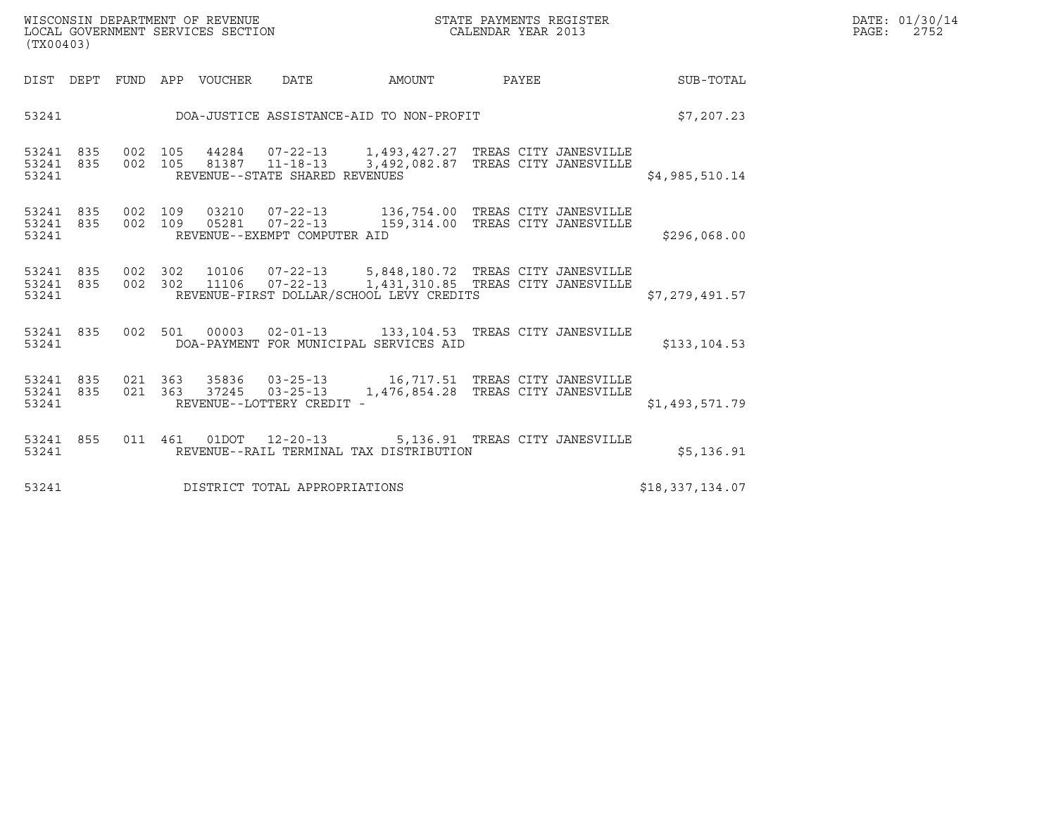WISCONSIN DEPARTMENT OF REVENUE
LOCAL GOVERNMENT SERVICES SECTION
(TX00403)

STATE PAYMENTS REGISTER
CALENDAR YEAR 2013

DATE: 01/30/14

| DIST | DEPT | FUND | APP | VOUCHER | DATE | AMOUNT | PAYEE | SUB-TOTAL |
|---|---|---|---|---|---|---|---|---|
| 53241 | | | | DOA-JUSTICE ASSISTANCE-AID TO NON-PROFIT | | | | $7,207.23 |
| 53241 | 835 | 002 | 105 | 44284 | 07-22-13 | 1,493,427.27 | TREAS CITY JANESVILLE | |
| 53241 | 835 | 002 | 105 | 81387 | 11-18-13 | 3,492,082.87 | TREAS CITY JANESVILLE | |
| 53241 | | | | REVENUE--STATE SHARED REVENUES | | | | $4,985,510.14 |
| 53241 | 835 | 002 | 109 | 03210 | 07-22-13 | 136,754.00 | TREAS CITY JANESVILLE | |
| 53241 | 835 | 002 | 109 | 05281 | 07-22-13 | 159,314.00 | TREAS CITY JANESVILLE | |
| 53241 | | | | REVENUE--EXEMPT COMPUTER AID | | | | $296,068.00 |
| 53241 | 835 | 002 | 302 | 10106 | 07-22-13 | 5,848,180.72 | TREAS CITY JANESVILLE | |
| 53241 | 835 | 002 | 302 | 11106 | 07-22-13 | 1,431,310.85 | TREAS CITY JANESVILLE | |
| 53241 | | | | REVENUE-FIRST DOLLAR/SCHOOL LEVY CREDITS | | | | $7,279,491.57 |
| 53241 | 835 | 002 | 501 | 00003 | 02-01-13 | 133,104.53 | TREAS CITY JANESVILLE | |
| 53241 | | | | DOA-PAYMENT FOR MUNICIPAL SERVICES AID | | | | $133,104.53 |
| 53241 | 835 | 021 | 363 | 35836 | 03-25-13 | 16,717.51 | TREAS CITY JANESVILLE | |
| 53241 | 835 | 021 | 363 | 37245 | 03-25-13 | 1,476,854.28 | TREAS CITY JANESVILLE | |
| 53241 | | | | REVENUE--LOTTERY CREDIT - | | | | $1,493,571.79 |
| 53241 | 855 | 011 | 461 | 01DOT | 12-20-13 | 5,136.91 | TREAS CITY JANESVILLE | |
| 53241 | | | | REVENUE--RAIL TERMINAL TAX DISTRIBUTION | | | | $5,136.91 |
| 53241 | | | | DISTRICT TOTAL APPROPRIATIONS | | | | $18,337,134.07 |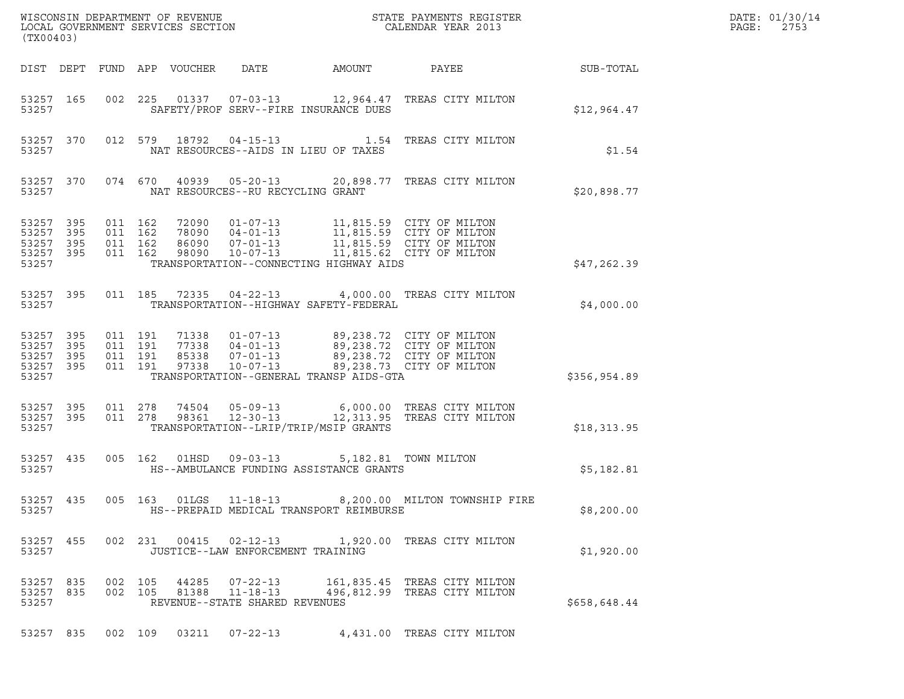WISCONSIN DEPARTMENT OF REVENUE
LOCAL GOVERNMENT SERVICES SECTION
(TX00403)

STATE PAYMENTS REGISTER
CALENDAR YEAR 2013

DATE: 01/30/14
PAGE: 2753

| DIST | DEPT | FUND | APP | VOUCHER | DATE | AMOUNT | PAYEE | SUB-TOTAL |
|---|---|---|---|---|---|---|---|---|
| 53257 | 165 | 002 | 225 | 01337 | 07-03-13 | 12,964.47 | TREAS CITY MILTON | |
| 53257 | | | | | SAFETY/PROF SERV--FIRE INSURANCE DUES | | | $12,964.47 |
| 53257 | 370 | 012 | 579 | 18792 | 04-15-13 | 1.54 | TREAS CITY MILTON | |
| 53257 | | | | | NAT RESOURCES--AIDS IN LIEU OF TAXES | | | $1.54 |
| 53257 | 370 | 074 | 670 | 40939 | 05-20-13 | 20,898.77 | TREAS CITY MILTON | |
| 53257 | | | | | NAT RESOURCES--RU RECYCLING GRANT | | | $20,898.77 |
| 53257 | 395 | 011 | 162 | 72090 | 01-07-13 | 11,815.59 | CITY OF MILTON | |
| 53257 | 395 | 011 | 162 | 78090 | 04-01-13 | 11,815.59 | CITY OF MILTON | |
| 53257 | 395 | 011 | 162 | 86090 | 07-01-13 | 11,815.59 | CITY OF MILTON | |
| 53257 | 395 | 011 | 162 | 98090 | 10-07-13 | 11,815.62 | CITY OF MILTON | |
| 53257 | | | | | TRANSPORTATION--CONNECTING HIGHWAY AIDS | | | $47,262.39 |
| 53257 | 395 | 011 | 185 | 72335 | 04-22-13 | 4,000.00 | TREAS CITY MILTON | |
| 53257 | | | | | TRANSPORTATION--HIGHWAY SAFETY-FEDERAL | | | $4,000.00 |
| 53257 | 395 | 011 | 191 | 71338 | 01-07-13 | 89,238.72 | CITY OF MILTON | |
| 53257 | 395 | 011 | 191 | 77338 | 04-01-13 | 89,238.72 | CITY OF MILTON | |
| 53257 | 395 | 011 | 191 | 85338 | 07-01-13 | 89,238.72 | CITY OF MILTON | |
| 53257 | 395 | 011 | 191 | 97338 | 10-07-13 | 89,238.73 | CITY OF MILTON | |
| 53257 | | | | | TRANSPORTATION--GENERAL TRANSP AIDS-GTA | | | $356,954.89 |
| 53257 | 395 | 011 | 278 | 74504 | 05-09-13 | 6,000.00 | TREAS CITY MILTON | |
| 53257 | 395 | 011 | 278 | 98361 | 12-30-13 | 12,313.95 | TREAS CITY MILTON | |
| 53257 | | | | | TRANSPORTATION--LRIP/TRIP/MSIP GRANTS | | | $18,313.95 |
| 53257 | 435 | 005 | 162 | 01HSD | 09-03-13 | 5,182.81 | TOWN MILTON | |
| 53257 | | | | | HS--AMBULANCE FUNDING ASSISTANCE GRANTS | | | $5,182.81 |
| 53257 | 435 | 005 | 163 | 01LGS | 11-18-13 | 8,200.00 | MILTON TOWNSHIP FIRE | |
| 53257 | | | | | HS--PREPAID MEDICAL TRANSPORT REIMBURSE | | | $8,200.00 |
| 53257 | 455 | 002 | 231 | 00415 | 02-12-13 | 1,920.00 | TREAS CITY MILTON | |
| 53257 | | | | | JUSTICE--LAW ENFORCEMENT TRAINING | | | $1,920.00 |
| 53257 | 835 | 002 | 105 | 44285 | 07-22-13 | 161,835.45 | TREAS CITY MILTON | |
| 53257 | 835 | 002 | 105 | 81388 | 11-18-13 | 496,812.99 | TREAS CITY MILTON | |
| 53257 | | | | | REVENUE--STATE SHARED REVENUES | | | $658,648.44 |
| 53257 | 835 | 002 | 109 | 03211 | 07-22-13 | 4,431.00 | TREAS CITY MILTON | |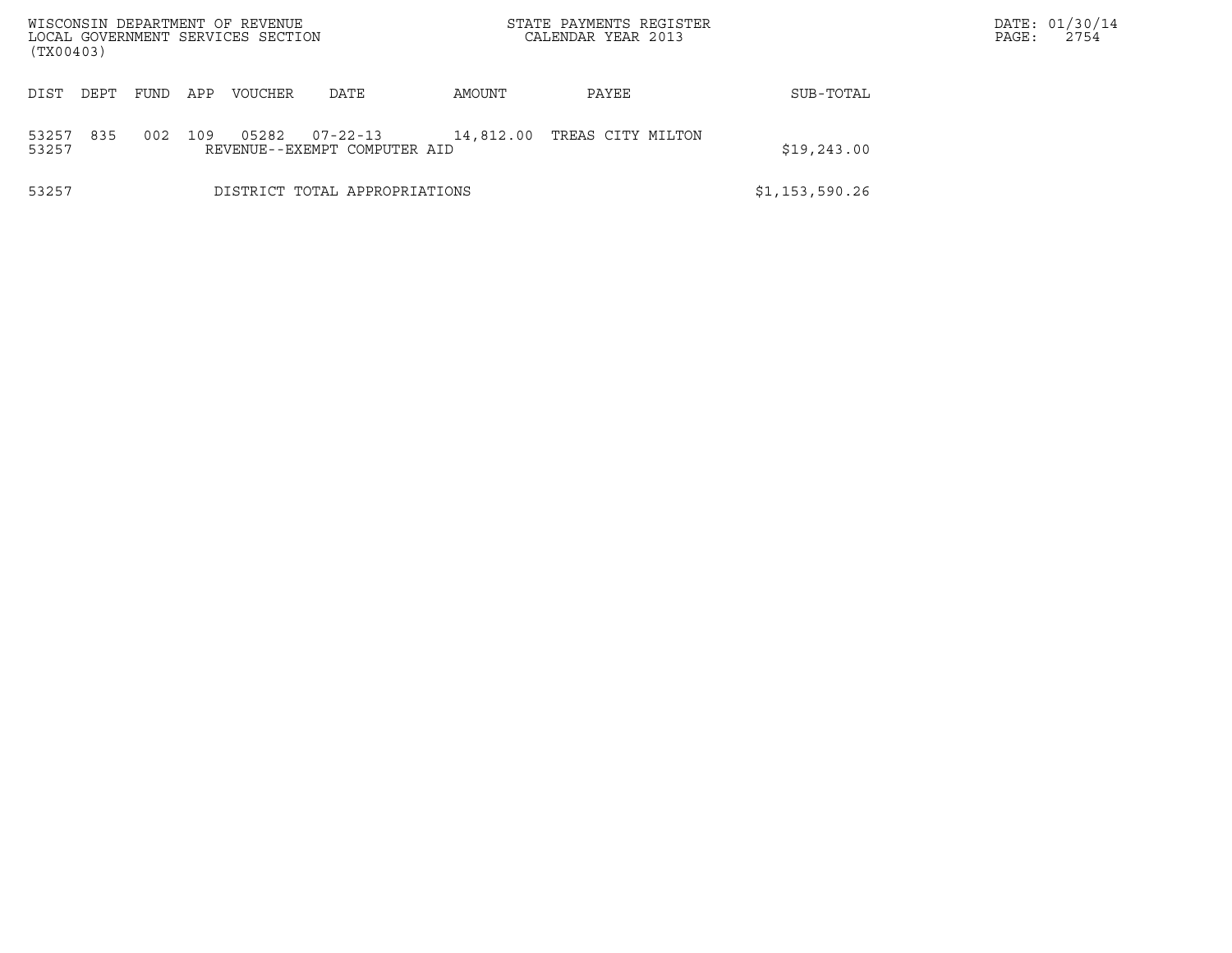| DIST | DEPT | FUND | APP | VOUCHER | DATE | AMOUNT | PAYEE | SUB-TOTAL |
|---|---|---|---|---|---|---|---|---|
| 53257 | 835 | 002 | 109 | 05282 | 07-22-13 | 14,812.00 | TREAS CITY MILTON | |
| 53257 | | | | REVENUE--EXEMPT COMPUTER AID | | | | $19,243.00 |
| 53257 | | | | DISTRICT TOTAL APPROPRIATIONS | | | | $1,153,590.26 |